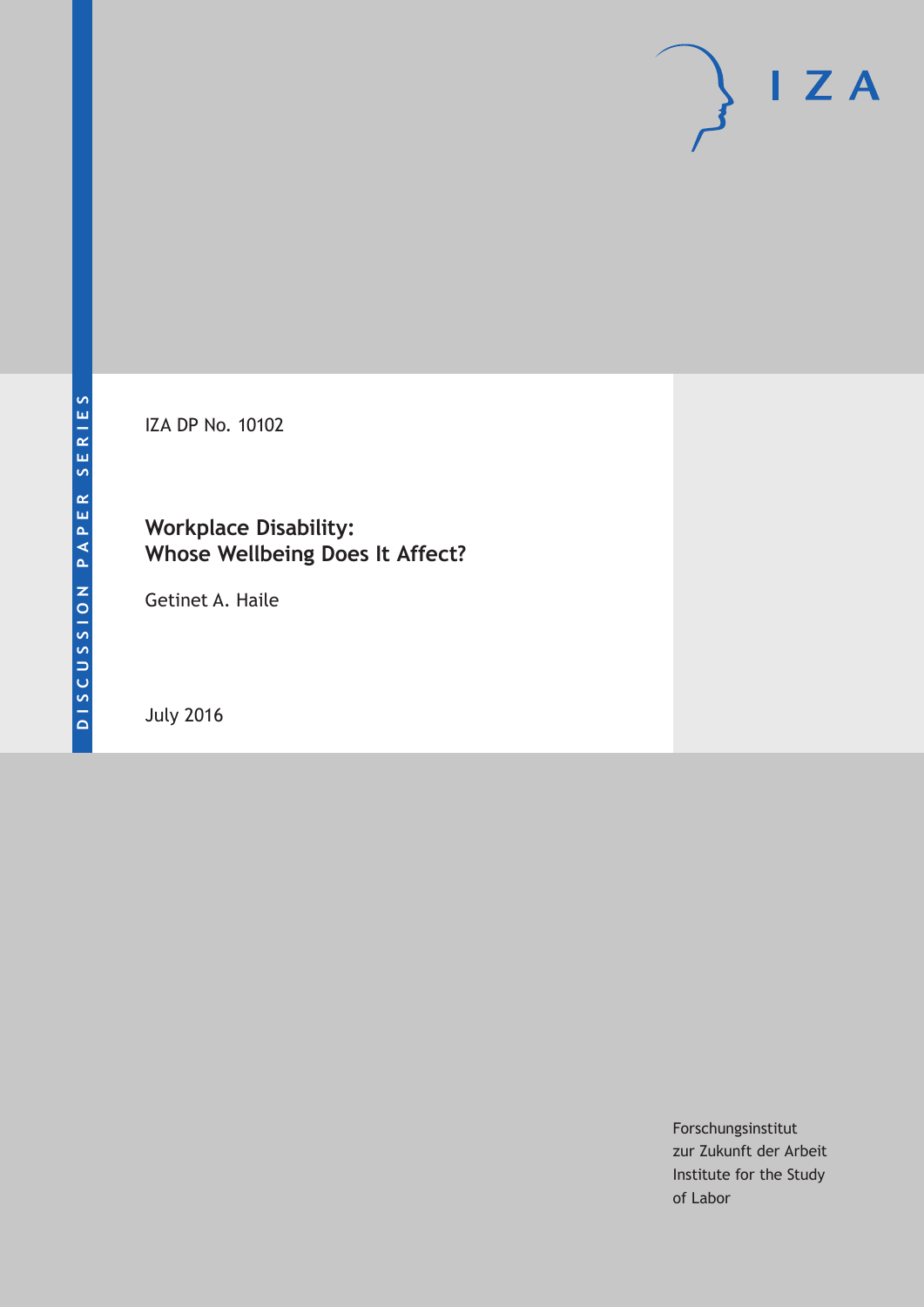DISCUSSION PAPER SERIES

IZA DP No. 10102

# Workplace Disability: Whose Wellbeing Does It Affect?

Getinet A. Haile

July 2016

Forschungsinstitut
zur Zukunft der Arbeit
Institute for the Study
of Labor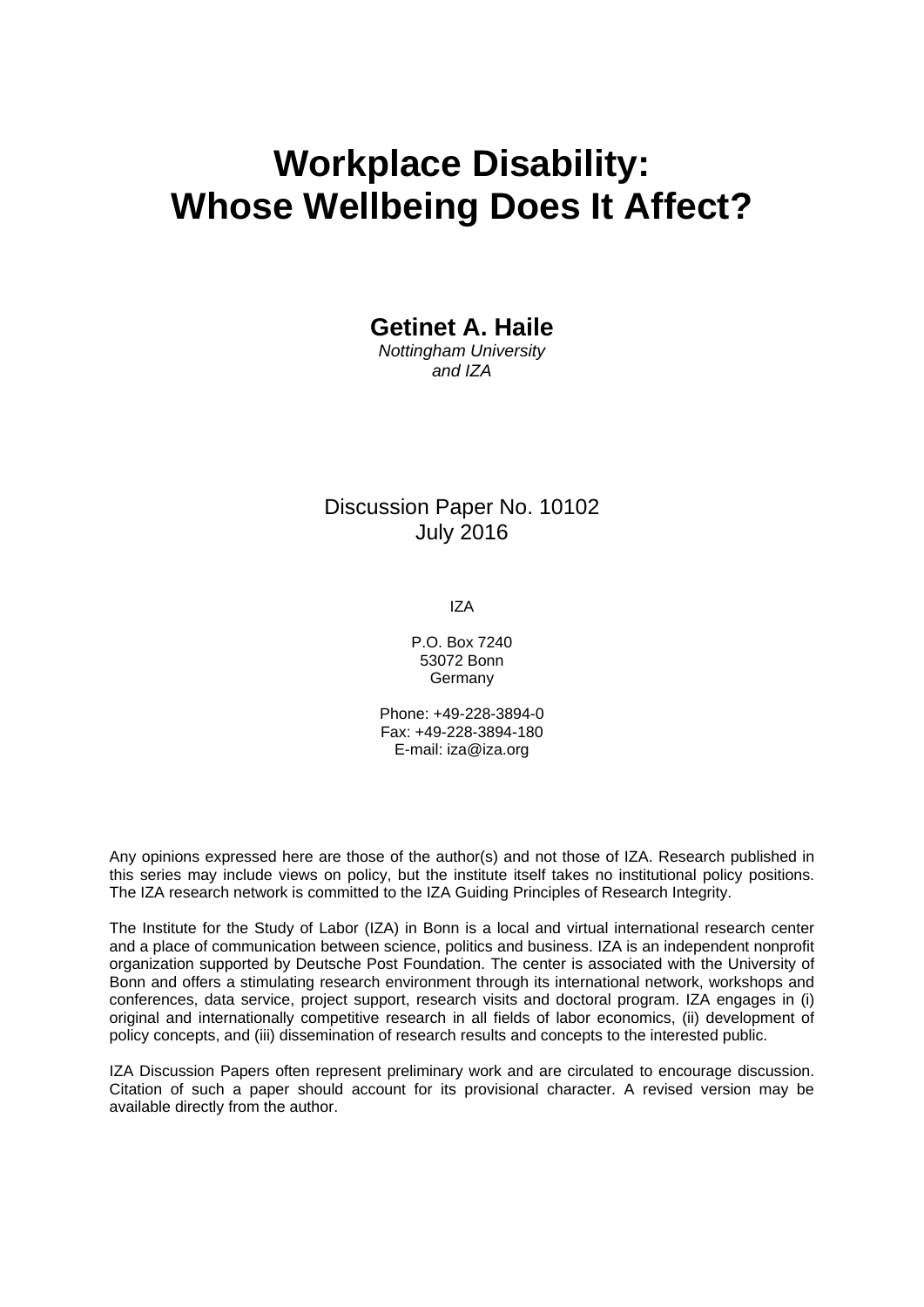# Workplace Disability: Whose Wellbeing Does It Affect?

**Getinet A. Haile**
*Nottingham University and IZA*

Discussion Paper No. 10102
July 2016

IZA

P.O. Box 7240
53072 Bonn
Germany

Phone: +49-228-3894-0
Fax: +49-228-3894-180
E-mail: iza@iza.org

Any opinions expressed here are those of the author(s) and not those of IZA. Research published in this series may include views on policy, but the institute itself takes no institutional policy positions. The IZA research network is committed to the IZA Guiding Principles of Research Integrity.

The Institute for the Study of Labor (IZA) in Bonn is a local and virtual international research center and a place of communication between science, politics and business. IZA is an independent nonprofit organization supported by Deutsche Post Foundation. The center is associated with the University of Bonn and offers a stimulating research environment through its international network, workshops and conferences, data service, project support, research visits and doctoral program. IZA engages in (i) original and internationally competitive research in all fields of labor economics, (ii) development of policy concepts, and (iii) dissemination of research results and concepts to the interested public.

IZA Discussion Papers often represent preliminary work and are circulated to encourage discussion. Citation of such a paper should account for its provisional character. A revised version may be available directly from the author.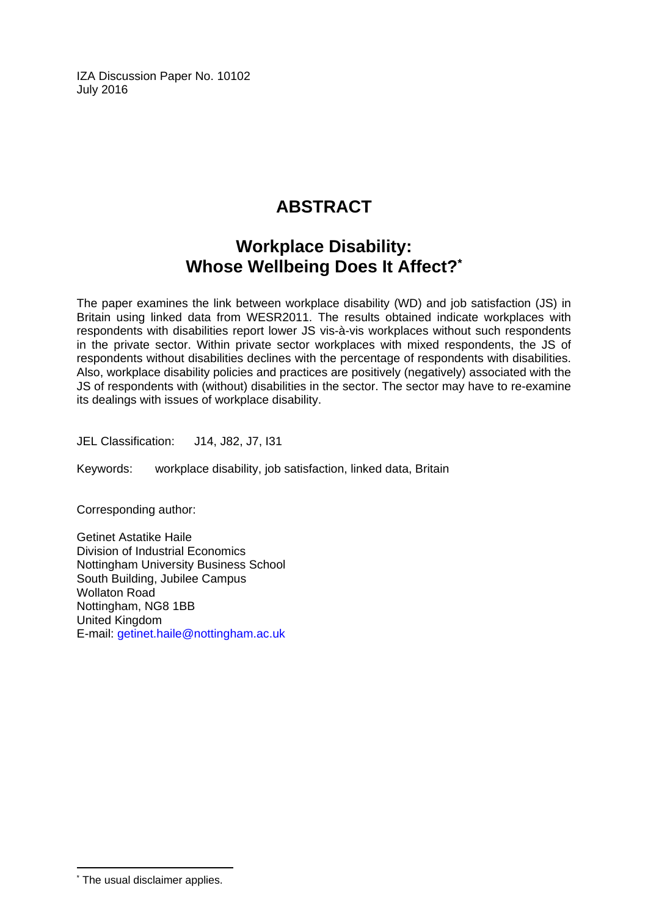IZA Discussion Paper No. 10102
July 2016

# ABSTRACT

## Workplace Disability: Whose Wellbeing Does It Affect?*

The paper examines the link between workplace disability (WD) and job satisfaction (JS) in Britain using linked data from WESR2011. The results obtained indicate workplaces with respondents with disabilities report lower JS vis-à-vis workplaces without such respondents in the private sector. Within private sector workplaces with mixed respondents, the JS of respondents without disabilities declines with the percentage of respondents with disabilities. Also, workplace disability policies and practices are positively (negatively) associated with the JS of respondents with (without) disabilities in the sector. The sector may have to re-examine its dealings with issues of workplace disability.

JEL Classification: J14, J82, J7, I31

Keywords: workplace disability, job satisfaction, linked data, Britain

Corresponding author:

Getinet Astatike Haile
Division of Industrial Economics
Nottingham University Business School
South Building, Jubilee Campus
Wollaton Road
Nottingham, NG8 1BB
United Kingdom
E-mail: getinet.haile@nottingham.ac.uk

* The usual disclaimer applies.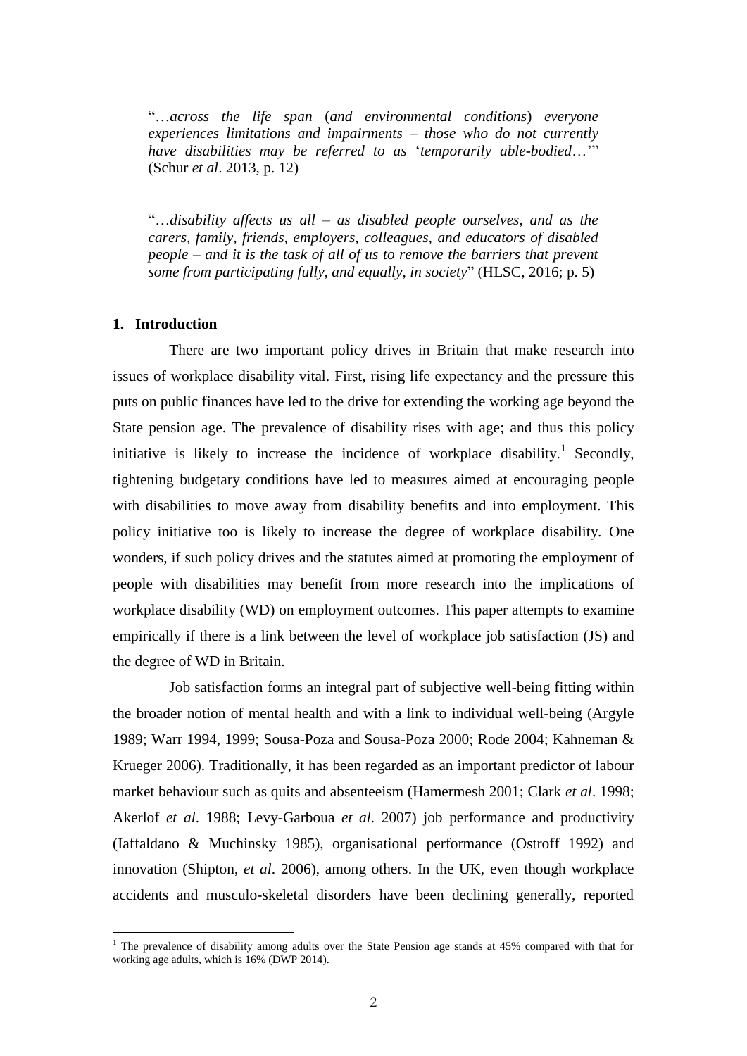"*…across the life span* (*and environmental conditions*) *everyone experiences limitations and impairments – those who do not currently have disabilities may be referred to as* '*temporarily able-bodied*…'" (Schur *et al*. 2013, p. 12)

"*…disability affects us all – as disabled people ourselves, and as the carers, family, friends, employers, colleagues, and educators of disabled people – and it is the task of all of us to remove the barriers that prevent some from participating fully, and equally, in society*" (HLSC, 2016; p. 5)

## 1. Introduction

There are two important policy drives in Britain that make research into issues of workplace disability vital. First, rising life expectancy and the pressure this puts on public finances have led to the drive for extending the working age beyond the State pension age. The prevalence of disability rises with age; and thus this policy initiative is likely to increase the incidence of workplace disability.[1] Secondly, tightening budgetary conditions have led to measures aimed at encouraging people with disabilities to move away from disability benefits and into employment. This policy initiative too is likely to increase the degree of workplace disability. One wonders, if such policy drives and the statutes aimed at promoting the employment of people with disabilities may benefit from more research into the implications of workplace disability (WD) on employment outcomes. This paper attempts to examine empirically if there is a link between the level of workplace job satisfaction (JS) and the degree of WD in Britain.

Job satisfaction forms an integral part of subjective well-being fitting within the broader notion of mental health and with a link to individual well-being (Argyle 1989; Warr 1994, 1999; Sousa-Poza and Sousa-Poza 2000; Rode 2004; Kahneman & Krueger 2006). Traditionally, it has been regarded as an important predictor of labour market behaviour such as quits and absenteeism (Hamermesh 2001; Clark *et al*. 1998; Akerlof *et al*. 1988; Levy-Garboua *et al*. 2007) job performance and productivity (Iaffaldano & Muchinsky 1985), organisational performance (Ostroff 1992) and innovation (Shipton, *et al*. 2006), among others. In the UK, even though workplace accidents and musculo-skeletal disorders have been declining generally, reported

[1] The prevalence of disability among adults over the State Pension age stands at 45% compared with that for working age adults, which is 16% (DWP 2014).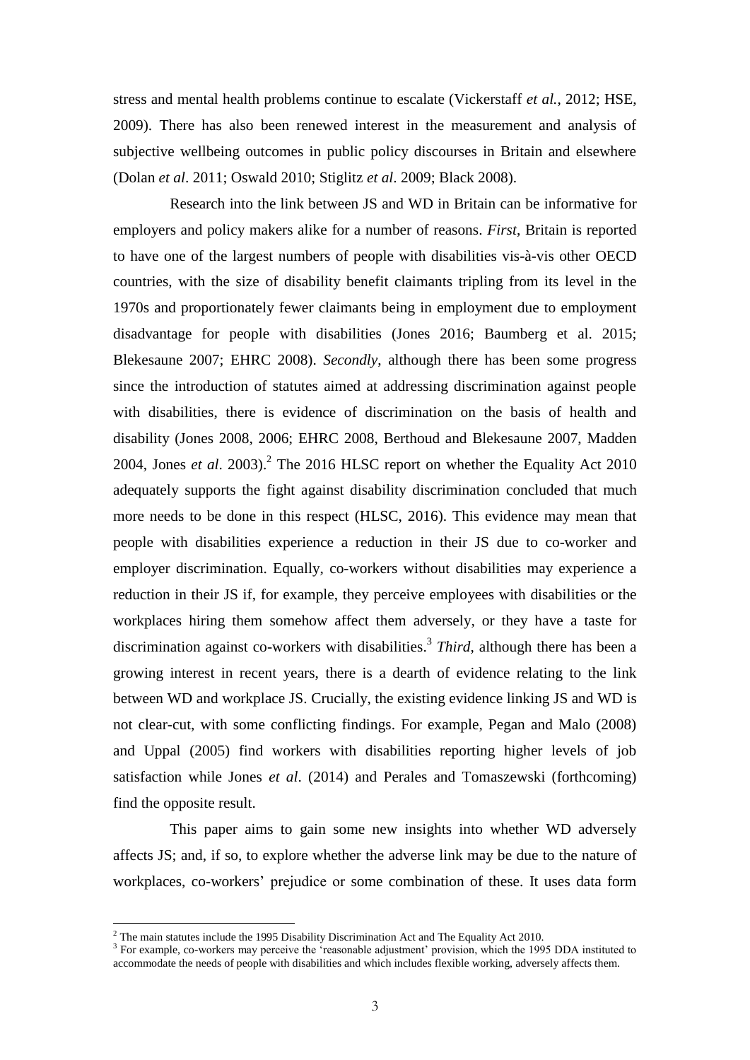stress and mental health problems continue to escalate (Vickerstaff *et al.*, 2012; HSE, 2009). There has also been renewed interest in the measurement and analysis of subjective wellbeing outcomes in public policy discourses in Britain and elsewhere (Dolan *et al*. 2011; Oswald 2010; Stiglitz *et al*. 2009; Black 2008).

Research into the link between JS and WD in Britain can be informative for employers and policy makers alike for a number of reasons. *First*, Britain is reported to have one of the largest numbers of people with disabilities vis-à-vis other OECD countries, with the size of disability benefit claimants tripling from its level in the 1970s and proportionately fewer claimants being in employment due to employment disadvantage for people with disabilities (Jones 2016; Baumberg et al. 2015; Blekesaune 2007; EHRC 2008). *Secondly*, although there has been some progress since the introduction of statutes aimed at addressing discrimination against people with disabilities, there is evidence of discrimination on the basis of health and disability (Jones 2008, 2006; EHRC 2008, Berthoud and Blekesaune 2007, Madden 2004, Jones *et al*. 2003).[2] The 2016 HLSC report on whether the Equality Act 2010 adequately supports the fight against disability discrimination concluded that much more needs to be done in this respect (HLSC, 2016). This evidence may mean that people with disabilities experience a reduction in their JS due to co-worker and employer discrimination. Equally, co-workers without disabilities may experience a reduction in their JS if, for example, they perceive employees with disabilities or the workplaces hiring them somehow affect them adversely, or they have a taste for discrimination against co-workers with disabilities.[3] *Third*, although there has been a growing interest in recent years, there is a dearth of evidence relating to the link between WD and workplace JS. Crucially, the existing evidence linking JS and WD is not clear-cut, with some conflicting findings. For example, Pegan and Malo (2008) and Uppal (2005) find workers with disabilities reporting higher levels of job satisfaction while Jones *et al*. (2014) and Perales and Tomaszewski (forthcoming) find the opposite result.

This paper aims to gain some new insights into whether WD adversely affects JS; and, if so, to explore whether the adverse link may be due to the nature of workplaces, co-workers' prejudice or some combination of these. It uses data form

[2] The main statutes include the 1995 Disability Discrimination Act and The Equality Act 2010.

[3] For example, co-workers may perceive the 'reasonable adjustment' provision, which the 1995 DDA instituted to accommodate the needs of people with disabilities and which includes flexible working, adversely affects them.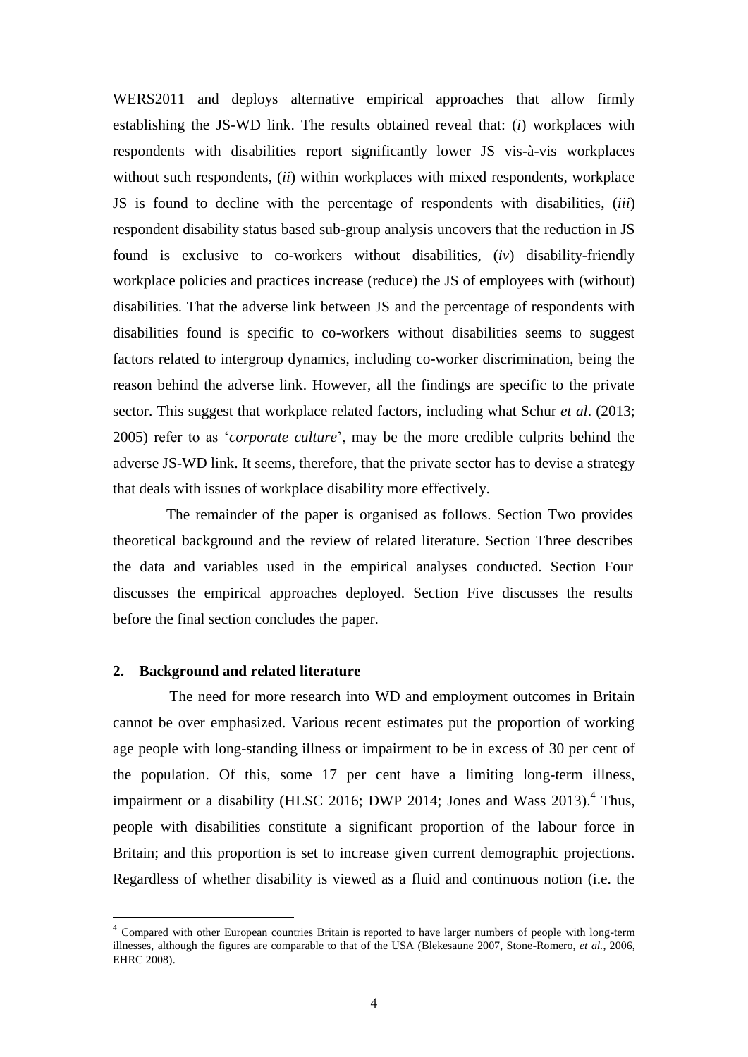WERS2011 and deploys alternative empirical approaches that allow firmly establishing the JS-WD link. The results obtained reveal that: (*i*) workplaces with respondents with disabilities report significantly lower JS vis-à-vis workplaces without such respondents, (*ii*) within workplaces with mixed respondents, workplace JS is found to decline with the percentage of respondents with disabilities, (*iii*) respondent disability status based sub-group analysis uncovers that the reduction in JS found is exclusive to co-workers without disabilities, (*iv*) disability-friendly workplace policies and practices increase (reduce) the JS of employees with (without) disabilities. That the adverse link between JS and the percentage of respondents with disabilities found is specific to co-workers without disabilities seems to suggest factors related to intergroup dynamics, including co-worker discrimination, being the reason behind the adverse link. However, all the findings are specific to the private sector. This suggest that workplace related factors, including what Schur *et al*. (2013; 2005) refer to as '*corporate culture*', may be the more credible culprits behind the adverse JS-WD link. It seems, therefore, that the private sector has to devise a strategy that deals with issues of workplace disability more effectively.

The remainder of the paper is organised as follows. Section Two provides theoretical background and the review of related literature. Section Three describes the data and variables used in the empirical analyses conducted. Section Four discusses the empirical approaches deployed. Section Five discusses the results before the final section concludes the paper.

## 2. Background and related literature

The need for more research into WD and employment outcomes in Britain cannot be over emphasized. Various recent estimates put the proportion of working age people with long-standing illness or impairment to be in excess of 30 per cent of the population. Of this, some 17 per cent have a limiting long-term illness, impairment or a disability (HLSC 2016; DWP 2014; Jones and Wass 2013).[4] Thus, people with disabilities constitute a significant proportion of the labour force in Britain; and this proportion is set to increase given current demographic projections. Regardless of whether disability is viewed as a fluid and continuous notion (i.e. the

[4] Compared with other European countries Britain is reported to have larger numbers of people with long-term illnesses, although the figures are comparable to that of the USA (Blekesaune 2007, Stone-Romero, *et al.*, 2006, EHRC 2008).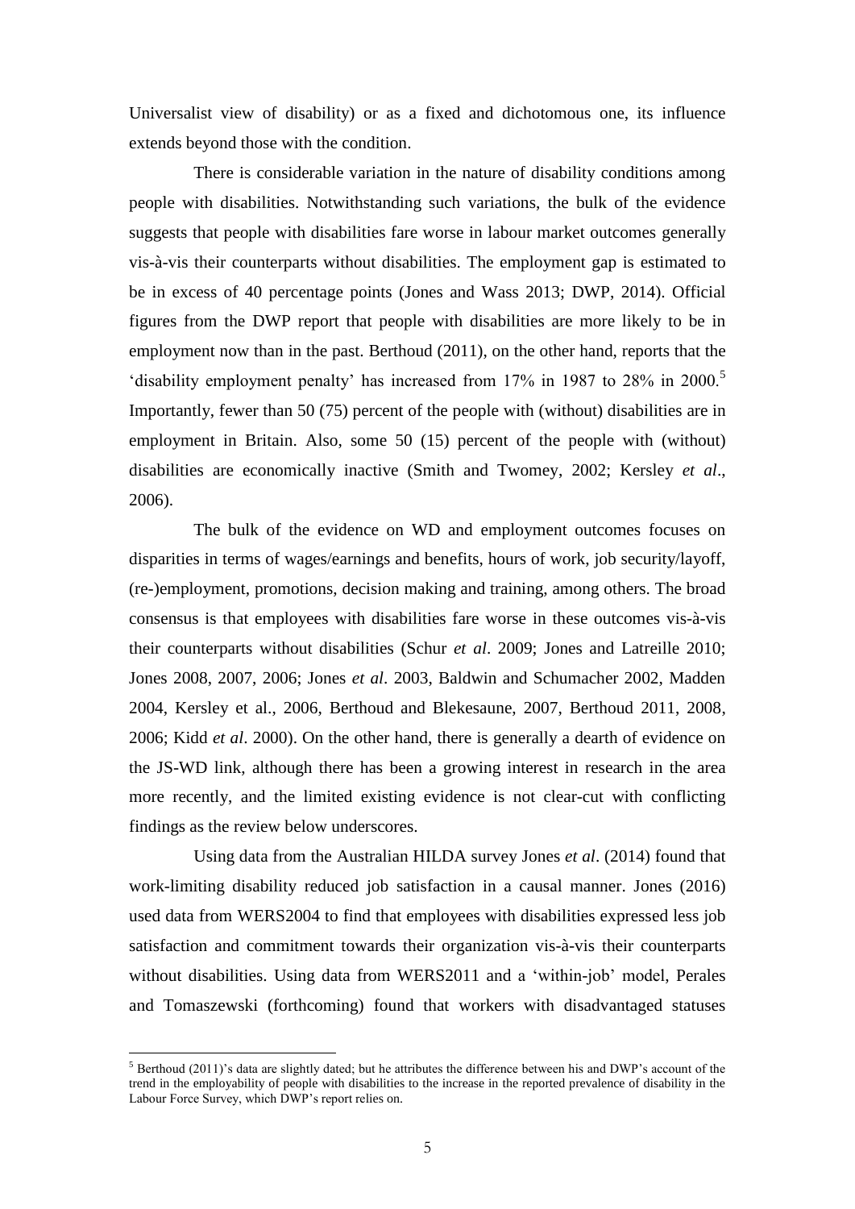Universalist view of disability) or as a fixed and dichotomous one, its influence extends beyond those with the condition.

There is considerable variation in the nature of disability conditions among people with disabilities. Notwithstanding such variations, the bulk of the evidence suggests that people with disabilities fare worse in labour market outcomes generally vis-à-vis their counterparts without disabilities. The employment gap is estimated to be in excess of 40 percentage points (Jones and Wass 2013; DWP, 2014). Official figures from the DWP report that people with disabilities are more likely to be in employment now than in the past. Berthoud (2011), on the other hand, reports that the 'disability employment penalty' has increased from 17% in 1987 to 28% in 2000.[5] Importantly, fewer than 50 (75) percent of the people with (without) disabilities are in employment in Britain. Also, some 50 (15) percent of the people with (without) disabilities are economically inactive (Smith and Twomey, 2002; Kersley *et al*., 2006).

The bulk of the evidence on WD and employment outcomes focuses on disparities in terms of wages/earnings and benefits, hours of work, job security/layoff, (re-)employment, promotions, decision making and training, among others. The broad consensus is that employees with disabilities fare worse in these outcomes vis-à-vis their counterparts without disabilities (Schur *et al*. 2009; Jones and Latreille 2010; Jones 2008, 2007, 2006; Jones *et al*. 2003, Baldwin and Schumacher 2002, Madden 2004, Kersley et al., 2006, Berthoud and Blekesaune, 2007, Berthoud 2011, 2008, 2006; Kidd *et al*. 2000). On the other hand, there is generally a dearth of evidence on the JS-WD link, although there has been a growing interest in research in the area more recently, and the limited existing evidence is not clear-cut with conflicting findings as the review below underscores.

Using data from the Australian HILDA survey Jones *et al*. (2014) found that work-limiting disability reduced job satisfaction in a causal manner. Jones (2016) used data from WERS2004 to find that employees with disabilities expressed less job satisfaction and commitment towards their organization vis-à-vis their counterparts without disabilities. Using data from WERS2011 and a 'within-job' model, Perales and Tomaszewski (forthcoming) found that workers with disadvantaged statuses

[5] Berthoud (2011)'s data are slightly dated; but he attributes the difference between his and DWP's account of the trend in the employability of people with disabilities to the increase in the reported prevalence of disability in the Labour Force Survey, which DWP's report relies on.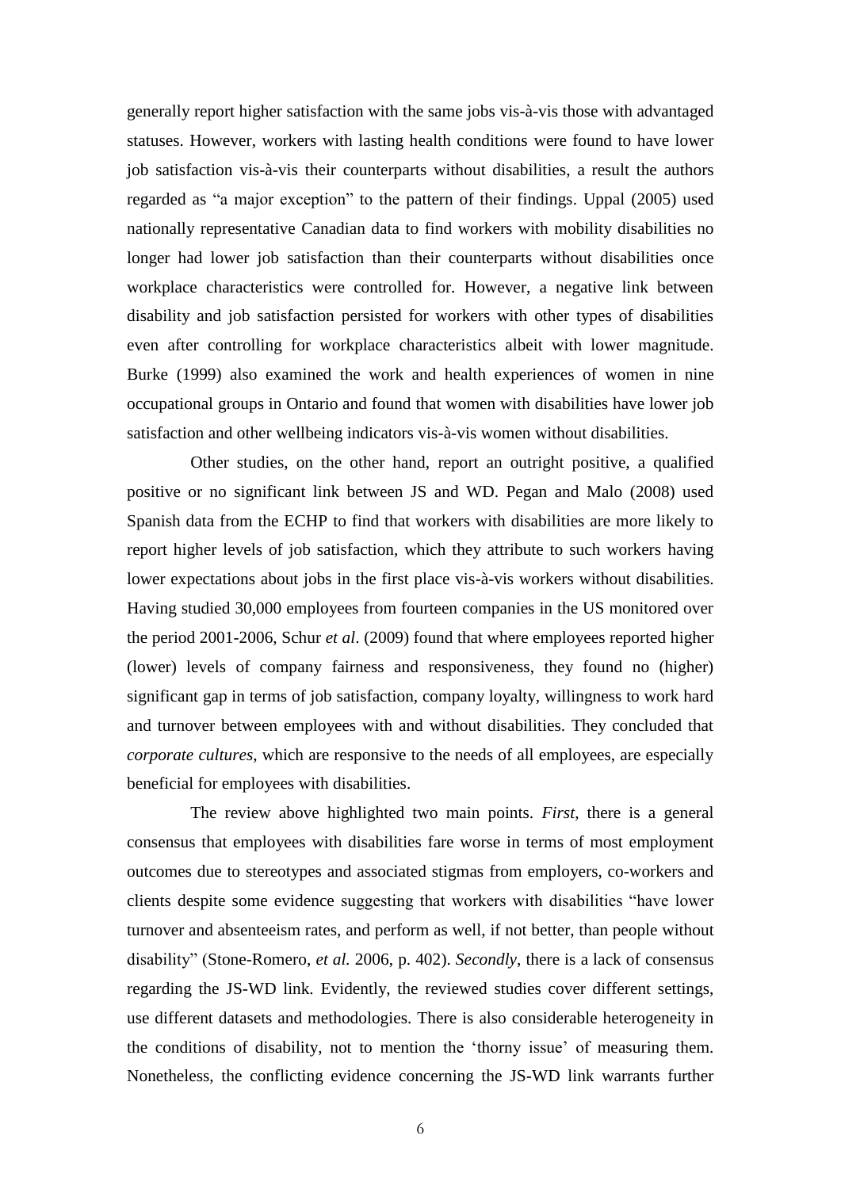generally report higher satisfaction with the same jobs vis-à-vis those with advantaged statuses. However, workers with lasting health conditions were found to have lower job satisfaction vis-à-vis their counterparts without disabilities, a result the authors regarded as "a major exception" to the pattern of their findings. Uppal (2005) used nationally representative Canadian data to find workers with mobility disabilities no longer had lower job satisfaction than their counterparts without disabilities once workplace characteristics were controlled for. However, a negative link between disability and job satisfaction persisted for workers with other types of disabilities even after controlling for workplace characteristics albeit with lower magnitude. Burke (1999) also examined the work and health experiences of women in nine occupational groups in Ontario and found that women with disabilities have lower job satisfaction and other wellbeing indicators vis-à-vis women without disabilities.

Other studies, on the other hand, report an outright positive, a qualified positive or no significant link between JS and WD. Pegan and Malo (2008) used Spanish data from the ECHP to find that workers with disabilities are more likely to report higher levels of job satisfaction, which they attribute to such workers having lower expectations about jobs in the first place vis-à-vis workers without disabilities. Having studied 30,000 employees from fourteen companies in the US monitored over the period 2001-2006, Schur *et al*. (2009) found that where employees reported higher (lower) levels of company fairness and responsiveness, they found no (higher) significant gap in terms of job satisfaction, company loyalty, willingness to work hard and turnover between employees with and without disabilities. They concluded that *corporate cultures*, which are responsive to the needs of all employees, are especially beneficial for employees with disabilities.

The review above highlighted two main points. *First*, there is a general consensus that employees with disabilities fare worse in terms of most employment outcomes due to stereotypes and associated stigmas from employers, co-workers and clients despite some evidence suggesting that workers with disabilities "have lower turnover and absenteeism rates, and perform as well, if not better, than people without disability" (Stone-Romero, *et al.* 2006, p. 402). *Secondly*, there is a lack of consensus regarding the JS-WD link. Evidently, the reviewed studies cover different settings, use different datasets and methodologies. There is also considerable heterogeneity in the conditions of disability, not to mention the 'thorny issue' of measuring them. Nonetheless, the conflicting evidence concerning the JS-WD link warrants further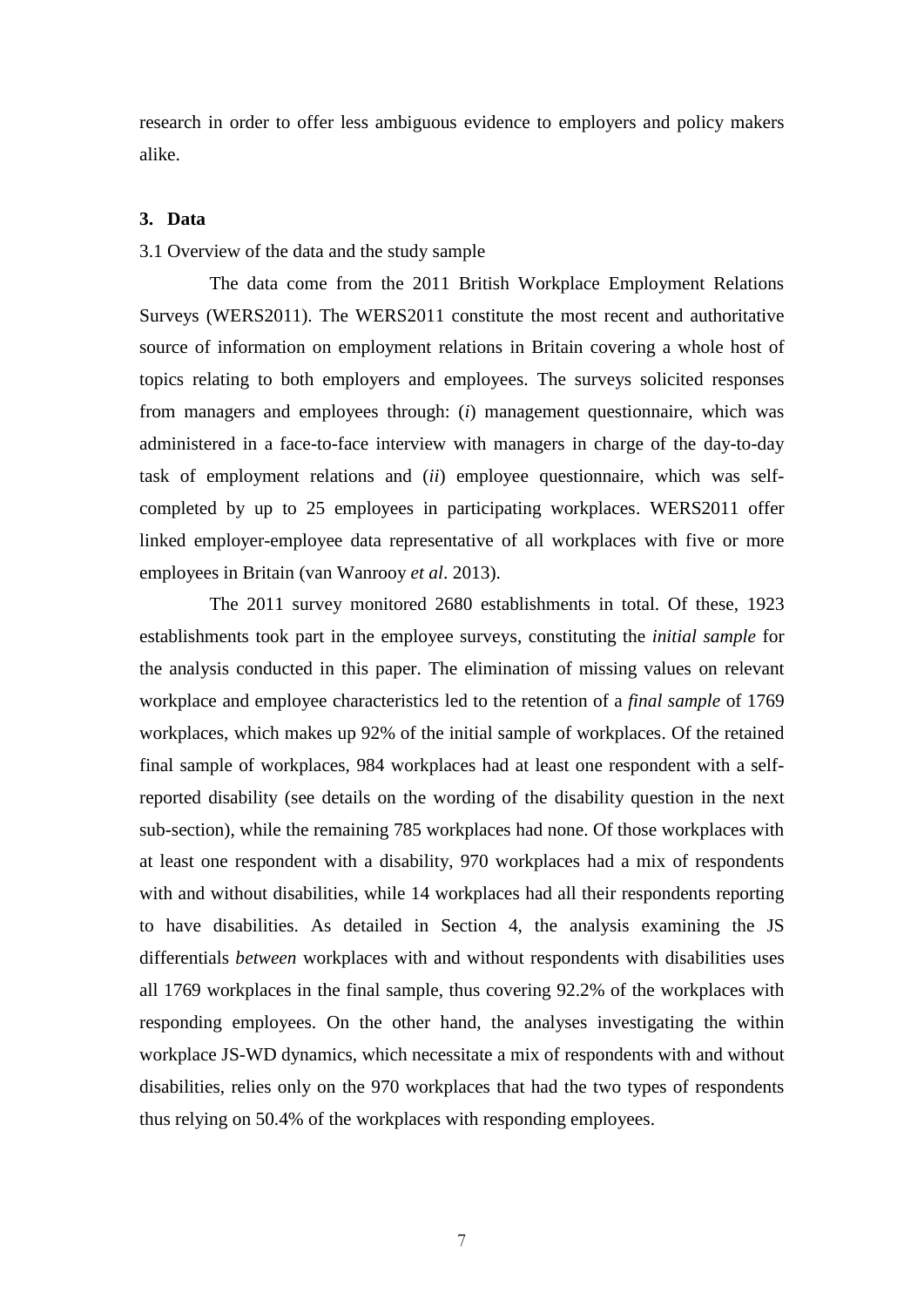research in order to offer less ambiguous evidence to employers and policy makers alike.

## 3. Data

### 3.1 Overview of the data and the study sample

The data come from the 2011 British Workplace Employment Relations Surveys (WERS2011). The WERS2011 constitute the most recent and authoritative source of information on employment relations in Britain covering a whole host of topics relating to both employers and employees. The surveys solicited responses from managers and employees through: (*i*) management questionnaire, which was administered in a face-to-face interview with managers in charge of the day-to-day task of employment relations and (*ii*) employee questionnaire, which was self-completed by up to 25 employees in participating workplaces. WERS2011 offer linked employer-employee data representative of all workplaces with five or more employees in Britain (van Wanrooy *et al*. 2013).

The 2011 survey monitored 2680 establishments in total. Of these, 1923 establishments took part in the employee surveys, constituting the *initial sample* for the analysis conducted in this paper. The elimination of missing values on relevant workplace and employee characteristics led to the retention of a *final sample* of 1769 workplaces, which makes up 92% of the initial sample of workplaces. Of the retained final sample of workplaces, 984 workplaces had at least one respondent with a self-reported disability (see details on the wording of the disability question in the next sub-section), while the remaining 785 workplaces had none. Of those workplaces with at least one respondent with a disability, 970 workplaces had a mix of respondents with and without disabilities, while 14 workplaces had all their respondents reporting to have disabilities. As detailed in Section 4, the analysis examining the JS differentials *between* workplaces with and without respondents with disabilities uses all 1769 workplaces in the final sample, thus covering 92.2% of the workplaces with responding employees. On the other hand, the analyses investigating the within workplace JS-WD dynamics, which necessitate a mix of respondents with and without disabilities, relies only on the 970 workplaces that had the two types of respondents thus relying on 50.4% of the workplaces with responding employees.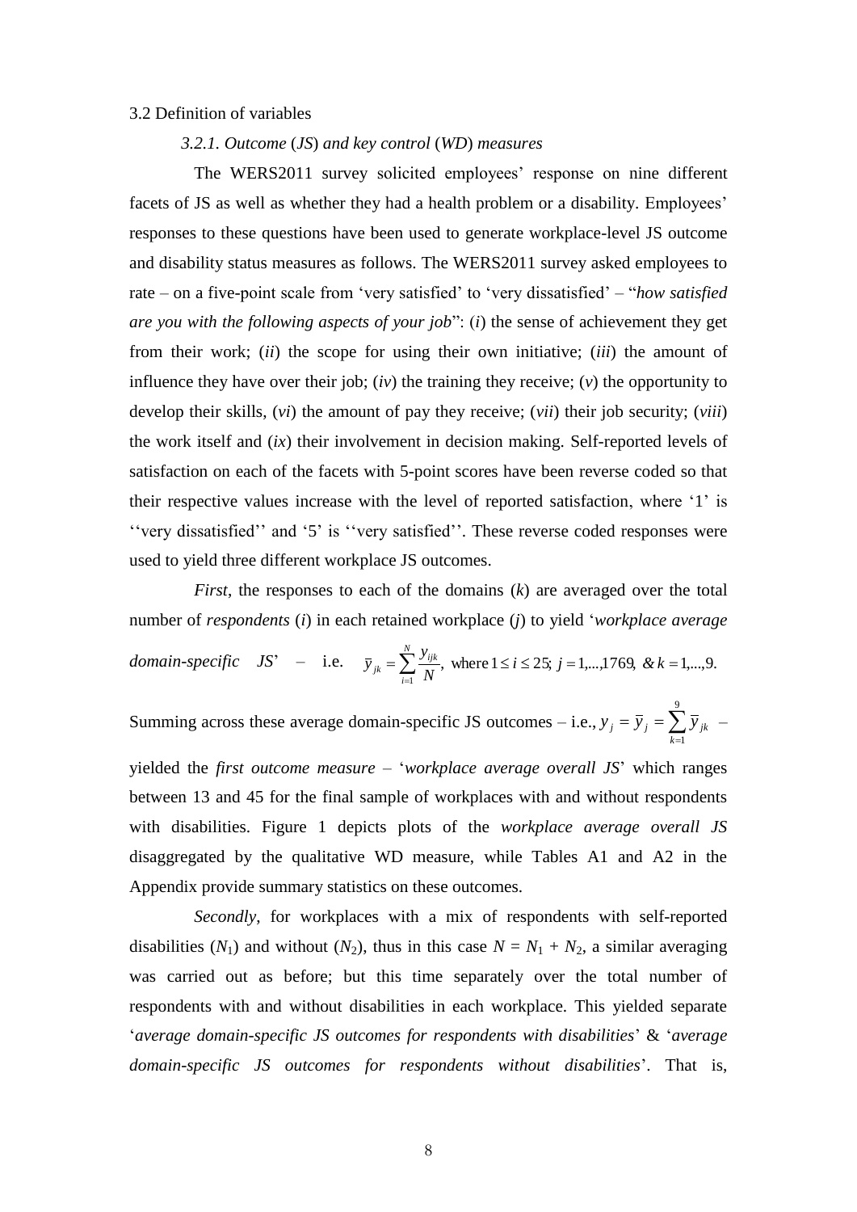## 3.2 Definition of variables

### *3.2.1. Outcome (JS) and key control (WD) measures*

The WERS2011 survey solicited employees' response on nine different facets of JS as well as whether they had a health problem or a disability. Employees' responses to these questions have been used to generate workplace-level JS outcome and disability status measures as follows. The WERS2011 survey asked employees to rate – on a five-point scale from 'very satisfied' to 'very dissatisfied' – "*how satisfied are you with the following aspects of your job*": (*i*) the sense of achievement they get from their work; (*ii*) the scope for using their own initiative; (*iii*) the amount of influence they have over their job; (*iv*) the training they receive; (*v*) the opportunity to develop their skills, (*vi*) the amount of pay they receive; (*vii*) their job security; (*viii*) the work itself and (*ix*) their involvement in decision making. Self-reported levels of satisfaction on each of the facets with 5-point scores have been reverse coded so that their respective values increase with the level of reported satisfaction, where '1' is ''very dissatisfied'' and '5' is ''very satisfied''. These reverse coded responses were used to yield three different workplace JS outcomes.

*First*, the responses to each of the domains ($k$) are averaged over the total number of *respondents* ($i$) in each retained workplace ($j$) to yield '*workplace average domain-specific JS*' – i.e. $\bar{y}_{jk} = \sum_{i=1}^{N} \frac{y_{ijk}}{N}, \text{ where } 1 \leq i \leq 25;\ j = 1,...,1769,\ \&\ k = 1,...,9.$

Summing across these average domain-specific JS outcomes – i.e., $y_j = \bar{y}_j = \sum_{k=1}^{9} \bar{y}_{jk}$ – yielded the *first outcome measure* – '*workplace average overall JS*' which ranges between 13 and 45 for the final sample of workplaces with and without respondents with disabilities. Figure 1 depicts plots of the *workplace average overall JS* disaggregated by the qualitative WD measure, while Tables A1 and A2 in the Appendix provide summary statistics on these outcomes.

*Secondly*, for workplaces with a mix of respondents with self-reported disabilities ($N_1$) and without ($N_2$), thus in this case $N = N_1 + N_2$, a similar averaging was carried out as before; but this time separately over the total number of respondents with and without disabilities in each workplace. This yielded separate '*average domain-specific JS outcomes for respondents with disabilities*' & '*average domain-specific JS outcomes for respondents without disabilities*'. That is,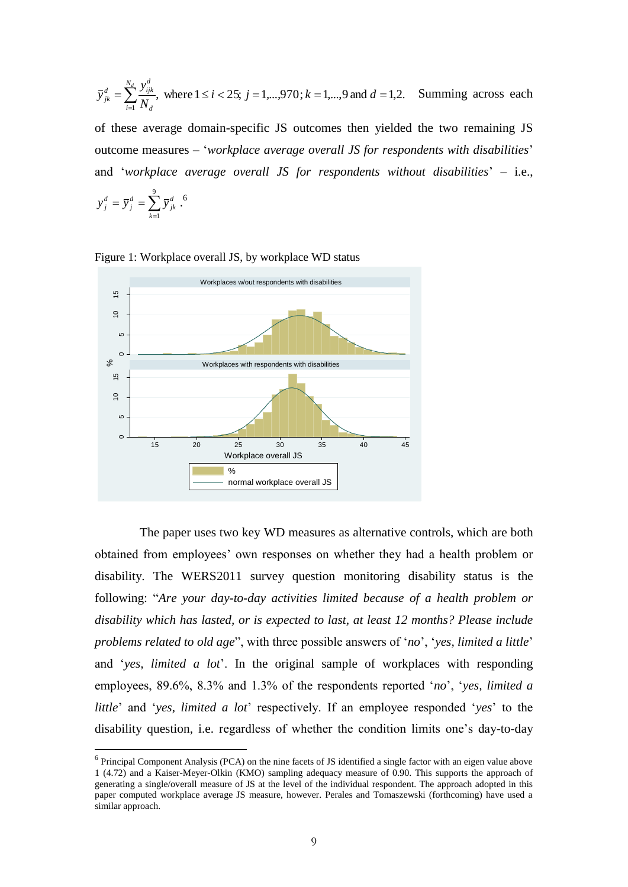$\bar{y}_{jk}^{d} = \sum_{i=1}^{N_d} \frac{y_{ijk}^{d}}{N_d}$, where $1 \le i < 25$; $j = 1,\ldots,970$; $k = 1,\ldots,9$ and $d = 1,2$. Summing across each of these average domain-specific JS outcomes then yielded the two remaining JS outcome measures – '*workplace average overall JS for respondents with disabilities*' and '*workplace average overall JS for respondents without disabilities*' – i.e., $y_j^d = \bar{y}_j^d = \sum_{k=1}^{9} \bar{y}_{jk}^d$.[6]

Figure 1: Workplace overall JS, by workplace WD status

The paper uses two key WD measures as alternative controls, which are both obtained from employees' own responses on whether they had a health problem or disability. The WERS2011 survey question monitoring disability status is the following: "*Are your day-to-day activities limited because of a health problem or disability which has lasted, or is expected to last, at least 12 months? Please include problems related to old age*", with three possible answers of '*no*', '*yes, limited a little*' and '*yes, limited a lot*'. In the original sample of workplaces with responding employees, 89.6%, 8.3% and 1.3% of the respondents reported '*no*', '*yes, limited a little*' and '*yes, limited a lot*' respectively. If an employee responded '*yes*' to the disability question, i.e. regardless of whether the condition limits one's day-to-day

[6] Principal Component Analysis (PCA) on the nine facets of JS identified a single factor with an eigen value above 1 (4.72) and a Kaiser-Meyer-Olkin (KMO) sampling adequacy measure of 0.90. This supports the approach of generating a single/overall measure of JS at the level of the individual respondent. The approach adopted in this paper computed workplace average JS measure, however. Perales and Tomaszewski (forthcoming) have used a similar approach.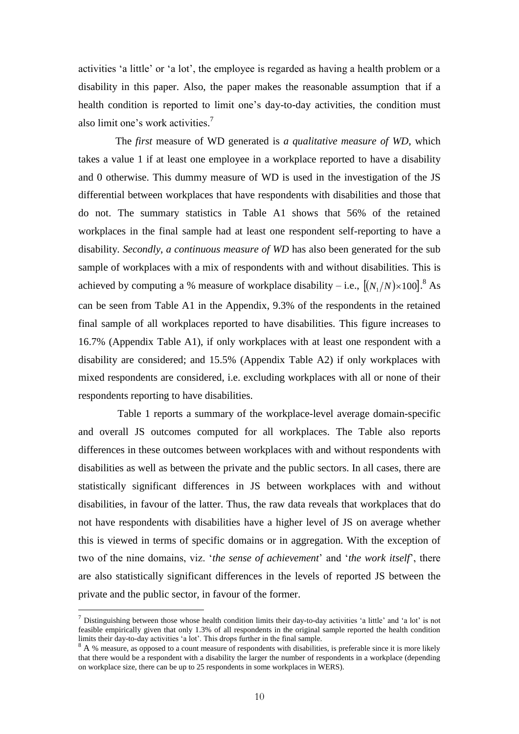activities 'a little' or 'a lot', the employee is regarded as having a health problem or a disability in this paper. Also, the paper makes the reasonable assumption that if a health condition is reported to limit one's day-to-day activities, the condition must also limit one's work activities.[7]

The *first* measure of WD generated is *a qualitative measure of WD*, which takes a value 1 if at least one employee in a workplace reported to have a disability and 0 otherwise. This dummy measure of WD is used in the investigation of the JS differential between workplaces that have respondents with disabilities and those that do not. The summary statistics in Table A1 shows that 56% of the retained workplaces in the final sample had at least one respondent self-reporting to have a disability. *Secondly*, *a continuous measure of WD* has also been generated for the sub sample of workplaces with a mix of respondents with and without disabilities. This is achieved by computing a % measure of workplace disability – i.e., $[(N_1/N)\times 100]$.[8] As can be seen from Table A1 in the Appendix, 9.3% of the respondents in the retained final sample of all workplaces reported to have disabilities. This figure increases to 16.7% (Appendix Table A1), if only workplaces with at least one respondent with a disability are considered; and 15.5% (Appendix Table A2) if only workplaces with mixed respondents are considered, i.e. excluding workplaces with all or none of their respondents reporting to have disabilities.

Table 1 reports a summary of the workplace-level average domain-specific and overall JS outcomes computed for all workplaces. The Table also reports differences in these outcomes between workplaces with and without respondents with disabilities as well as between the private and the public sectors. In all cases, there are statistically significant differences in JS between workplaces with and without disabilities, in favour of the latter. Thus, the raw data reveals that workplaces that do not have respondents with disabilities have a higher level of JS on average whether this is viewed in terms of specific domains or in aggregation. With the exception of two of the nine domains, viz. '*the sense of achievement*' and '*the work itself*', there are also statistically significant differences in the levels of reported JS between the private and the public sector, in favour of the former.

[7] Distinguishing between those whose health condition limits their day-to-day activities 'a little' and 'a lot' is not feasible empirically given that only 1.3% of all respondents in the original sample reported the health condition limits their day-to-day activities 'a lot'. This drops further in the final sample.

[8] A % measure, as opposed to a count measure of respondents with disabilities, is preferable since it is more likely that there would be a respondent with a disability the larger the number of respondents in a workplace (depending on workplace size, there can be up to 25 respondents in some workplaces in WERS).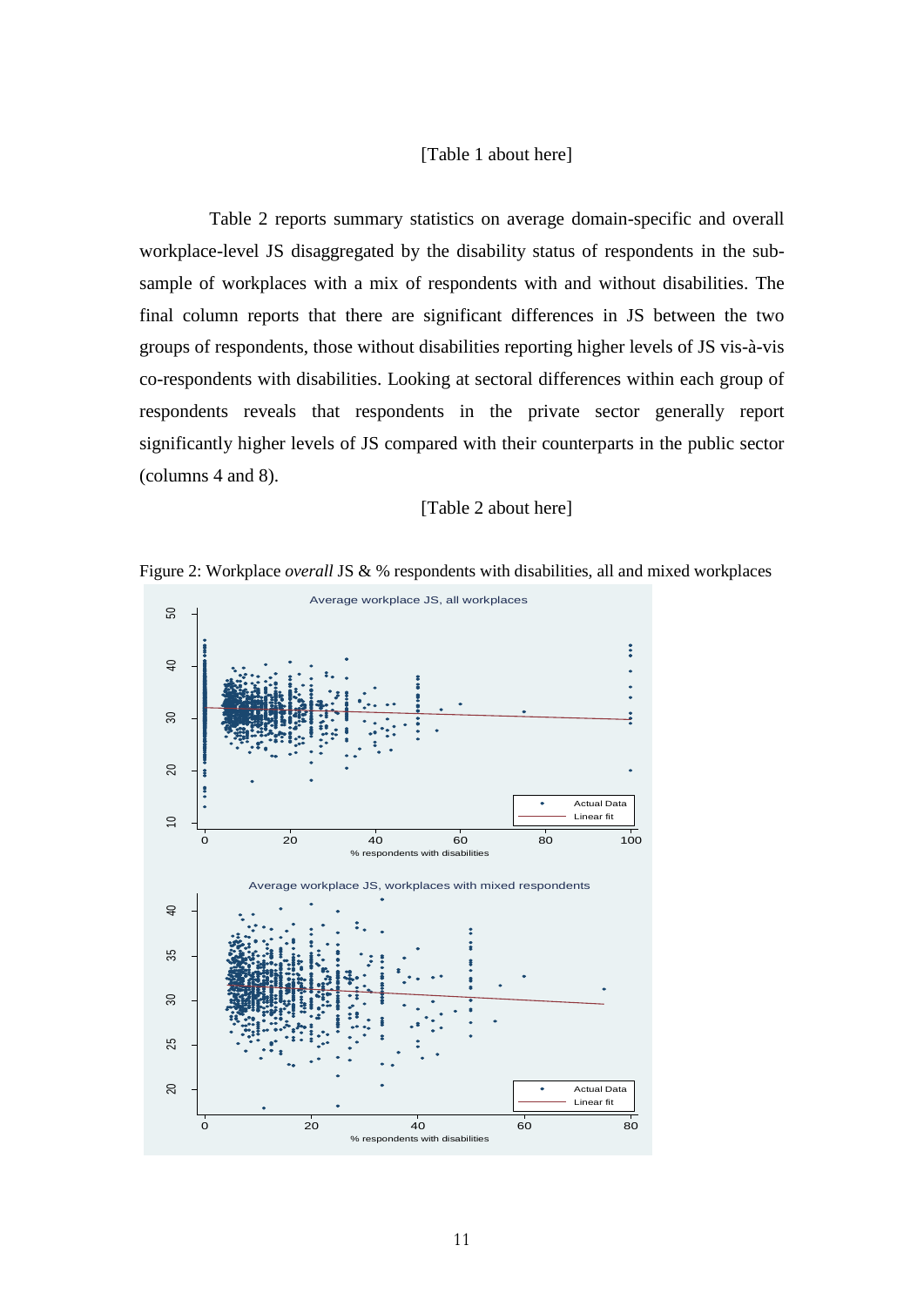[Table 1 about here]

Table 2 reports summary statistics on average domain-specific and overall workplace-level JS disaggregated by the disability status of respondents in the sub-sample of workplaces with a mix of respondents with and without disabilities. The final column reports that there are significant differences in JS between the two groups of respondents, those without disabilities reporting higher levels of JS vis-à-vis co-respondents with disabilities. Looking at sectoral differences within each group of respondents reveals that respondents in the private sector generally report significantly higher levels of JS compared with their counterparts in the public sector (columns 4 and 8).

[Table 2 about here]

Figure 2: Workplace *overall* JS & % respondents with disabilities, all and mixed workplaces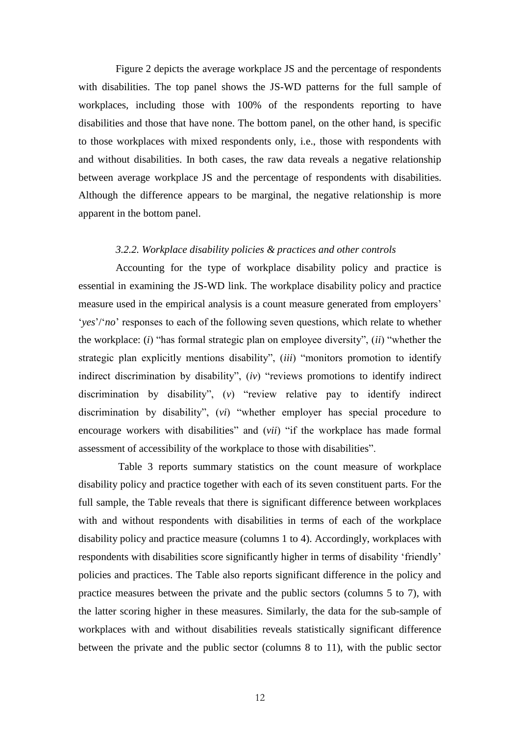Figure 2 depicts the average workplace JS and the percentage of respondents with disabilities. The top panel shows the JS-WD patterns for the full sample of workplaces, including those with 100% of the respondents reporting to have disabilities and those that have none. The bottom panel, on the other hand, is specific to those workplaces with mixed respondents only, i.e., those with respondents with and without disabilities. In both cases, the raw data reveals a negative relationship between average workplace JS and the percentage of respondents with disabilities. Although the difference appears to be marginal, the negative relationship is more apparent in the bottom panel.

### *3.2.2. Workplace disability policies & practices and other controls*

Accounting for the type of workplace disability policy and practice is essential in examining the JS-WD link. The workplace disability policy and practice measure used in the empirical analysis is a count measure generated from employers' '*yes*'/'*no*' responses to each of the following seven questions, which relate to whether the workplace: (*i*) "has formal strategic plan on employee diversity", (*ii*) "whether the strategic plan explicitly mentions disability", (*iii*) "monitors promotion to identify indirect discrimination by disability", (*iv*) "reviews promotions to identify indirect discrimination by disability", (*v*) "review relative pay to identify indirect discrimination by disability", (*vi*) "whether employer has special procedure to encourage workers with disabilities" and (*vii*) "if the workplace has made formal assessment of accessibility of the workplace to those with disabilities".

Table 3 reports summary statistics on the count measure of workplace disability policy and practice together with each of its seven constituent parts. For the full sample, the Table reveals that there is significant difference between workplaces with and without respondents with disabilities in terms of each of the workplace disability policy and practice measure (columns 1 to 4). Accordingly, workplaces with respondents with disabilities score significantly higher in terms of disability 'friendly' policies and practices. The Table also reports significant difference in the policy and practice measures between the private and the public sectors (columns 5 to 7), with the latter scoring higher in these measures. Similarly, the data for the sub-sample of workplaces with and without disabilities reveals statistically significant difference between the private and the public sector (columns 8 to 11), with the public sector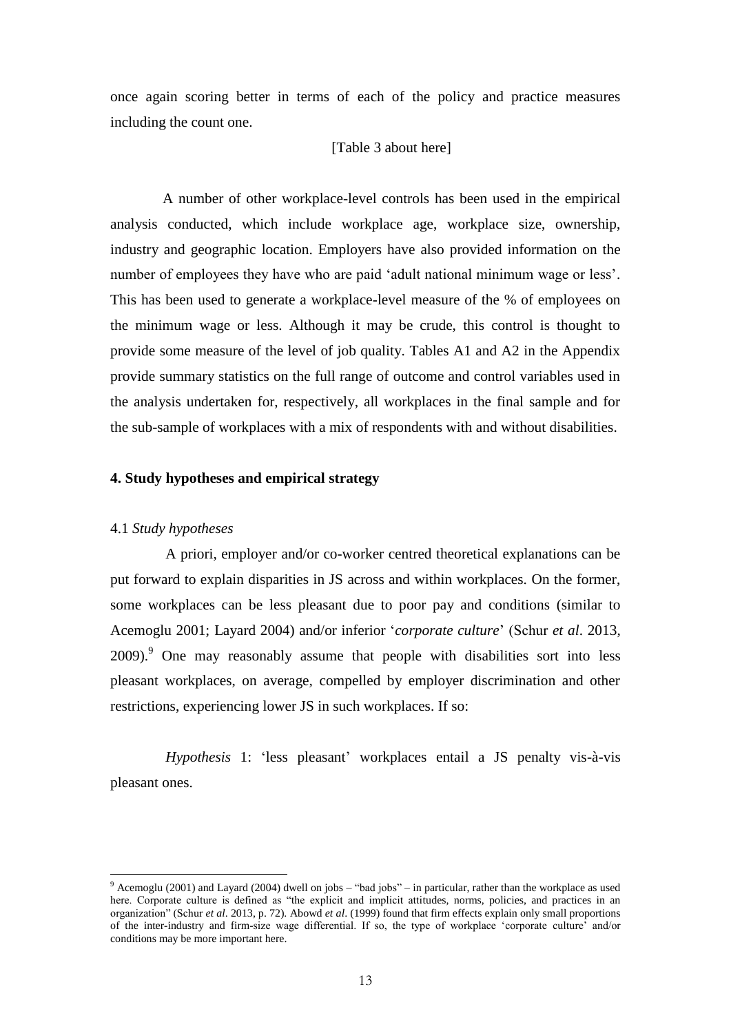once again scoring better in terms of each of the policy and practice measures including the count one.

[Table 3 about here]

A number of other workplace-level controls has been used in the empirical analysis conducted, which include workplace age, workplace size, ownership, industry and geographic location. Employers have also provided information on the number of employees they have who are paid 'adult national minimum wage or less'. This has been used to generate a workplace-level measure of the % of employees on the minimum wage or less. Although it may be crude, this control is thought to provide some measure of the level of job quality. Tables A1 and A2 in the Appendix provide summary statistics on the full range of outcome and control variables used in the analysis undertaken for, respectively, all workplaces in the final sample and for the sub-sample of workplaces with a mix of respondents with and without disabilities.

## 4. Study hypotheses and empirical strategy

### 4.1 *Study hypotheses*

A priori, employer and/or co-worker centred theoretical explanations can be put forward to explain disparities in JS across and within workplaces. On the former, some workplaces can be less pleasant due to poor pay and conditions (similar to Acemoglu 2001; Layard 2004) and/or inferior '*corporate culture*' (Schur *et al*. 2013, 2009).[9] One may reasonably assume that people with disabilities sort into less pleasant workplaces, on average, compelled by employer discrimination and other restrictions, experiencing lower JS in such workplaces. If so:

*Hypothesis* 1: 'less pleasant' workplaces entail a JS penalty vis-à-vis pleasant ones.

[9] Acemoglu (2001) and Layard (2004) dwell on jobs – "bad jobs" – in particular, rather than the workplace as used here. Corporate culture is defined as "the explicit and implicit attitudes, norms, policies, and practices in an organization" (Schur *et al*. 2013, p. 72). Abowd *et al*. (1999) found that firm effects explain only small proportions of the inter-industry and firm-size wage differential. If so, the type of workplace 'corporate culture' and/or conditions may be more important here.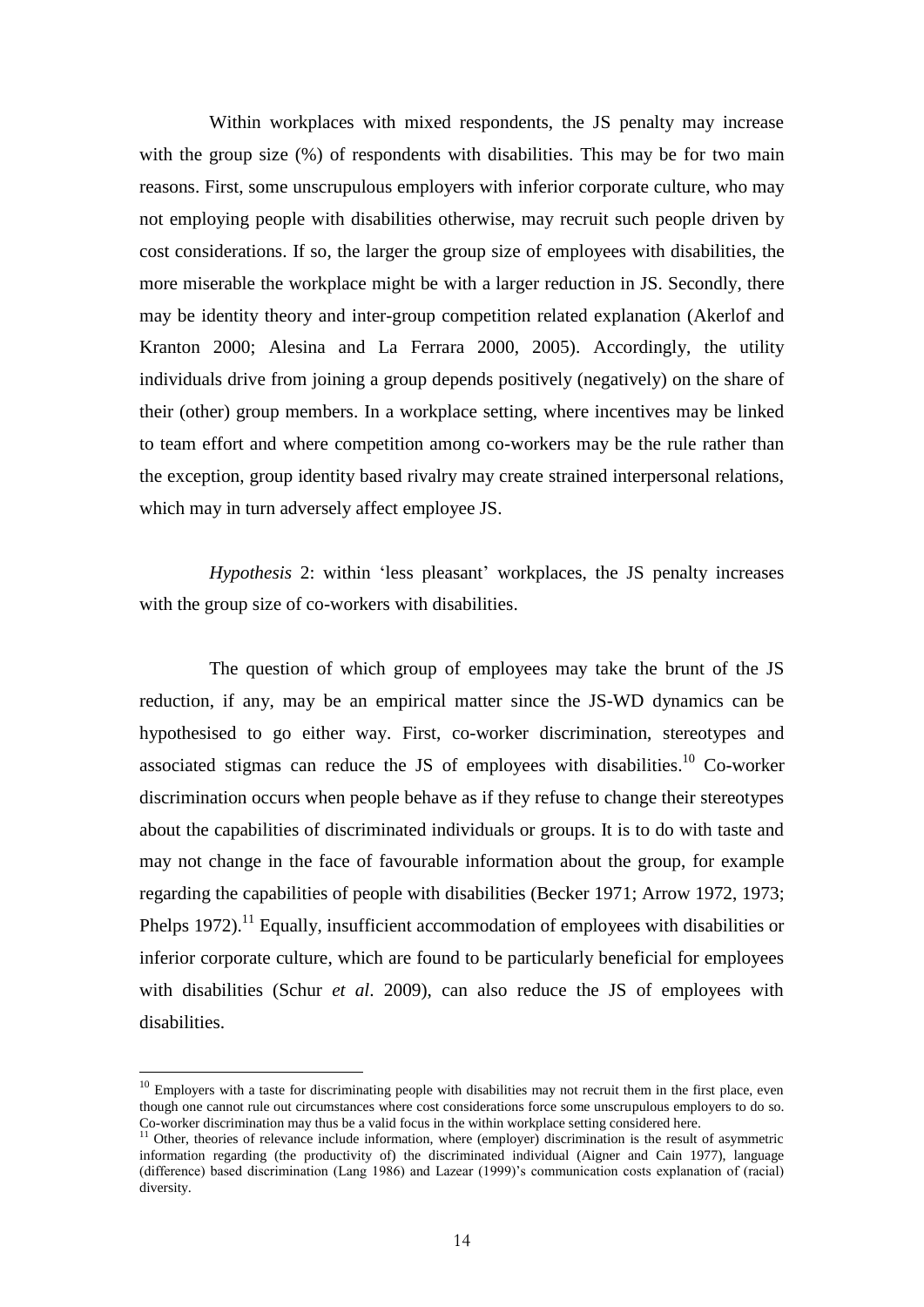Within workplaces with mixed respondents, the JS penalty may increase with the group size (%) of respondents with disabilities. This may be for two main reasons. First, some unscrupulous employers with inferior corporate culture, who may not employing people with disabilities otherwise, may recruit such people driven by cost considerations. If so, the larger the group size of employees with disabilities, the more miserable the workplace might be with a larger reduction in JS. Secondly, there may be identity theory and inter-group competition related explanation (Akerlof and Kranton 2000; Alesina and La Ferrara 2000, 2005). Accordingly, the utility individuals drive from joining a group depends positively (negatively) on the share of their (other) group members. In a workplace setting, where incentives may be linked to team effort and where competition among co-workers may be the rule rather than the exception, group identity based rivalry may create strained interpersonal relations, which may in turn adversely affect employee JS.

*Hypothesis* 2: within 'less pleasant' workplaces, the JS penalty increases with the group size of co-workers with disabilities.

The question of which group of employees may take the brunt of the JS reduction, if any, may be an empirical matter since the JS-WD dynamics can be hypothesised to go either way. First, co-worker discrimination, stereotypes and associated stigmas can reduce the JS of employees with disabilities.[10] Co-worker discrimination occurs when people behave as if they refuse to change their stereotypes about the capabilities of discriminated individuals or groups. It is to do with taste and may not change in the face of favourable information about the group, for example regarding the capabilities of people with disabilities (Becker 1971; Arrow 1972, 1973; Phelps 1972).[11] Equally, insufficient accommodation of employees with disabilities or inferior corporate culture, which are found to be particularly beneficial for employees with disabilities (Schur *et al*. 2009), can also reduce the JS of employees with disabilities.

[10] Employers with a taste for discriminating people with disabilities may not recruit them in the first place, even though one cannot rule out circumstances where cost considerations force some unscrupulous employers to do so. Co-worker discrimination may thus be a valid focus in the within workplace setting considered here.

[11] Other, theories of relevance include information, where (employer) discrimination is the result of asymmetric information regarding (the productivity of) the discriminated individual (Aigner and Cain 1977), language (difference) based discrimination (Lang 1986) and Lazear (1999)'s communication costs explanation of (racial) diversity.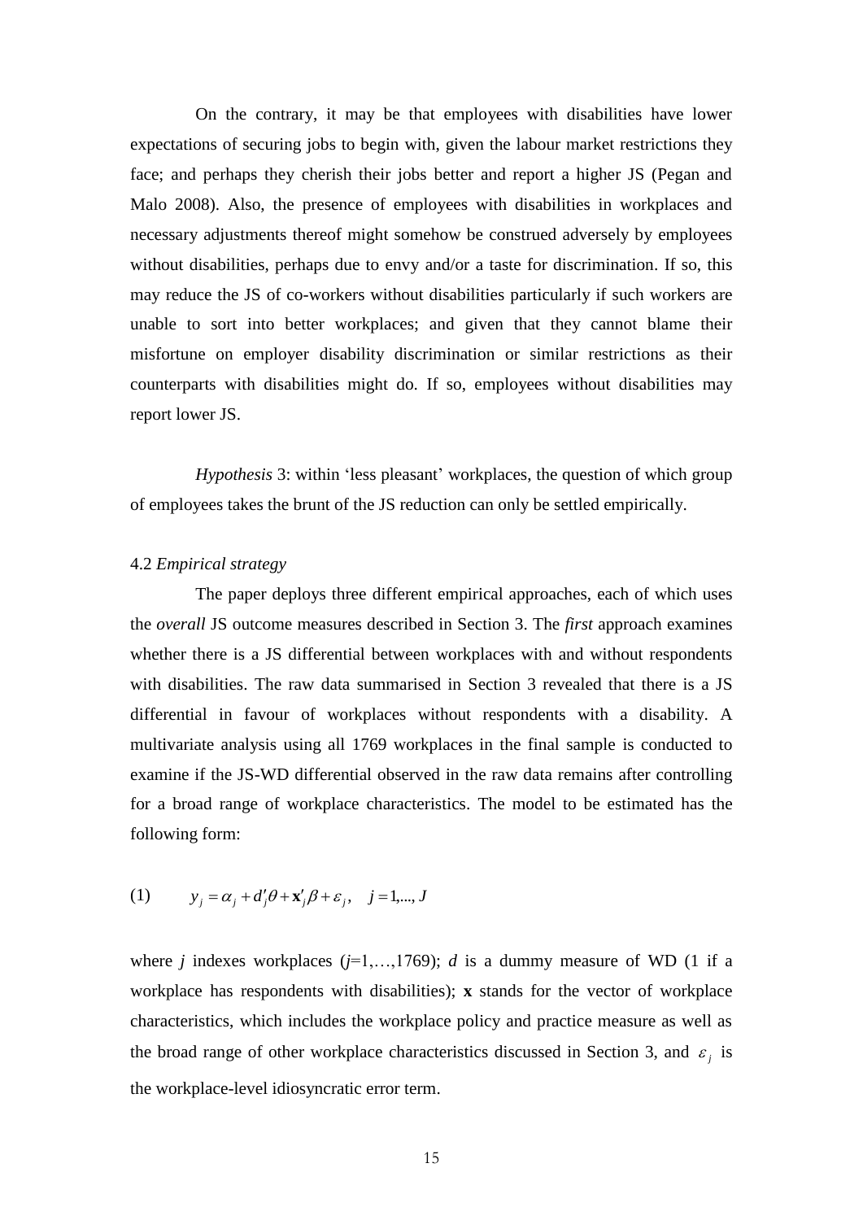On the contrary, it may be that employees with disabilities have lower expectations of securing jobs to begin with, given the labour market restrictions they face; and perhaps they cherish their jobs better and report a higher JS (Pegan and Malo 2008). Also, the presence of employees with disabilities in workplaces and necessary adjustments thereof might somehow be construed adversely by employees without disabilities, perhaps due to envy and/or a taste for discrimination. If so, this may reduce the JS of co-workers without disabilities particularly if such workers are unable to sort into better workplaces; and given that they cannot blame their misfortune on employer disability discrimination or similar restrictions as their counterparts with disabilities might do. If so, employees without disabilities may report lower JS.

*Hypothesis* 3: within 'less pleasant' workplaces, the question of which group of employees takes the brunt of the JS reduction can only be settled empirically.

### 4.2 *Empirical strategy*

The paper deploys three different empirical approaches, each of which uses the *overall* JS outcome measures described in Section 3. The *first* approach examines whether there is a JS differential between workplaces with and without respondents with disabilities. The raw data summarised in Section 3 revealed that there is a JS differential in favour of workplaces without respondents with a disability. A multivariate analysis using all 1769 workplaces in the final sample is conducted to examine if the JS-WD differential observed in the raw data remains after controlling for a broad range of workplace characteristics. The model to be estimated has the following form:

$$(1) \qquad y_j = \alpha_j + d_j'\theta + \mathbf{x}_j'\beta + \varepsilon_j, \quad j = 1,..., J$$

where $j$ indexes workplaces ($j$=1,…,1769); $d$ is a dummy measure of WD (1 if a workplace has respondents with disabilities); $\mathbf{x}$ stands for the vector of workplace characteristics, which includes the workplace policy and practice measure as well as the broad range of other workplace characteristics discussed in Section 3, and $\varepsilon_j$ is the workplace-level idiosyncratic error term.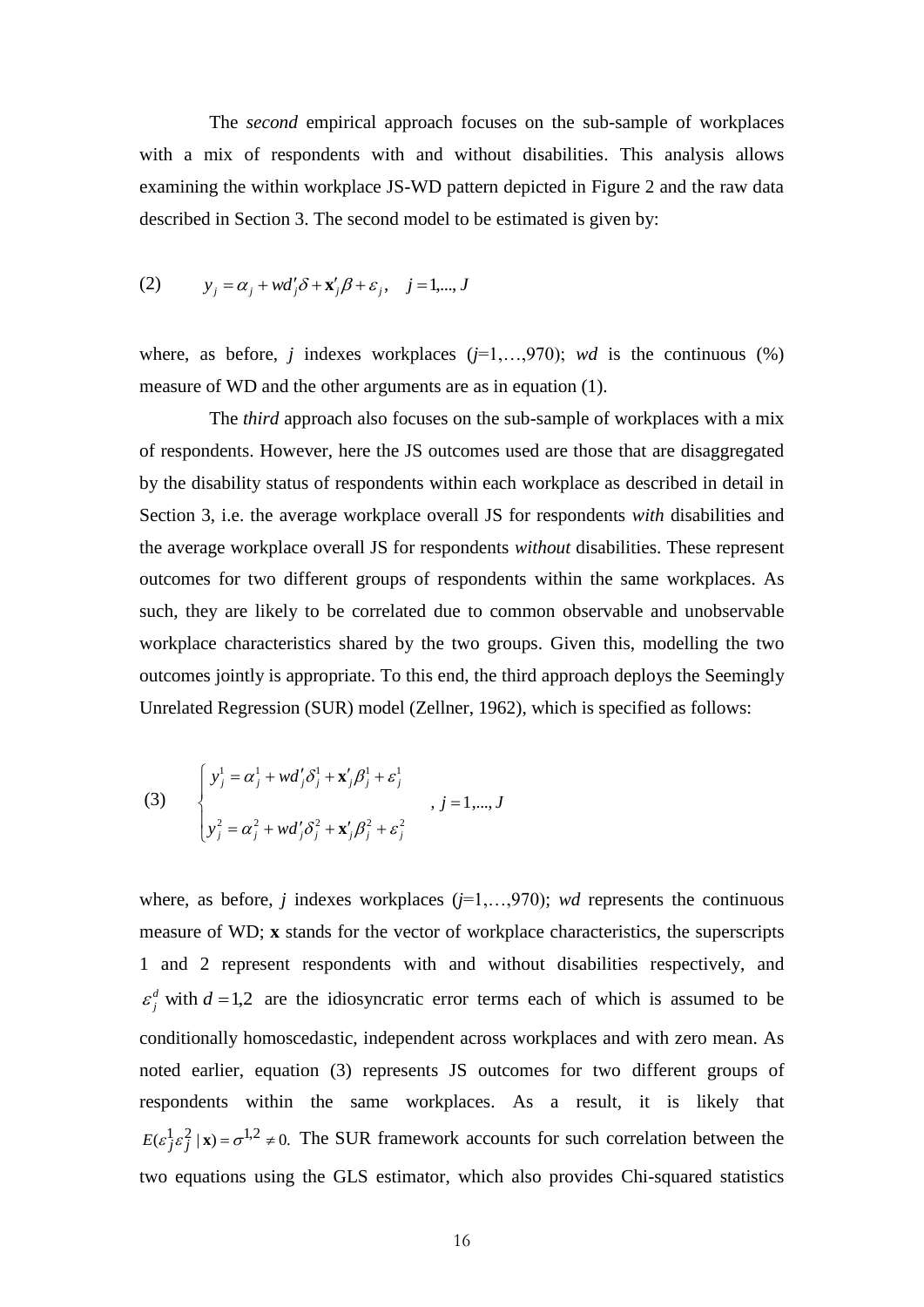The *second* empirical approach focuses on the sub-sample of workplaces with a mix of respondents with and without disabilities. This analysis allows examining the within workplace JS-WD pattern depicted in Figure 2 and the raw data described in Section 3. The second model to be estimated is given by:

$$(2) \qquad y_j = \alpha_j + wd_j'\delta + \mathbf{x}_j'\beta + \varepsilon_j, \quad j = 1,..., J$$

where, as before, *j* indexes workplaces (*j*=1,…,970); *wd* is the continuous (%) measure of WD and the other arguments are as in equation (1).

The *third* approach also focuses on the sub-sample of workplaces with a mix of respondents. However, here the JS outcomes used are those that are disaggregated by the disability status of respondents within each workplace as described in detail in Section 3, i.e. the average workplace overall JS for respondents *with* disabilities and the average workplace overall JS for respondents *without* disabilities. These represent outcomes for two different groups of respondents within the same workplaces. As such, they are likely to be correlated due to common observable and unobservable workplace characteristics shared by the two groups. Given this, modelling the two outcomes jointly is appropriate. To this end, the third approach deploys the Seemingly Unrelated Regression (SUR) model (Zellner, 1962), which is specified as follows:

$$(3) \qquad \begin{cases} y_j^1 = \alpha_j^1 + wd_j'\delta_j^1 + \mathbf{x}_j'\beta_j^1 + \varepsilon_j^1 \\ \\ y_j^2 = \alpha_j^2 + wd_j'\delta_j^2 + \mathbf{x}_j'\beta_j^2 + \varepsilon_j^2 \end{cases} , \; j = 1,..., J$$

where, as before, *j* indexes workplaces (*j*=1,…,970); *wd* represents the continuous measure of WD; **x** stands for the vector of workplace characteristics, the superscripts 1 and 2 represent respondents with and without disabilities respectively, and $\varepsilon_j^d$ with $d = 1,2$ are the idiosyncratic error terms each of which is assumed to be conditionally homoscedastic, independent across workplaces and with zero mean. As noted earlier, equation (3) represents JS outcomes for two different groups of respondents within the same workplaces. As a result, it is likely that $E(\varepsilon_j^1 \varepsilon_j^2 \mid \mathbf{x}) = \sigma^{1,2} \neq 0.$ The SUR framework accounts for such correlation between the two equations using the GLS estimator, which also provides Chi-squared statistics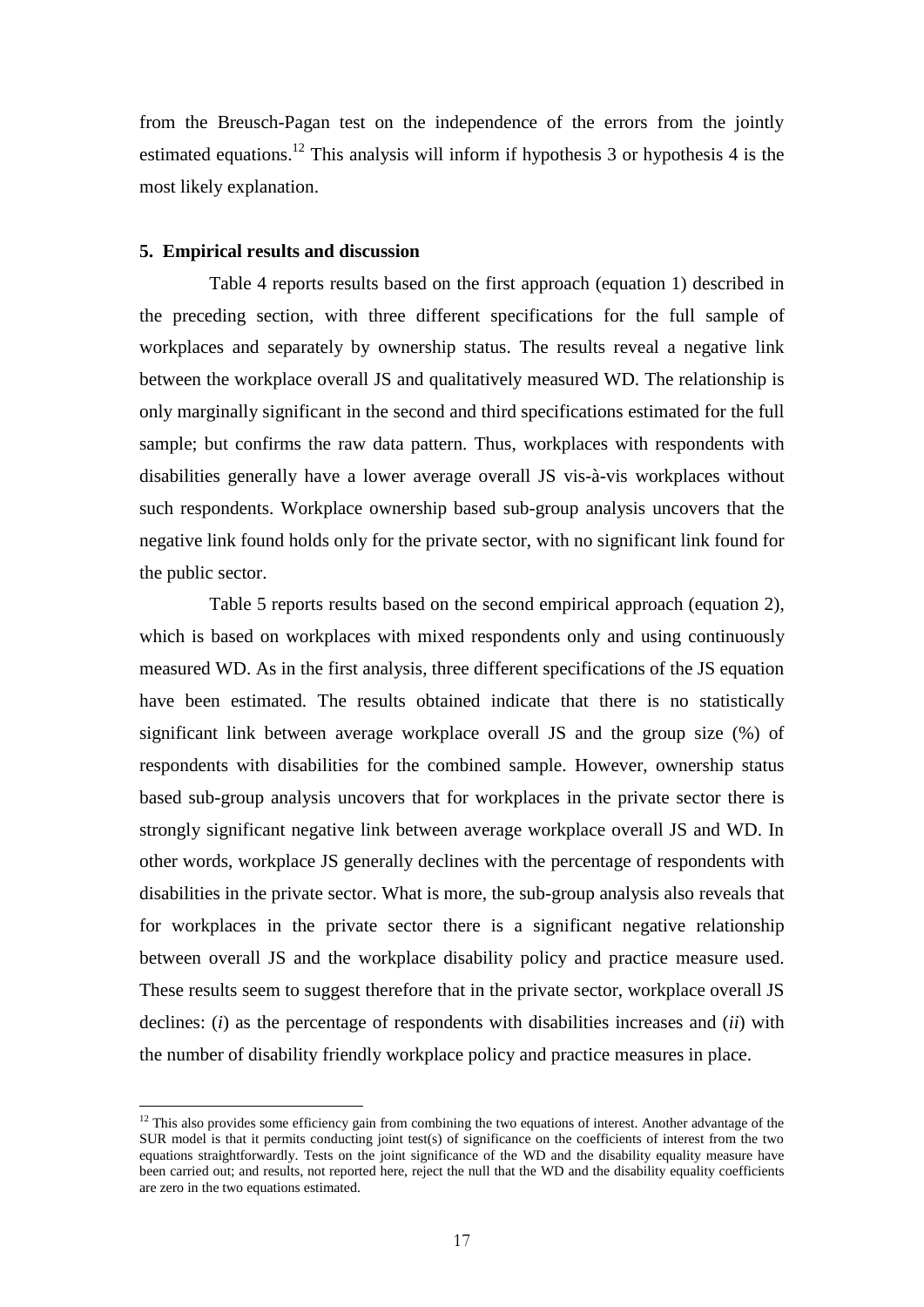from the Breusch-Pagan test on the independence of the errors from the jointly estimated equations.[12] This analysis will inform if hypothesis 3 or hypothesis 4 is the most likely explanation.

## 5. Empirical results and discussion

Table 4 reports results based on the first approach (equation 1) described in the preceding section, with three different specifications for the full sample of workplaces and separately by ownership status. The results reveal a negative link between the workplace overall JS and qualitatively measured WD. The relationship is only marginally significant in the second and third specifications estimated for the full sample; but confirms the raw data pattern. Thus, workplaces with respondents with disabilities generally have a lower average overall JS vis-à-vis workplaces without such respondents. Workplace ownership based sub-group analysis uncovers that the negative link found holds only for the private sector, with no significant link found for the public sector.

Table 5 reports results based on the second empirical approach (equation 2), which is based on workplaces with mixed respondents only and using continuously measured WD. As in the first analysis, three different specifications of the JS equation have been estimated. The results obtained indicate that there is no statistically significant link between average workplace overall JS and the group size (%) of respondents with disabilities for the combined sample. However, ownership status based sub-group analysis uncovers that for workplaces in the private sector there is strongly significant negative link between average workplace overall JS and WD. In other words, workplace JS generally declines with the percentage of respondents with disabilities in the private sector. What is more, the sub-group analysis also reveals that for workplaces in the private sector there is a significant negative relationship between overall JS and the workplace disability policy and practice measure used. These results seem to suggest therefore that in the private sector, workplace overall JS declines: (*i*) as the percentage of respondents with disabilities increases and (*ii*) with the number of disability friendly workplace policy and practice measures in place.

[12] This also provides some efficiency gain from combining the two equations of interest. Another advantage of the SUR model is that it permits conducting joint test(s) of significance on the coefficients of interest from the two equations straightforwardly. Tests on the joint significance of the WD and the disability equality measure have been carried out; and results, not reported here, reject the null that the WD and the disability equality coefficients are zero in the two equations estimated.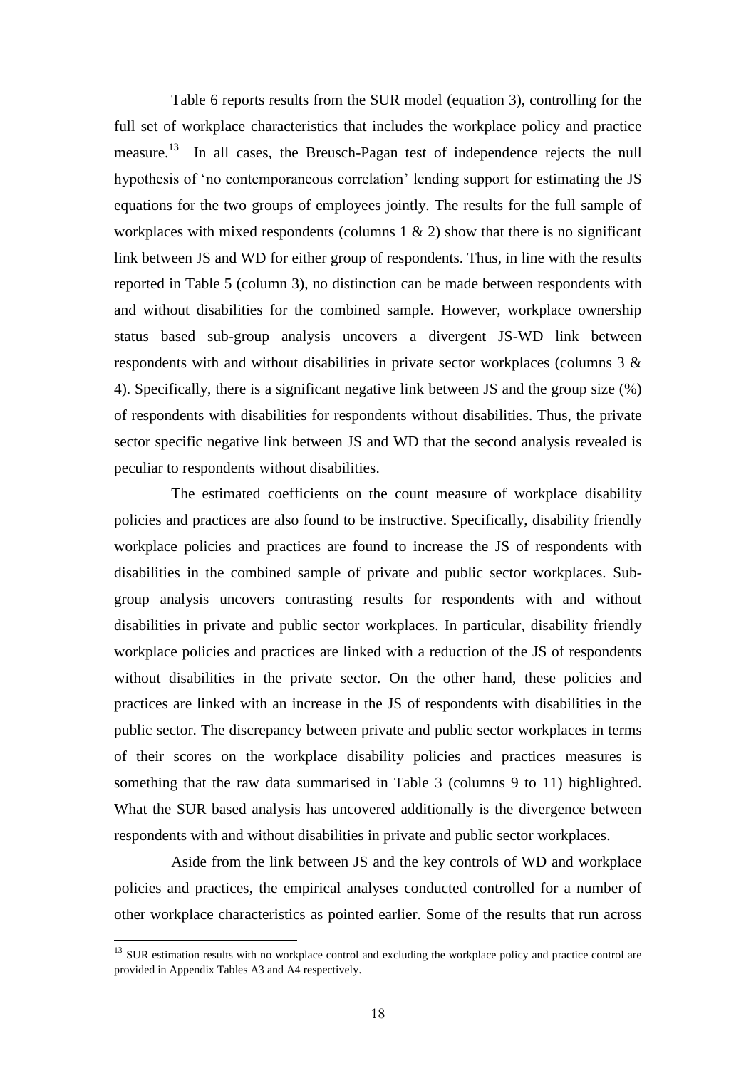Table 6 reports results from the SUR model (equation 3), controlling for the full set of workplace characteristics that includes the workplace policy and practice measure.[13] In all cases, the Breusch-Pagan test of independence rejects the null hypothesis of 'no contemporaneous correlation' lending support for estimating the JS equations for the two groups of employees jointly. The results for the full sample of workplaces with mixed respondents (columns 1 & 2) show that there is no significant link between JS and WD for either group of respondents. Thus, in line with the results reported in Table 5 (column 3), no distinction can be made between respondents with and without disabilities for the combined sample. However, workplace ownership status based sub-group analysis uncovers a divergent JS-WD link between respondents with and without disabilities in private sector workplaces (columns 3 & 4). Specifically, there is a significant negative link between JS and the group size (%) of respondents with disabilities for respondents without disabilities. Thus, the private sector specific negative link between JS and WD that the second analysis revealed is peculiar to respondents without disabilities.

The estimated coefficients on the count measure of workplace disability policies and practices are also found to be instructive. Specifically, disability friendly workplace policies and practices are found to increase the JS of respondents with disabilities in the combined sample of private and public sector workplaces. Sub-group analysis uncovers contrasting results for respondents with and without disabilities in private and public sector workplaces. In particular, disability friendly workplace policies and practices are linked with a reduction of the JS of respondents without disabilities in the private sector. On the other hand, these policies and practices are linked with an increase in the JS of respondents with disabilities in the public sector. The discrepancy between private and public sector workplaces in terms of their scores on the workplace disability policies and practices measures is something that the raw data summarised in Table 3 (columns 9 to 11) highlighted. What the SUR based analysis has uncovered additionally is the divergence between respondents with and without disabilities in private and public sector workplaces.

Aside from the link between JS and the key controls of WD and workplace policies and practices, the empirical analyses conducted controlled for a number of other workplace characteristics as pointed earlier. Some of the results that run across

[13] SUR estimation results with no workplace control and excluding the workplace policy and practice control are provided in Appendix Tables A3 and A4 respectively.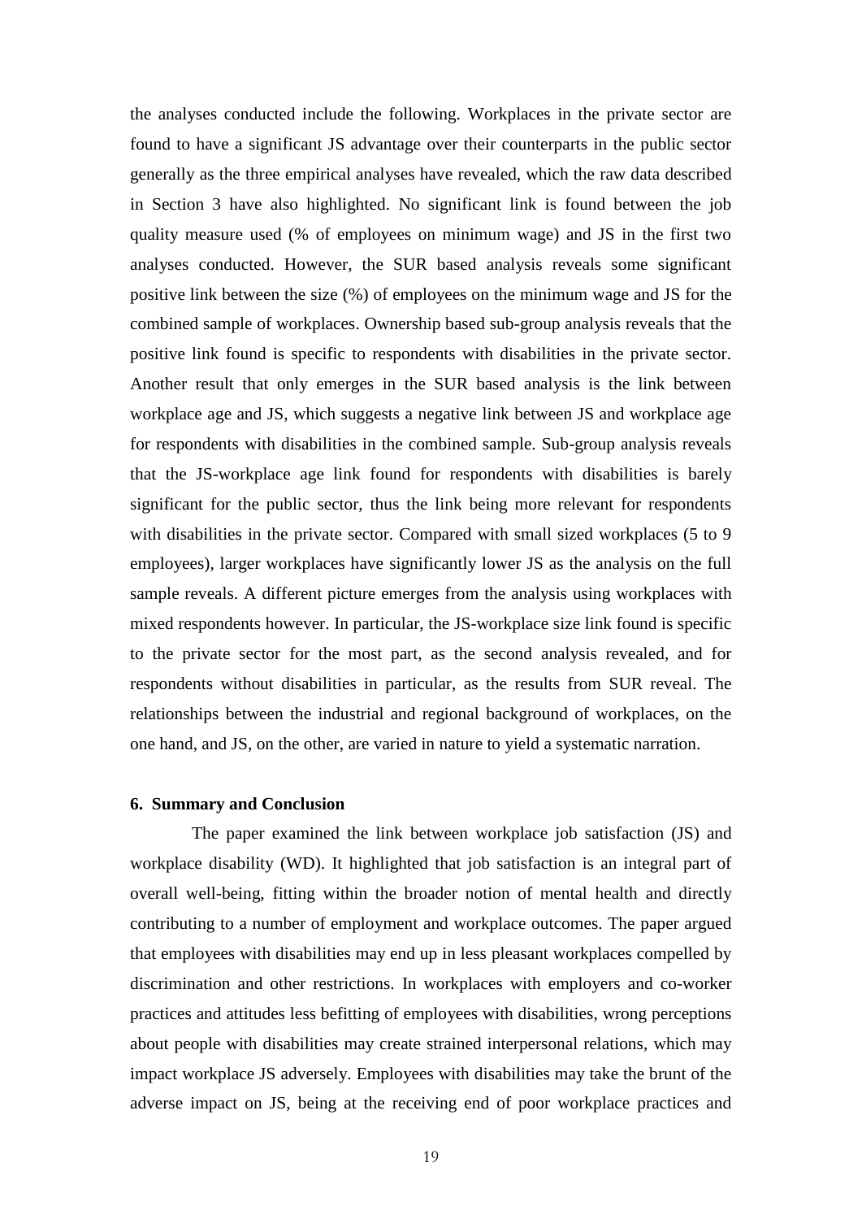the analyses conducted include the following. Workplaces in the private sector are found to have a significant JS advantage over their counterparts in the public sector generally as the three empirical analyses have revealed, which the raw data described in Section 3 have also highlighted. No significant link is found between the job quality measure used (% of employees on minimum wage) and JS in the first two analyses conducted. However, the SUR based analysis reveals some significant positive link between the size (%) of employees on the minimum wage and JS for the combined sample of workplaces. Ownership based sub-group analysis reveals that the positive link found is specific to respondents with disabilities in the private sector. Another result that only emerges in the SUR based analysis is the link between workplace age and JS, which suggests a negative link between JS and workplace age for respondents with disabilities in the combined sample. Sub-group analysis reveals that the JS-workplace age link found for respondents with disabilities is barely significant for the public sector, thus the link being more relevant for respondents with disabilities in the private sector. Compared with small sized workplaces (5 to 9 employees), larger workplaces have significantly lower JS as the analysis on the full sample reveals. A different picture emerges from the analysis using workplaces with mixed respondents however. In particular, the JS-workplace size link found is specific to the private sector for the most part, as the second analysis revealed, and for respondents without disabilities in particular, as the results from SUR reveal. The relationships between the industrial and regional background of workplaces, on the one hand, and JS, on the other, are varied in nature to yield a systematic narration.

## 6. Summary and Conclusion

The paper examined the link between workplace job satisfaction (JS) and workplace disability (WD). It highlighted that job satisfaction is an integral part of overall well-being, fitting within the broader notion of mental health and directly contributing to a number of employment and workplace outcomes. The paper argued that employees with disabilities may end up in less pleasant workplaces compelled by discrimination and other restrictions. In workplaces with employers and co-worker practices and attitudes less befitting of employees with disabilities, wrong perceptions about people with disabilities may create strained interpersonal relations, which may impact workplace JS adversely. Employees with disabilities may take the brunt of the adverse impact on JS, being at the receiving end of poor workplace practices and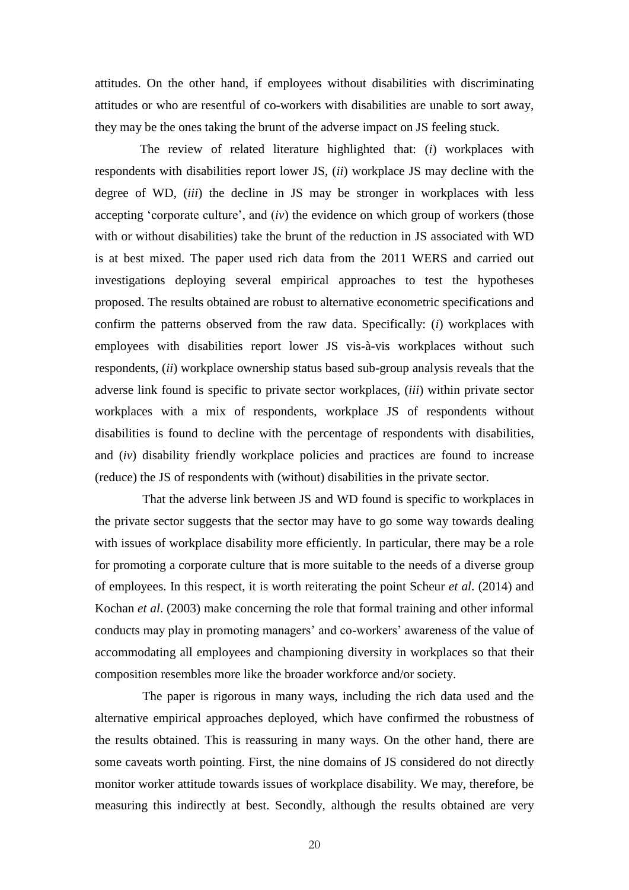attitudes. On the other hand, if employees without disabilities with discriminating attitudes or who are resentful of co-workers with disabilities are unable to sort away, they may be the ones taking the brunt of the adverse impact on JS feeling stuck.

The review of related literature highlighted that: (*i*) workplaces with respondents with disabilities report lower JS, (*ii*) workplace JS may decline with the degree of WD, (*iii*) the decline in JS may be stronger in workplaces with less accepting 'corporate culture', and (*iv*) the evidence on which group of workers (those with or without disabilities) take the brunt of the reduction in JS associated with WD is at best mixed. The paper used rich data from the 2011 WERS and carried out investigations deploying several empirical approaches to test the hypotheses proposed. The results obtained are robust to alternative econometric specifications and confirm the patterns observed from the raw data. Specifically: (*i*) workplaces with employees with disabilities report lower JS vis-à-vis workplaces without such respondents, (*ii*) workplace ownership status based sub-group analysis reveals that the adverse link found is specific to private sector workplaces, (*iii*) within private sector workplaces with a mix of respondents, workplace JS of respondents without disabilities is found to decline with the percentage of respondents with disabilities, and (*iv*) disability friendly workplace policies and practices are found to increase (reduce) the JS of respondents with (without) disabilities in the private sector.

That the adverse link between JS and WD found is specific to workplaces in the private sector suggests that the sector may have to go some way towards dealing with issues of workplace disability more efficiently. In particular, there may be a role for promoting a corporate culture that is more suitable to the needs of a diverse group of employees. In this respect, it is worth reiterating the point Scheur *et al*. (2014) and Kochan *et al*. (2003) make concerning the role that formal training and other informal conducts may play in promoting managers' and co-workers' awareness of the value of accommodating all employees and championing diversity in workplaces so that their composition resembles more like the broader workforce and/or society.

The paper is rigorous in many ways, including the rich data used and the alternative empirical approaches deployed, which have confirmed the robustness of the results obtained. This is reassuring in many ways. On the other hand, there are some caveats worth pointing. First, the nine domains of JS considered do not directly monitor worker attitude towards issues of workplace disability. We may, therefore, be measuring this indirectly at best. Secondly, although the results obtained are very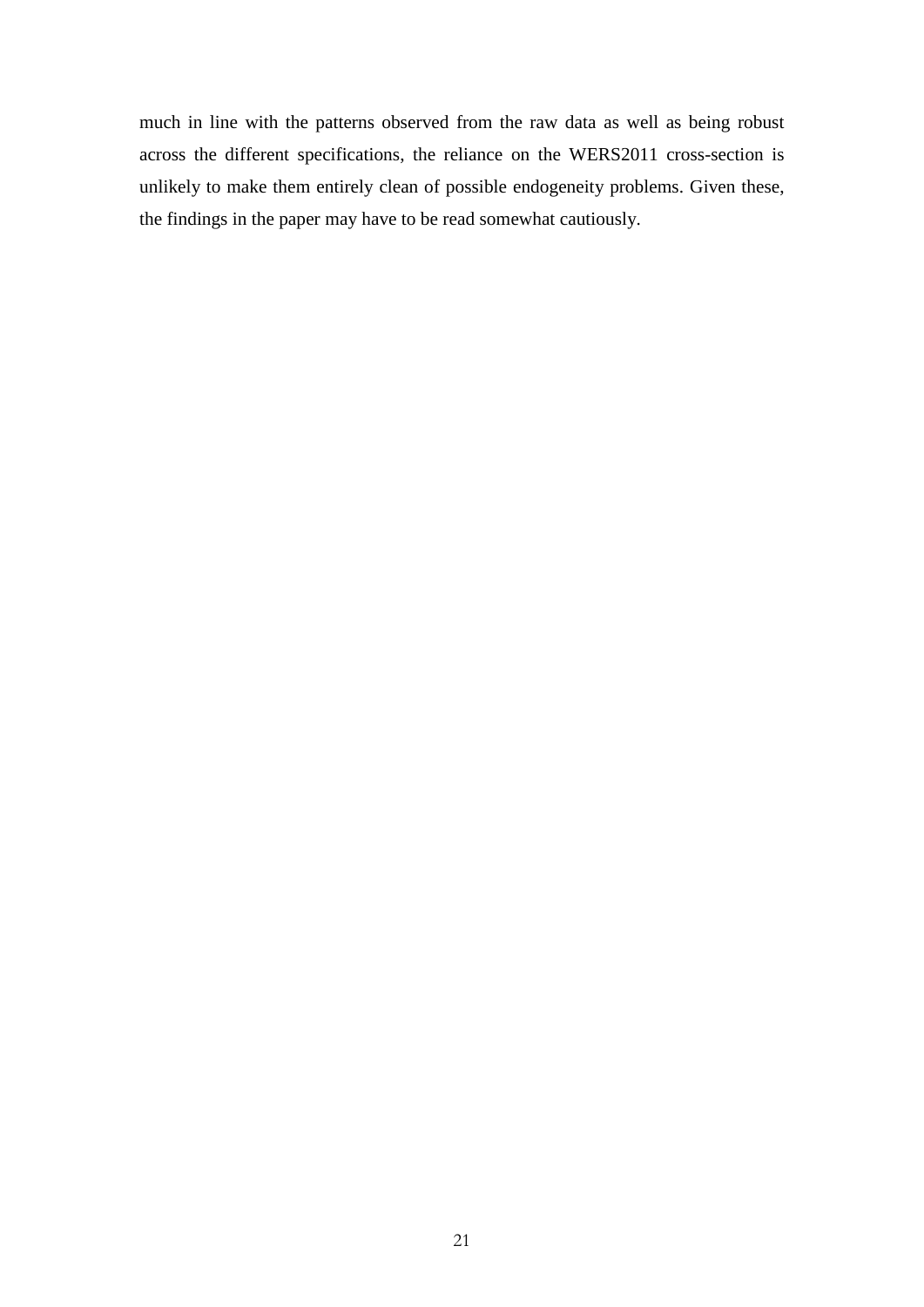much in line with the patterns observed from the raw data as well as being robust across the different specifications, the reliance on the WERS2011 cross-section is unlikely to make them entirely clean of possible endogeneity problems. Given these, the findings in the paper may have to be read somewhat cautiously.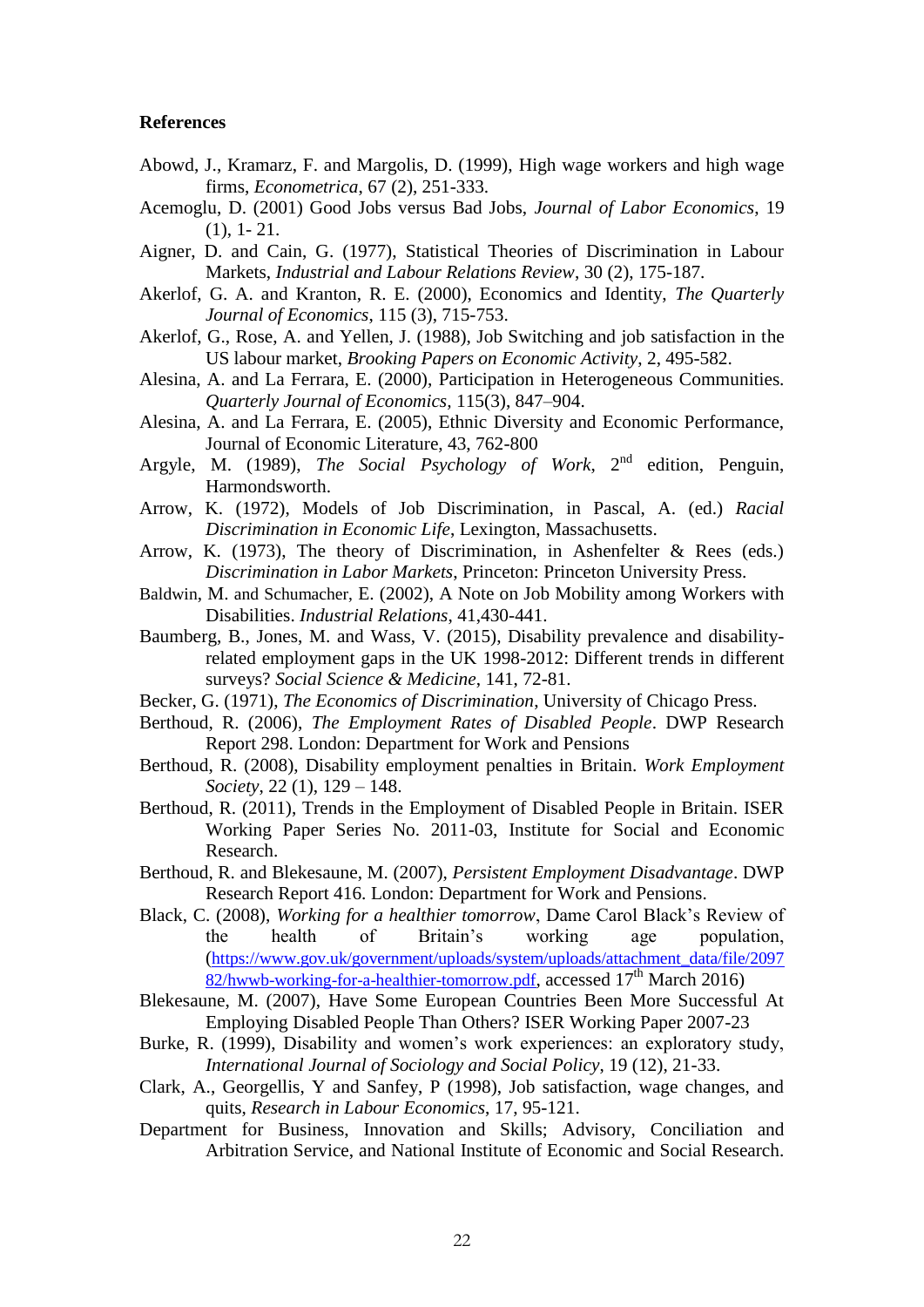**References**

Abowd, J., Kramarz, F. and Margolis, D. (1999), High wage workers and high wage firms, *Econometrica*, 67 (2), 251-333.

Acemoglu, D. (2001) Good Jobs versus Bad Jobs, *Journal of Labor Economics*, 19 (1), 1- 21.

Aigner, D. and Cain, G. (1977), Statistical Theories of Discrimination in Labour Markets, *Industrial and Labour Relations Review*, 30 (2), 175-187.

Akerlof, G. A. and Kranton, R. E. (2000), Economics and Identity, *The Quarterly Journal of Economics*, 115 (3), 715-753.

Akerlof, G., Rose, A. and Yellen, J. (1988), Job Switching and job satisfaction in the US labour market, *Brooking Papers on Economic Activity*, 2, 495-582.

Alesina, A. and La Ferrara, E. (2000), Participation in Heterogeneous Communities. *Quarterly Journal of Economics*, 115(3), 847–904.

Alesina, A. and La Ferrara, E. (2005), Ethnic Diversity and Economic Performance, Journal of Economic Literature, 43, 762-800

Argyle, M. (1989), *The Social Psychology of Work*, 2nd edition, Penguin, Harmondsworth.

Arrow, K. (1972), Models of Job Discrimination, in Pascal, A. (ed.) *Racial Discrimination in Economic Life*, Lexington, Massachusetts.

Arrow, K. (1973), The theory of Discrimination, in Ashenfelter & Rees (eds.) *Discrimination in Labor Markets*, Princeton: Princeton University Press.

Baldwin, M. and Schumacher, E. (2002), A Note on Job Mobility among Workers with Disabilities. *Industrial Relations*, 41,430-441.

Baumberg, B., Jones, M. and Wass, V. (2015), Disability prevalence and disability-related employment gaps in the UK 1998-2012: Different trends in different surveys? *Social Science & Medicine*, 141, 72-81.

Becker, G. (1971), *The Economics of Discrimination*, University of Chicago Press.

Berthoud, R. (2006), *The Employment Rates of Disabled People*. DWP Research Report 298. London: Department for Work and Pensions

Berthoud, R. (2008), Disability employment penalties in Britain. *Work Employment Society*, 22 (1), 129 – 148.

Berthoud, R. (2011), Trends in the Employment of Disabled People in Britain. ISER Working Paper Series No. 2011-03, Institute for Social and Economic Research.

Berthoud, R. and Blekesaune, M. (2007), *Persistent Employment Disadvantage*. DWP Research Report 416. London: Department for Work and Pensions.

Black, C. (2008), *Working for a healthier tomorrow*, Dame Carol Black's Review of the health of Britain's working age population, (https://www.gov.uk/government/uploads/system/uploads/attachment_data/file/209782/hwwb-working-for-a-healthier-tomorrow.pdf, accessed 17th March 2016)

Blekesaune, M. (2007), Have Some European Countries Been More Successful At Employing Disabled People Than Others? ISER Working Paper 2007-23

Burke, R. (1999), Disability and women's work experiences: an exploratory study, *International Journal of Sociology and Social Policy*, 19 (12), 21-33.

Clark, A., Georgellis, Y and Sanfey, P (1998), Job satisfaction, wage changes, and quits, *Research in Labour Economics*, 17, 95-121.

Department for Business, Innovation and Skills; Advisory, Conciliation and Arbitration Service, and National Institute of Economic and Social Research.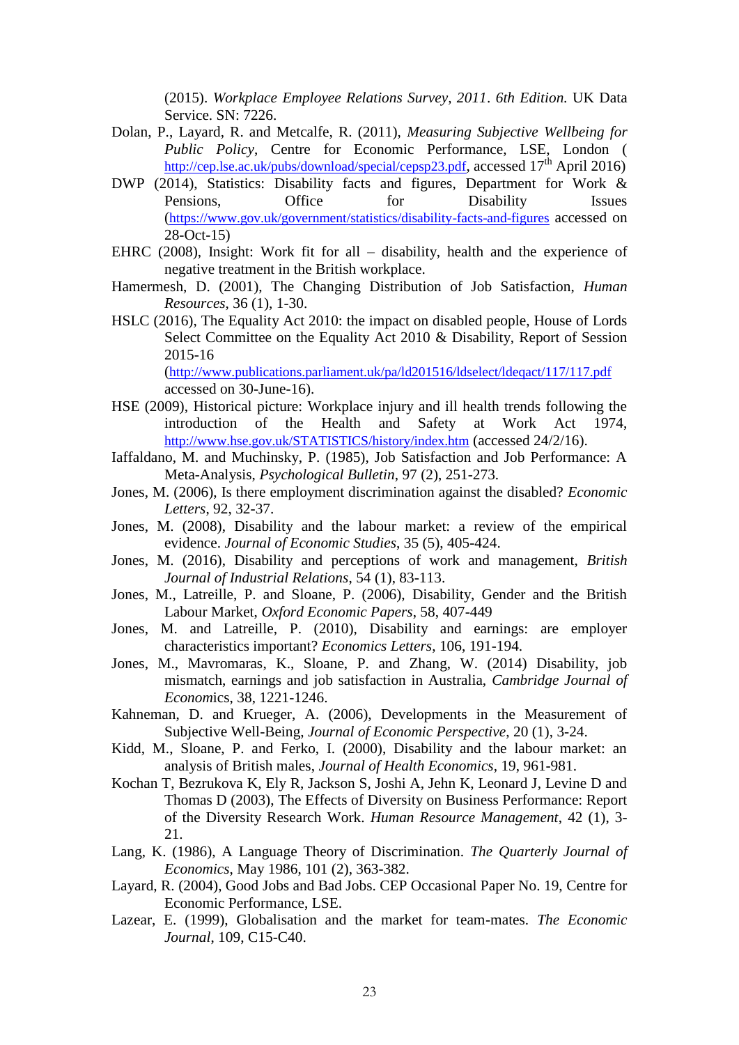(2015). *Workplace Employee Relations Survey, 2011. 6th Edition.* UK Data Service. SN: 7226.

Dolan, P., Layard, R. and Metcalfe, R. (2011), *Measuring Subjective Wellbeing for Public Policy*, Centre for Economic Performance, LSE, London ( http://cep.lse.ac.uk/pubs/download/special/cepsp23.pdf, accessed 17th April 2016)

DWP (2014), Statistics: Disability facts and figures, Department for Work & Pensions, Office for Disability Issues (https://www.gov.uk/government/statistics/disability-facts-and-figures accessed on 28-Oct-15)

EHRC (2008), Insight: Work fit for all – disability, health and the experience of negative treatment in the British workplace.

Hamermesh, D. (2001), The Changing Distribution of Job Satisfaction, *Human Resources*, 36 (1), 1-30.

HSLC (2016), The Equality Act 2010: the impact on disabled people, House of Lords Select Committee on the Equality Act 2010 & Disability, Report of Session 2015-16 (http://www.publications.parliament.uk/pa/ld201516/ldselect/ldeqact/117/117.pdf accessed on 30-June-16).

HSE (2009), Historical picture: Workplace injury and ill health trends following the introduction of the Health and Safety at Work Act 1974, http://www.hse.gov.uk/STATISTICS/history/index.htm (accessed 24/2/16).

Iaffaldano, M. and Muchinsky, P. (1985), Job Satisfaction and Job Performance: A Meta-Analysis, *Psychological Bulletin*, 97 (2), 251-273.

Jones, M. (2006), Is there employment discrimination against the disabled? *Economic Letters*, 92, 32-37.

Jones, M. (2008), Disability and the labour market: a review of the empirical evidence. *Journal of Economic Studies*, 35 (5), 405-424.

Jones, M. (2016), Disability and perceptions of work and management, *British Journal of Industrial Relations*, 54 (1), 83-113.

Jones, M., Latreille, P. and Sloane, P. (2006), Disability, Gender and the British Labour Market, *Oxford Economic Papers*, 58, 407-449

Jones, M. and Latreille, P. (2010), Disability and earnings: are employer characteristics important? *Economics Letters*, 106, 191-194.

Jones, M., Mavromaras, K., Sloane, P. and Zhang, W. (2014) Disability, job mismatch, earnings and job satisfaction in Australia, *Cambridge Journal of Economics*, 38, 1221-1246.

Kahneman, D. and Krueger, A. (2006), Developments in the Measurement of Subjective Well-Being, *Journal of Economic Perspective*, 20 (1), 3-24.

Kidd, M., Sloane, P. and Ferko, I. (2000), Disability and the labour market: an analysis of British males, *Journal of Health Economics*, 19, 961-981.

Kochan T, Bezrukova K, Ely R, Jackson S, Joshi A, Jehn K, Leonard J, Levine D and Thomas D (2003), The Effects of Diversity on Business Performance: Report of the Diversity Research Work. *Human Resource Management*, 42 (1), 3-21.

Lang, K. (1986), A Language Theory of Discrimination. *The Quarterly Journal of Economics*, May 1986, 101 (2), 363-382.

Layard, R. (2004), Good Jobs and Bad Jobs. CEP Occasional Paper No. 19, Centre for Economic Performance, LSE.

Lazear, E. (1999), Globalisation and the market for team-mates. *The Economic Journal*, 109, C15-C40.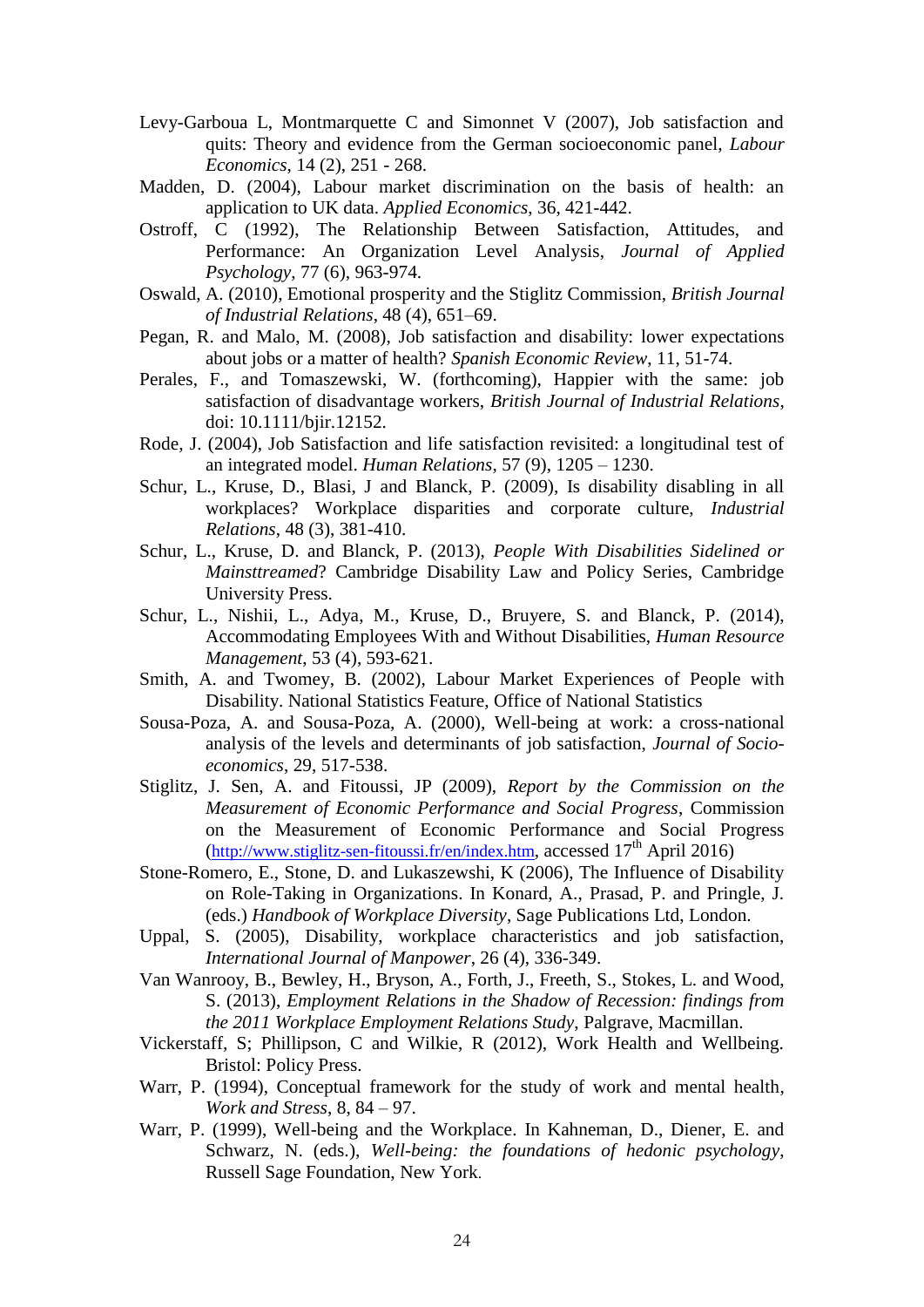Levy-Garboua L, Montmarquette C and Simonnet V (2007), Job satisfaction and quits: Theory and evidence from the German socioeconomic panel, *Labour Economics*, 14 (2), 251 - 268.

Madden, D. (2004), Labour market discrimination on the basis of health: an application to UK data. *Applied Economics*, 36, 421-442.

Ostroff, C (1992), The Relationship Between Satisfaction, Attitudes, and Performance: An Organization Level Analysis, *Journal of Applied Psychology*, 77 (6), 963-974.

Oswald, A. (2010), Emotional prosperity and the Stiglitz Commission, *British Journal of Industrial Relations*, 48 (4), 651–69.

Pegan, R. and Malo, M. (2008), Job satisfaction and disability: lower expectations about jobs or a matter of health? *Spanish Economic Review*, 11, 51-74.

Perales, F., and Tomaszewski, W. (forthcoming), Happier with the same: job satisfaction of disadvantage workers, *British Journal of Industrial Relations*, doi: 10.1111/bjir.12152.

Rode, J. (2004), Job Satisfaction and life satisfaction revisited: a longitudinal test of an integrated model. *Human Relations*, 57 (9), 1205 – 1230.

Schur, L., Kruse, D., Blasi, J and Blanck, P. (2009), Is disability disabling in all workplaces? Workplace disparities and corporate culture, *Industrial Relations*, 48 (3), 381-410.

Schur, L., Kruse, D. and Blanck, P. (2013), *People With Disabilities Sidelined or Mainsttreamed*? Cambridge Disability Law and Policy Series, Cambridge University Press.

Schur, L., Nishii, L., Adya, M., Kruse, D., Bruyere, S. and Blanck, P. (2014), Accommodating Employees With and Without Disabilities, *Human Resource Management*, 53 (4), 593-621.

Smith, A. and Twomey, B. (2002), Labour Market Experiences of People with Disability. National Statistics Feature, Office of National Statistics

Sousa-Poza, A. and Sousa-Poza, A. (2000), Well-being at work: a cross-national analysis of the levels and determinants of job satisfaction, *Journal of Socio-economics*, 29, 517-538.

Stiglitz, J. Sen, A. and Fitoussi, JP (2009), *Report by the Commission on the Measurement of Economic Performance and Social Progress*, Commission on the Measurement of Economic Performance and Social Progress (http://www.stiglitz-sen-fitoussi.fr/en/index.htm, accessed 17th April 2016)

Stone-Romero, E., Stone, D. and Lukaszewshi, K (2006), The Influence of Disability on Role-Taking in Organizations. In Konard, A., Prasad, P. and Pringle, J. (eds.) *Handbook of Workplace Diversity*, Sage Publications Ltd, London.

Uppal, S. (2005), Disability, workplace characteristics and job satisfaction, *International Journal of Manpower*, 26 (4), 336-349.

Van Wanrooy, B., Bewley, H., Bryson, A., Forth, J., Freeth, S., Stokes, L. and Wood, S. (2013), *Employment Relations in the Shadow of Recession: findings from the 2011 Workplace Employment Relations Study*, Palgrave, Macmillan.

Vickerstaff, S; Phillipson, C and Wilkie, R (2012), Work Health and Wellbeing. Bristol: Policy Press.

Warr, P. (1994), Conceptual framework for the study of work and mental health, *Work and Stress*, 8, 84 – 97.

Warr, P. (1999), Well-being and the Workplace. In Kahneman, D., Diener, E. and Schwarz, N. (eds.), *Well-being: the foundations of hedonic psychology*, Russell Sage Foundation, New York.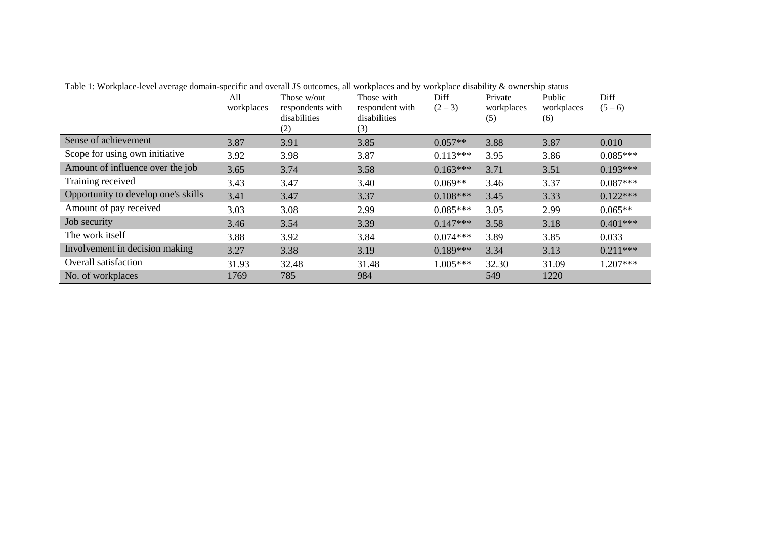Table 1: Workplace-level average domain-specific and overall JS outcomes, all workplaces and by workplace disability & ownership status

| | All workplaces | Those w/out respondents with disabilities (2) | Those with respondent with disabilities (3) | Diff (2 – 3) | Private workplaces (5) | Public workplaces (6) | Diff (5 – 6) |
|---|---|---|---|---|---|---|---|
| Sense of achievement | 3.87 | 3.91 | 3.85 | 0.057** | 3.88 | 3.87 | 0.010 |
| Scope for using own initiative | 3.92 | 3.98 | 3.87 | 0.113*** | 3.95 | 3.86 | 0.085*** |
| Amount of influence over the job | 3.65 | 3.74 | 3.58 | 0.163*** | 3.71 | 3.51 | 0.193*** |
| Training received | 3.43 | 3.47 | 3.40 | 0.069** | 3.46 | 3.37 | 0.087*** |
| Opportunity to develop one's skills | 3.41 | 3.47 | 3.37 | 0.108*** | 3.45 | 3.33 | 0.122*** |
| Amount of pay received | 3.03 | 3.08 | 2.99 | 0.085*** | 3.05 | 2.99 | 0.065** |
| Job security | 3.46 | 3.54 | 3.39 | 0.147*** | 3.58 | 3.18 | 0.401*** |
| The work itself | 3.88 | 3.92 | 3.84 | 0.074*** | 3.89 | 3.85 | 0.033 |
| Involvement in decision making | 3.27 | 3.38 | 3.19 | 0.189*** | 3.34 | 3.13 | 0.211*** |
| Overall satisfaction | 31.93 | 32.48 | 31.48 | 1.005*** | 32.30 | 31.09 | 1.207*** |
| No. of workplaces | 1769 | 785 | 984 | | 549 | 1220 | |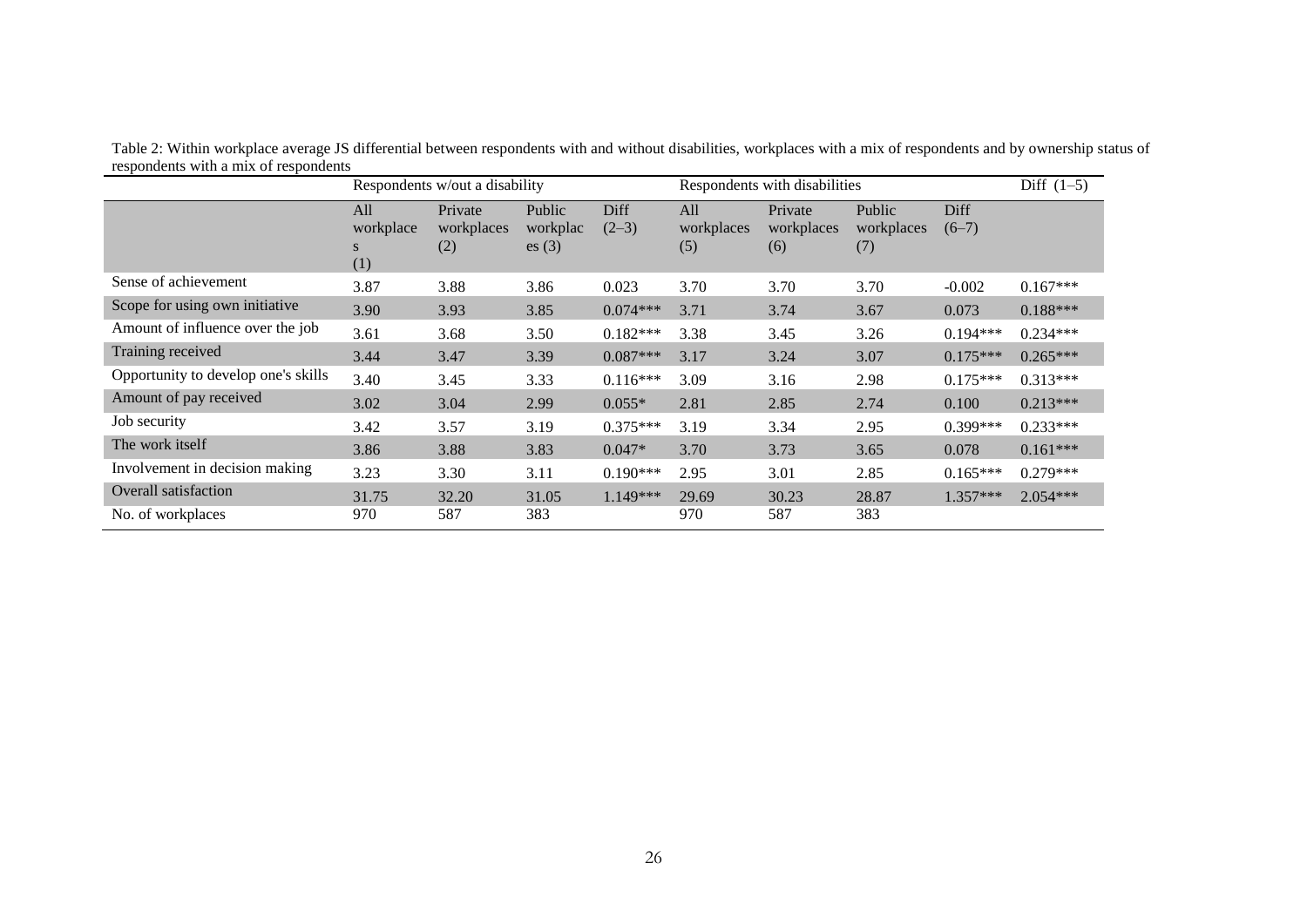Table 2: Within workplace average JS differential between respondents with and without disabilities, workplaces with a mix of respondents and by ownership status of respondents with a mix of respondents

| | Respondents w/out a disability | | | | Respondents with disabilities | | | | Diff (1–5) |
|---|---|---|---|---|---|---|---|---|---|
| | All workplaces (1) | Private workplaces (2) | Public workplaces (3) | Diff (2–3) | All workplaces (5) | Private workplaces (6) | Public workplaces (7) | Diff (6–7) | |
| Sense of achievement | 3.87 | 3.88 | 3.86 | 0.023 | 3.70 | 3.70 | 3.70 | -0.002 | 0.167*** |
| Scope for using own initiative | 3.90 | 3.93 | 3.85 | 0.074*** | 3.71 | 3.74 | 3.67 | 0.073 | 0.188*** |
| Amount of influence over the job | 3.61 | 3.68 | 3.50 | 0.182*** | 3.38 | 3.45 | 3.26 | 0.194*** | 0.234*** |
| Training received | 3.44 | 3.47 | 3.39 | 0.087*** | 3.17 | 3.24 | 3.07 | 0.175*** | 0.265*** |
| Opportunity to develop one's skills | 3.40 | 3.45 | 3.33 | 0.116*** | 3.09 | 3.16 | 2.98 | 0.175*** | 0.313*** |
| Amount of pay received | 3.02 | 3.04 | 2.99 | 0.055* | 2.81 | 2.85 | 2.74 | 0.100 | 0.213*** |
| Job security | 3.42 | 3.57 | 3.19 | 0.375*** | 3.19 | 3.34 | 2.95 | 0.399*** | 0.233*** |
| The work itself | 3.86 | 3.88 | 3.83 | 0.047* | 3.70 | 3.73 | 3.65 | 0.078 | 0.161*** |
| Involvement in decision making | 3.23 | 3.30 | 3.11 | 0.190*** | 2.95 | 3.01 | 2.85 | 0.165*** | 0.279*** |
| Overall satisfaction | 31.75 | 32.20 | 31.05 | 1.149*** | 29.69 | 30.23 | 28.87 | 1.357*** | 2.054*** |
| No. of workplaces | 970 | 587 | 383 | | 970 | 587 | 383 | | |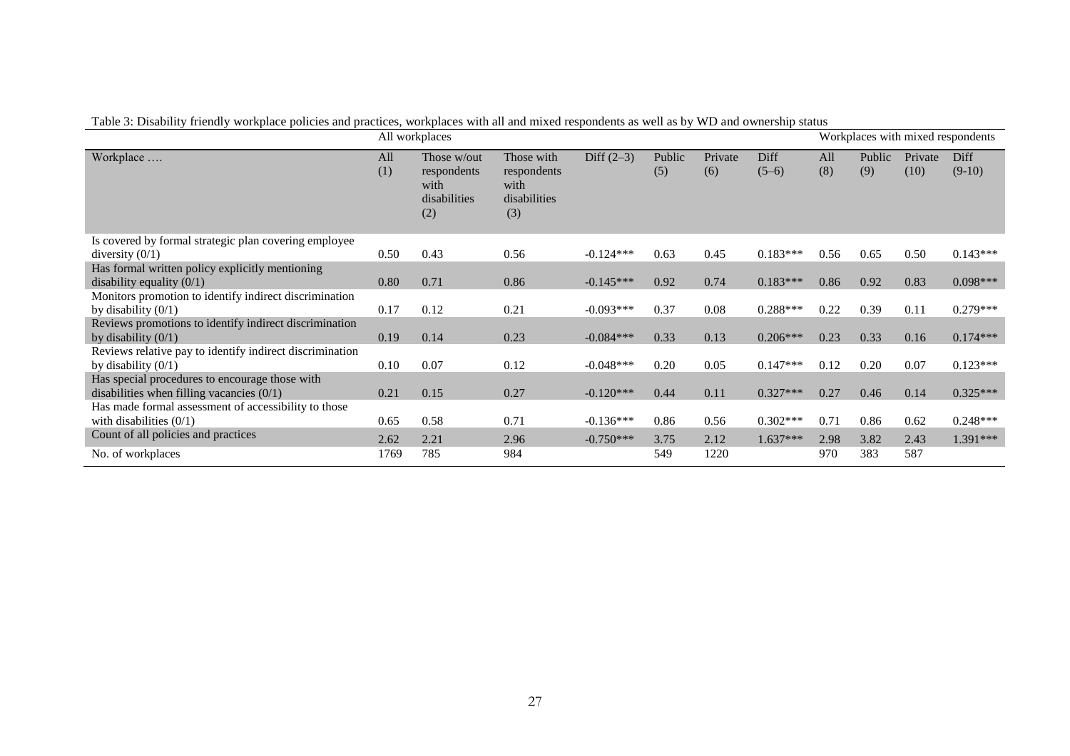Table 3: Disability friendly workplace policies and practices, workplaces with all and mixed respondents as well as by WD and ownership status

| | All workplaces | | | | | | | Workplaces with mixed respondents | | | |
|---|---|---|---|---|---|---|---|---|---|---|---|
| Workplace …. | All (1) | Those w/out respondents with disabilities (2) | Those with respondents with disabilities (3) | Diff (2–3) | Public (5) | Private (6) | Diff (5–6) | All (8) | Public (9) | Private (10) | Diff (9-10) |
| Is covered by formal strategic plan covering employee diversity (0/1) | 0.50 | 0.43 | 0.56 | -0.124*** | 0.63 | 0.45 | 0.183*** | 0.56 | 0.65 | 0.50 | 0.143*** |
| Has formal written policy explicitly mentioning disability equality (0/1) | 0.80 | 0.71 | 0.86 | -0.145*** | 0.92 | 0.74 | 0.183*** | 0.86 | 0.92 | 0.83 | 0.098*** |
| Monitors promotion to identify indirect discrimination by disability (0/1) | 0.17 | 0.12 | 0.21 | -0.093*** | 0.37 | 0.08 | 0.288*** | 0.22 | 0.39 | 0.11 | 0.279*** |
| Reviews promotions to identify indirect discrimination by disability (0/1) | 0.19 | 0.14 | 0.23 | -0.084*** | 0.33 | 0.13 | 0.206*** | 0.23 | 0.33 | 0.16 | 0.174*** |
| Reviews relative pay to identify indirect discrimination by disability (0/1) | 0.10 | 0.07 | 0.12 | -0.048*** | 0.20 | 0.05 | 0.147*** | 0.12 | 0.20 | 0.07 | 0.123*** |
| Has special procedures to encourage those with disabilities when filling vacancies (0/1) | 0.21 | 0.15 | 0.27 | -0.120*** | 0.44 | 0.11 | 0.327*** | 0.27 | 0.46 | 0.14 | 0.325*** |
| Has made formal assessment of accessibility to those with disabilities (0/1) | 0.65 | 0.58 | 0.71 | -0.136*** | 0.86 | 0.56 | 0.302*** | 0.71 | 0.86 | 0.62 | 0.248*** |
| Count of all policies and practices | 2.62 | 2.21 | 2.96 | -0.750*** | 3.75 | 2.12 | 1.637*** | 2.98 | 3.82 | 2.43 | 1.391*** |
| No. of workplaces | 1769 | 785 | 984 | | 549 | 1220 | | 970 | 383 | 587 | |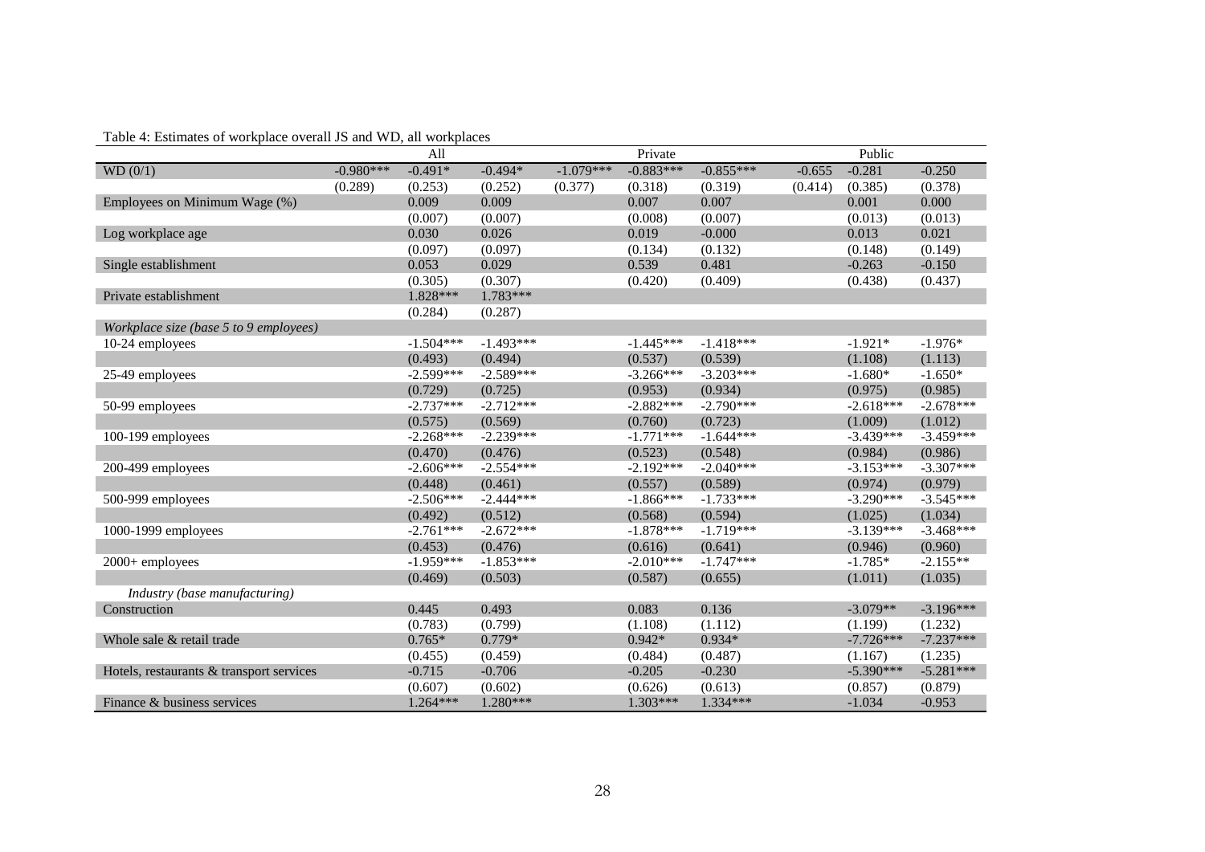Table 4: Estimates of workplace overall JS and WD, all workplaces

| | All | | | Private | | | Public | | |
|---|---|---|---|---|---|---|---|---|---|
| WD (0/1) | -0.980*** | -0.491* | -0.494* | -1.079*** | -0.883*** | -0.855*** | -0.655 | -0.281 | -0.250 |
| | (0.289) | (0.253) | (0.252) | (0.377) | (0.318) | (0.319) | (0.414) | (0.385) | (0.378) |
| Employees on Minimum Wage (%) | | 0.009 | 0.009 | | 0.007 | 0.007 | | 0.001 | 0.000 |
| | | (0.007) | (0.007) | | (0.008) | (0.007) | | (0.013) | (0.013) |
| Log workplace age | | 0.030 | 0.026 | | 0.019 | -0.000 | | 0.013 | 0.021 |
| | | (0.097) | (0.097) | | (0.134) | (0.132) | | (0.148) | (0.149) |
| Single establishment | | 0.053 | 0.029 | | 0.539 | 0.481 | | -0.263 | -0.150 |
| | | (0.305) | (0.307) | | (0.420) | (0.409) | | (0.438) | (0.437) |
| Private establishment | | 1.828*** | 1.783*** | | | | | | |
| | | (0.284) | (0.287) | | | | | | |
| *Workplace size (base 5 to 9 employees)* | | | | | | | | | |
| 10-24 employees | | -1.504*** | -1.493*** | | -1.445*** | -1.418*** | | -1.921* | -1.976* |
| | | (0.493) | (0.494) | | (0.537) | (0.539) | | (1.108) | (1.113) |
| 25-49 employees | | -2.599*** | -2.589*** | | -3.266*** | -3.203*** | | -1.680* | -1.650* |
| | | (0.729) | (0.725) | | (0.953) | (0.934) | | (0.975) | (0.985) |
| 50-99 employees | | -2.737*** | -2.712*** | | -2.882*** | -2.790*** | | -2.618*** | -2.678*** |
| | | (0.575) | (0.569) | | (0.760) | (0.723) | | (1.009) | (1.012) |
| 100-199 employees | | -2.268*** | -2.239*** | | -1.771*** | -1.644*** | | -3.439*** | -3.459*** |
| | | (0.470) | (0.476) | | (0.523) | (0.548) | | (0.984) | (0.986) |
| 200-499 employees | | -2.606*** | -2.554*** | | -2.192*** | -2.040*** | | -3.153*** | -3.307*** |
| | | (0.448) | (0.461) | | (0.557) | (0.589) | | (0.974) | (0.979) |
| 500-999 employees | | -2.506*** | -2.444*** | | -1.866*** | -1.733*** | | -3.290*** | -3.545*** |
| | | (0.492) | (0.512) | | (0.568) | (0.594) | | (1.025) | (1.034) |
| 1000-1999 employees | | -2.761*** | -2.672*** | | -1.878*** | -1.719*** | | -3.139*** | -3.468*** |
| | | (0.453) | (0.476) | | (0.616) | (0.641) | | (0.946) | (0.960) |
| 2000+ employees | | -1.959*** | -1.853*** | | -2.010*** | -1.747*** | | -1.785* | -2.155** |
| | | (0.469) | (0.503) | | (0.587) | (0.655) | | (1.011) | (1.035) |
| *Industry (base manufacturing)* | | | | | | | | | |
| Construction | | 0.445 | 0.493 | | 0.083 | 0.136 | | -3.079** | -3.196*** |
| | | (0.783) | (0.799) | | (1.108) | (1.112) | | (1.199) | (1.232) |
| Whole sale & retail trade | | 0.765* | 0.779* | | 0.942* | 0.934* | | -7.726*** | -7.237*** |
| | | (0.455) | (0.459) | | (0.487) | (0.487) | | (1.167) | (1.235) |
| Hotels, restaurants & transport services | | -0.715 | -0.706 | | -0.205 | -0.230 | | -5.390*** | -5.281*** |
| | | (0.607) | (0.602) | | (0.626) | (0.613) | | (0.857) | (0.879) |
| Finance & business services | | 1.264*** | 1.280*** | | 1.303*** | 1.334*** | | -1.034 | -0.953 |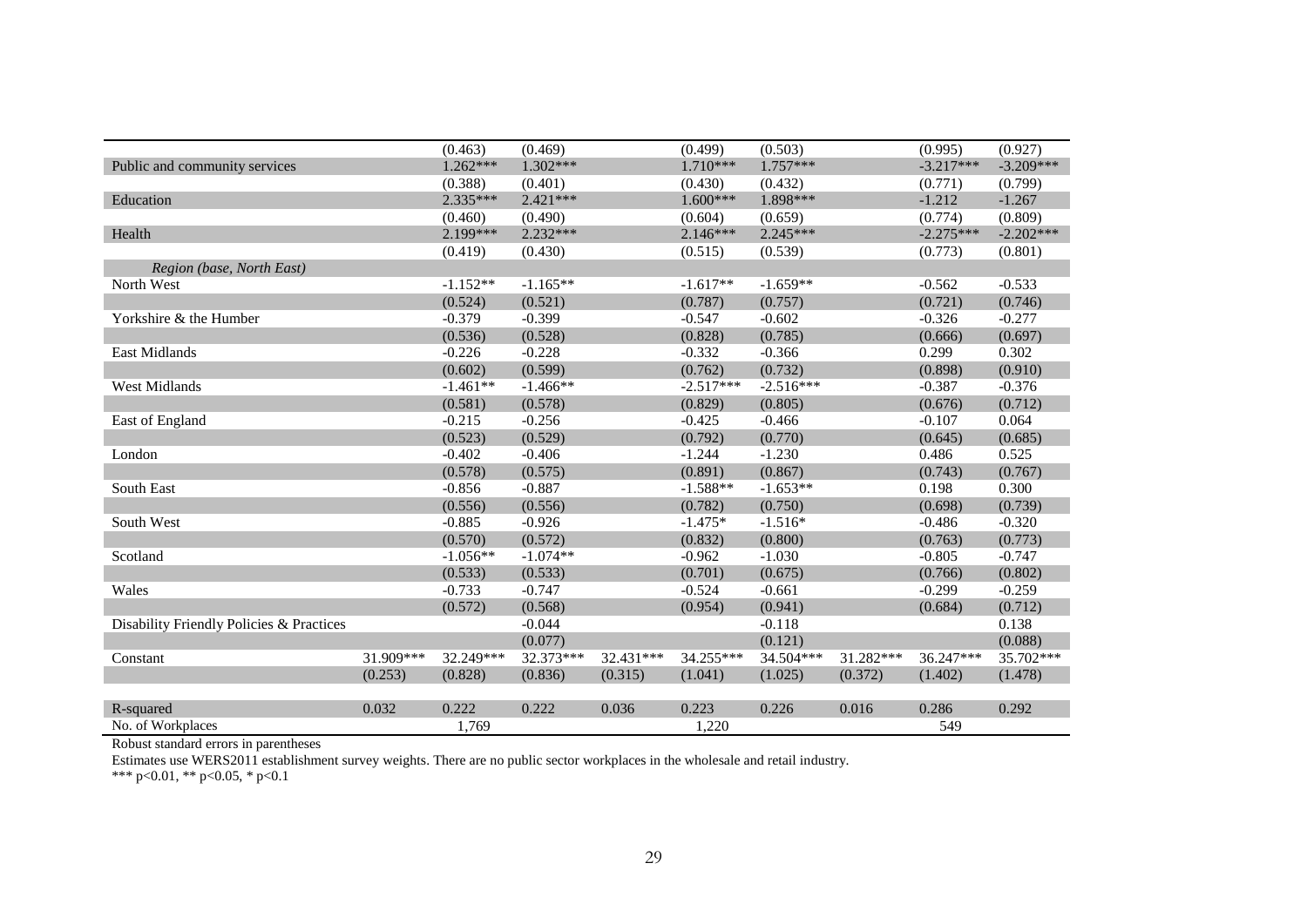| | | | | | | | | | |
|---|---|---|---|---|---|---|---|---|---|
| | | (0.463) | (0.469) | | (0.499) | (0.503) | | (0.995) | (0.927) |
| Public and community services | | 1.262*** | 1.302*** | | 1.710*** | 1.757*** | | -3.217*** | -3.209*** |
| | | (0.388) | (0.401) | | (0.430) | (0.432) | | (0.771) | (0.799) |
| Education | | 2.335*** | 2.421*** | | 1.600*** | 1.898*** | | -1.212 | -1.267 |
| | | (0.460) | (0.490) | | (0.604) | (0.659) | | (0.774) | (0.809) |
| Health | | 2.199*** | 2.232*** | | 2.146*** | 2.245*** | | -2.275*** | -2.202*** |
| | | (0.419) | (0.430) | | (0.515) | (0.539) | | (0.773) | (0.801) |
| *Region (base, North East)* | | | | | | | | | |
| North West | | -1.152** | -1.165** | | -1.617** | -1.659** | | -0.562 | -0.533 |
| | | (0.524) | (0.521) | | (0.787) | (0.757) | | (0.721) | (0.746) |
| Yorkshire & the Humber | | -0.379 | -0.399 | | -0.547 | -0.602 | | -0.326 | -0.277 |
| | | (0.536) | (0.528) | | (0.828) | (0.785) | | (0.666) | (0.697) |
| East Midlands | | -0.226 | -0.228 | | -0.332 | -0.366 | | 0.299 | 0.302 |
| | | (0.602) | (0.599) | | (0.762) | (0.732) | | (0.898) | (0.910) |
| West Midlands | | -1.461** | -1.466** | | -2.517*** | -2.516*** | | -0.387 | -0.376 |
| | | (0.581) | (0.578) | | (0.829) | (0.805) | | (0.676) | (0.712) |
| East of England | | -0.215 | -0.256 | | -0.425 | -0.466 | | -0.107 | 0.064 |
| | | (0.523) | (0.529) | | (0.792) | (0.770) | | (0.645) | (0.685) |
| London | | -0.402 | -0.406 | | -1.244 | -1.230 | | 0.486 | 0.525 |
| | | (0.578) | (0.575) | | (0.891) | (0.867) | | (0.743) | (0.767) |
| South East | | -0.856 | -0.887 | | -1.588** | -1.653** | | 0.198 | 0.300 |
| | | (0.556) | (0.556) | | (0.782) | (0.750) | | (0.698) | (0.739) |
| South West | | -0.885 | -0.926 | | -1.475* | -1.516* | | -0.486 | -0.320 |
| | | (0.570) | (0.572) | | (0.832) | (0.800) | | (0.763) | (0.773) |
| Scotland | | -1.056** | -1.074** | | -0.962 | -1.030 | | -0.805 | -0.747 |
| | | (0.533) | (0.533) | | (0.701) | (0.675) | | (0.766) | (0.802) |
| Wales | | -0.733 | -0.747 | | -0.524 | -0.661 | | -0.299 | -0.259 |
| | | (0.572) | (0.568) | | (0.954) | (0.941) | | (0.684) | (0.712) |
| Disability Friendly Policies & Practices | | | -0.044 | | | -0.118 | | | 0.138 |
| | | | (0.077) | | | (0.121) | | | (0.088) |
| Constant | 31.909*** | 32.249*** | 32.373*** | 32.431*** | 34.255*** | 34.504*** | 31.282*** | 36.247*** | 35.702*** |
| | (0.253) | (0.828) | (0.836) | (0.315) | (1.041) | (1.025) | (0.372) | (1.402) | (1.478) |
| | | | | | | | | | |
| R-squared | 0.032 | 0.222 | 0.222 | 0.036 | 0.223 | 0.226 | 0.016 | 0.286 | 0.292 |
| No. of Workplaces | | 1,769 | | | 1,220 | | | 549 | |

Robust standard errors in parentheses

Estimates use WERS2011 establishment survey weights. There are no public sector workplaces in the wholesale and retail industry.

*** p<0.01, ** p<0.05, * p<0.1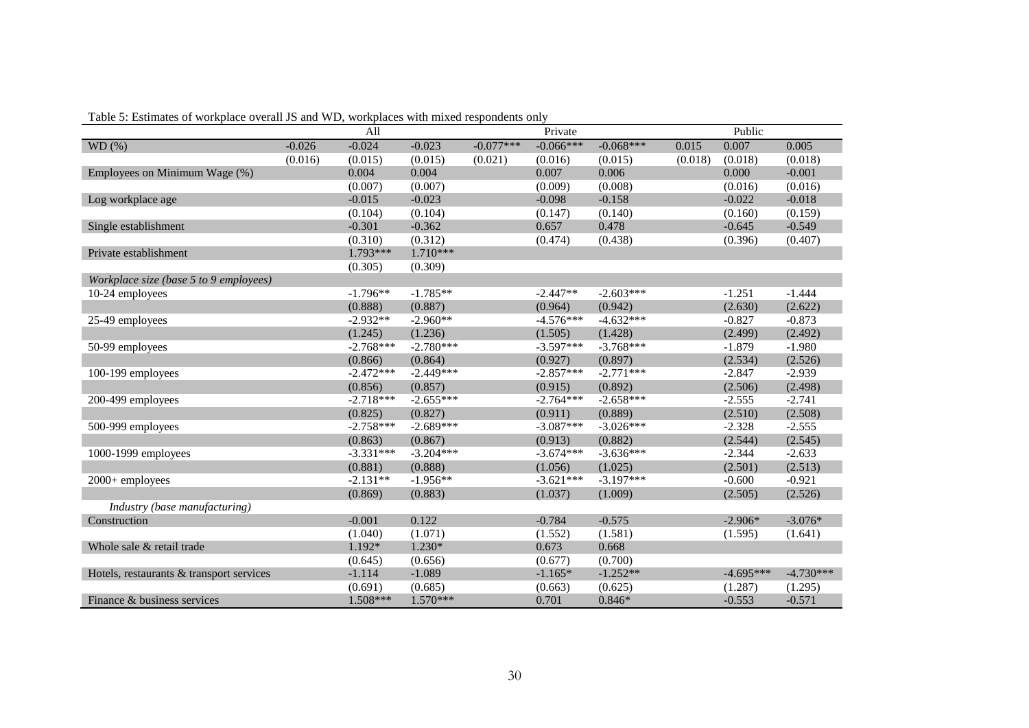Table 5: Estimates of workplace overall JS and WD, workplaces with mixed respondents only

| | All | | | Private | | | Public | | |
|---|---|---|---|---|---|---|---|---|---|
| WD (%) | -0.026 | -0.024 | -0.023 | -0.077*** | -0.066*** | -0.068*** | 0.015 | 0.007 | 0.005 |
| | (0.016) | (0.015) | (0.015) | (0.021) | (0.016) | (0.015) | (0.018) | (0.018) | (0.018) |
| Employees on Minimum Wage (%) | | 0.004 | 0.004 | | 0.007 | 0.006 | | 0.000 | -0.001 |
| | | (0.007) | (0.007) | | (0.009) | (0.008) | | (0.016) | (0.016) |
| Log workplace age | | -0.015 | -0.023 | | -0.098 | -0.158 | | -0.022 | -0.018 |
| | | (0.104) | (0.104) | | (0.147) | (0.140) | | (0.160) | (0.159) |
| Single establishment | | -0.301 | -0.362 | | 0.657 | 0.478 | | -0.645 | -0.549 |
| | | (0.310) | (0.312) | | (0.474) | (0.438) | | (0.396) | (0.407) |
| Private establishment | | 1.793*** | 1.710*** | | | | | | |
| | | (0.305) | (0.309) | | | | | | |
| *Workplace size (base 5 to 9 employees)* | | | | | | | | | |
| 10-24 employees | | -1.796** | -1.785** | | -2.447** | -2.603*** | | -1.251 | -1.444 |
| | | (0.888) | (0.887) | | (0.964) | (0.942) | | (2.630) | (2.622) |
| 25-49 employees | | -2.932** | -2.960** | | -4.576*** | -4.632*** | | -0.827 | -0.873 |
| | | (1.245) | (1.236) | | (1.505) | (1.428) | | (2.499) | (2.492) |
| 50-99 employees | | -2.768*** | -2.780*** | | -3.597*** | -3.768*** | | -1.879 | -1.980 |
| | | (0.866) | (0.864) | | (0.927) | (0.897) | | (2.534) | (2.526) |
| 100-199 employees | | -2.472*** | -2.449*** | | -2.857*** | -2.771*** | | -2.847 | -2.939 |
| | | (0.856) | (0.857) | | (0.915) | (0.892) | | (2.506) | (2.498) |
| 200-499 employees | | -2.718*** | -2.655*** | | -2.764*** | -2.658*** | | -2.555 | -2.741 |
| | | (0.825) | (0.827) | | (0.911) | (0.889) | | (2.510) | (2.508) |
| 500-999 employees | | -2.758*** | -2.689*** | | -3.087*** | -3.026*** | | -2.328 | -2.555 |
| | | (0.863) | (0.867) | | (0.913) | (0.882) | | (2.544) | (2.545) |
| 1000-1999 employees | | -3.331*** | -3.204*** | | -3.674*** | -3.636*** | | -2.344 | -2.633 |
| | | (0.881) | (0.888) | | (1.056) | (1.025) | | (2.501) | (2.513) |
| 2000+ employees | | -2.131** | -1.956** | | -3.621*** | -3.197*** | | -0.600 | -0.921 |
| | | (0.869) | (0.883) | | (1.037) | (1.009) | | (2.505) | (2.526) |
| *Industry (base manufacturing)* | | | | | | | | | |
| Construction | | -0.001 | 0.122 | | -0.784 | -0.575 | | -2.906* | -3.076* |
| | | (1.040) | (1.071) | | (1.552) | (1.581) | | (1.595) | (1.641) |
| Whole sale & retail trade | | 1.192* | 1.230* | | 0.673 | 0.668 | | | |
| | | (0.645) | (0.656) | | (0.677) | (0.700) | | | |
| Hotels, restaurants & transport services | | -1.114 | -1.089 | | -1.165* | -1.252** | | -4.695*** | -4.730*** |
| | | (0.691) | (0.685) | | (0.663) | (0.625) | | (1.287) | (1.295) |
| Finance & business services | | 1.508*** | 1.570*** | | 0.701 | 0.846* | | -0.553 | -0.571 |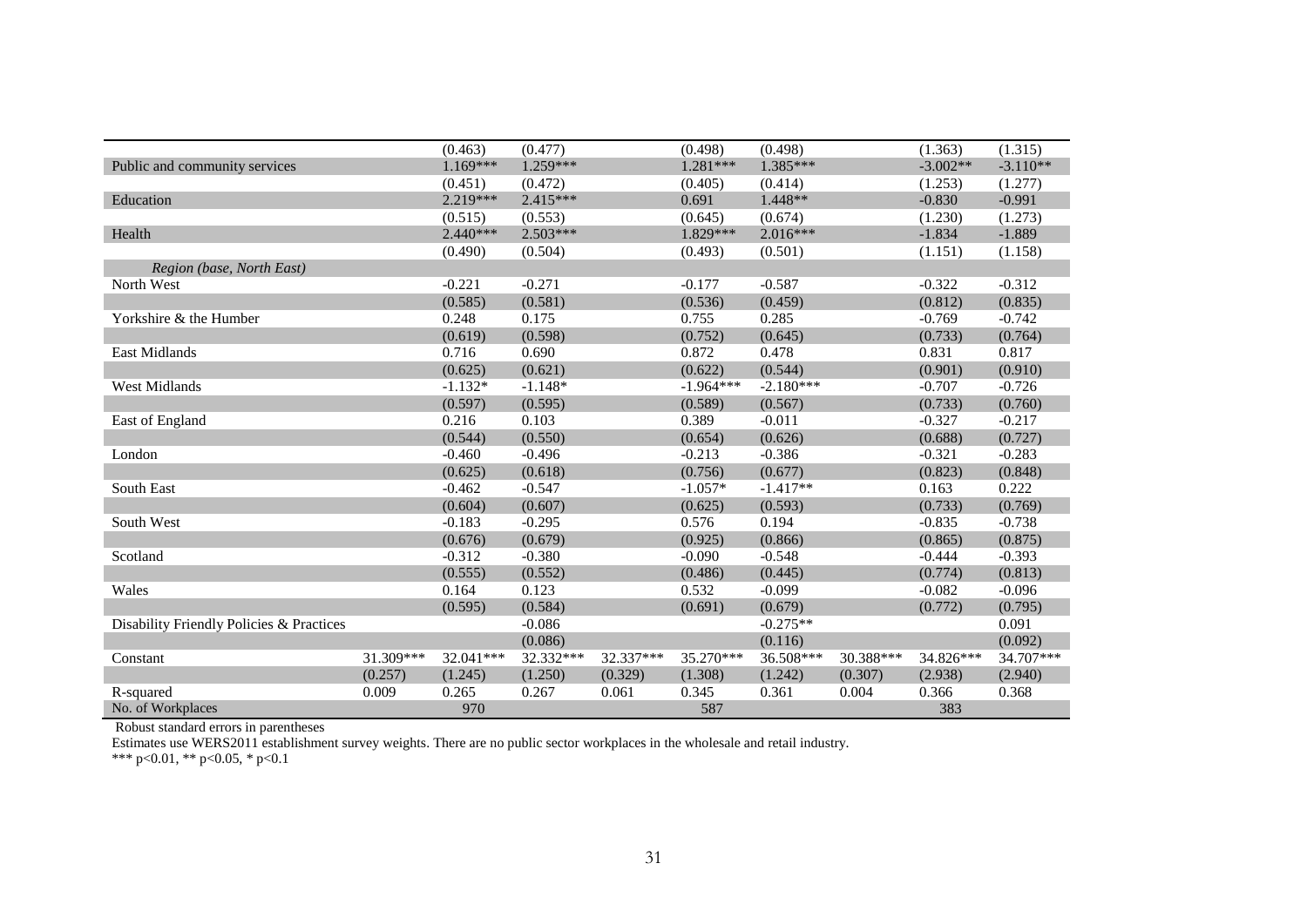| | | | | | | | | | |
|---|---|---|---|---|---|---|---|---|---|
| | | (0.463) | (0.477) | | (0.498) | (0.498) | | (1.363) | (1.315) |
| Public and community services | | 1.169*** | 1.259*** | | 1.281*** | 1.385*** | | -3.002** | -3.110** |
| | | (0.451) | (0.472) | | (0.405) | (0.414) | | (1.253) | (1.277) |
| Education | | 2.219*** | 2.415*** | | 0.691 | 1.448** | | -0.830 | -0.991 |
| | | (0.515) | (0.553) | | (0.645) | (0.674) | | (1.230) | (1.273) |
| Health | | 2.440*** | 2.503*** | | 1.829*** | 2.016*** | | -1.834 | -1.889 |
| | | (0.490) | (0.504) | | (0.493) | (0.501) | | (1.151) | (1.158) |
| *Region (base, North East)* | | | | | | | | | |
| North West | | -0.221 | -0.271 | | -0.177 | -0.587 | | -0.322 | -0.312 |
| | | (0.585) | (0.581) | | (0.536) | (0.459) | | (0.812) | (0.835) |
| Yorkshire & the Humber | | 0.248 | 0.175 | | 0.755 | 0.285 | | -0.769 | -0.742 |
| | | (0.619) | (0.598) | | (0.752) | (0.645) | | (0.733) | (0.764) |
| East Midlands | | 0.716 | 0.690 | | 0.872 | 0.478 | | 0.831 | 0.817 |
| | | (0.625) | (0.621) | | (0.622) | (0.544) | | (0.901) | (0.910) |
| West Midlands | | -1.132* | -1.148* | | -1.964*** | -2.180*** | | -0.707 | -0.726 |
| | | (0.597) | (0.595) | | (0.589) | (0.567) | | (0.733) | (0.760) |
| East of England | | 0.216 | 0.103 | | 0.389 | -0.011 | | -0.327 | -0.217 |
| | | (0.544) | (0.550) | | (0.654) | (0.626) | | (0.688) | (0.727) |
| London | | -0.460 | -0.496 | | -0.213 | -0.386 | | -0.321 | -0.283 |
| | | (0.625) | (0.618) | | (0.756) | (0.677) | | (0.823) | (0.848) |
| South East | | -0.462 | -0.547 | | -1.057* | -1.417** | | 0.163 | 0.222 |
| | | (0.604) | (0.607) | | (0.625) | (0.593) | | (0.733) | (0.769) |
| South West | | -0.183 | -0.295 | | 0.576 | 0.194 | | -0.835 | -0.738 |
| | | (0.676) | (0.679) | | (0.925) | (0.866) | | (0.865) | (0.875) |
| Scotland | | -0.312 | -0.380 | | -0.090 | -0.548 | | -0.444 | -0.393 |
| | | (0.555) | (0.552) | | (0.486) | (0.445) | | (0.774) | (0.813) |
| Wales | | 0.164 | 0.123 | | 0.532 | -0.099 | | -0.082 | -0.096 |
| | | (0.595) | (0.584) | | (0.691) | (0.679) | | (0.772) | (0.795) |
| Disability Friendly Policies & Practices | | | -0.086 | | | -0.275** | | | 0.091 |
| | | | (0.086) | | | (0.116) | | | (0.092) |
| Constant | 31.309*** | 32.041*** | 32.332*** | 32.337*** | 35.270*** | 36.508*** | 30.388*** | 34.826*** | 34.707*** |
| | (0.257) | (1.245) | (1.250) | (0.329) | (1.308) | (1.242) | (0.307) | (2.938) | (2.940) |
| R-squared | 0.009 | 0.265 | 0.267 | 0.061 | 0.345 | 0.361 | 0.004 | 0.366 | 0.368 |
| No. of Workplaces | | 970 | | | 587 | | | 383 | |

Robust standard errors in parentheses

Estimates use WERS2011 establishment survey weights. There are no public sector workplaces in the wholesale and retail industry.

*** p<0.01, ** p<0.05, * p<0.1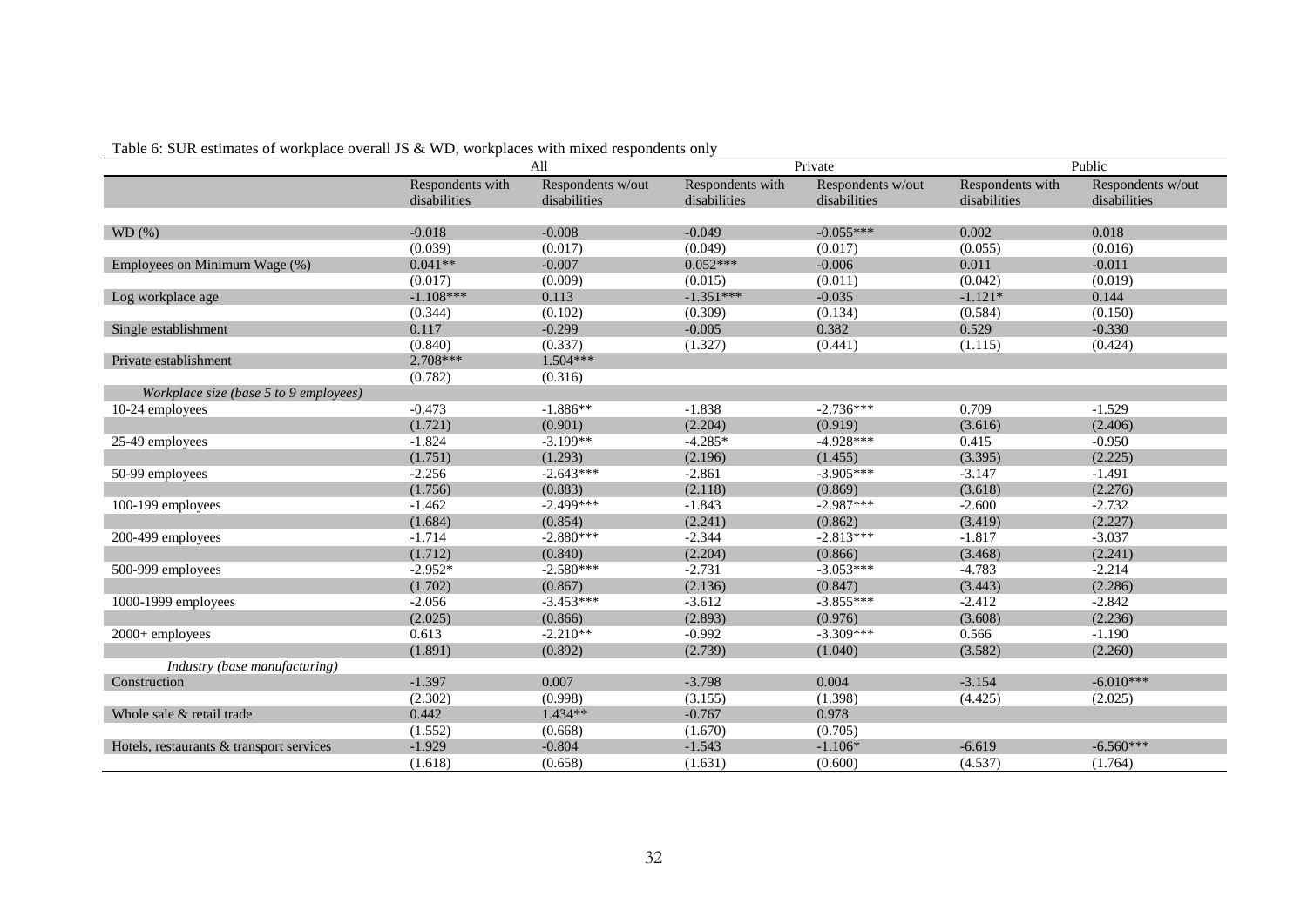Table 6: SUR estimates of workplace overall JS & WD, workplaces with mixed respondents only

| | All | | Private | | Public | |
|---|---|---|---|---|---|---|
| | Respondents with disabilities | Respondents w/out disabilities | Respondents with disabilities | Respondents w/out disabilities | Respondents with disabilities | Respondents w/out disabilities |
| WD (%) | -0.018 | -0.008 | -0.049 | -0.055*** | 0.002 | 0.018 |
| | (0.039) | (0.017) | (0.049) | (0.017) | (0.055) | (0.016) |
| Employees on Minimum Wage (%) | 0.041** | -0.007 | 0.052*** | -0.006 | 0.011 | -0.011 |
| | (0.017) | (0.009) | (0.015) | (0.011) | (0.042) | (0.019) |
| Log workplace age | -1.108*** | 0.113 | -1.351*** | -0.035 | -1.121* | 0.144 |
| | (0.344) | (0.102) | (0.309) | (0.134) | (0.584) | (0.150) |
| Single establishment | 0.117 | -0.299 | -0.005 | 0.382 | 0.529 | -0.330 |
| | (0.840) | (0.337) | (1.327) | (0.441) | (1.115) | (0.424) |
| Private establishment | 2.708*** | 1.504*** | | | | |
| | (0.782) | (0.316) | | | | |
| *Workplace size (base 5 to 9 employees)* | | | | | | |
| 10-24 employees | -0.473 | -1.886** | -1.838 | -2.736*** | 0.709 | -1.529 |
| | (1.721) | (0.901) | (2.204) | (0.919) | (3.616) | (2.406) |
| 25-49 employees | -1.824 | -3.199** | -4.285* | -4.928*** | 0.415 | -0.950 |
| | (1.751) | (1.293) | (2.196) | (1.455) | (3.395) | (2.225) |
| 50-99 employees | -2.256 | -2.643*** | -2.861 | -3.905*** | -3.147 | -1.491 |
| | (1.756) | (0.883) | (2.118) | (0.869) | (3.618) | (2.276) |
| 100-199 employees | -1.462 | -2.499*** | -1.843 | -2.987*** | -2.600 | -2.732 |
| | (1.684) | (0.854) | (2.241) | (0.862) | (3.419) | (2.227) |
| 200-499 employees | -1.714 | -2.880*** | -2.344 | -2.813*** | -1.817 | -3.037 |
| | (1.712) | (0.840) | (2.204) | (0.866) | (3.468) | (2.241) |
| 500-999 employees | -2.952* | -2.580*** | -2.731 | -3.053*** | -4.783 | -2.214 |
| | (1.702) | (0.867) | (2.136) | (0.847) | (3.443) | (2.286) |
| 1000-1999 employees | -2.056 | -3.453*** | -3.612 | -3.855*** | -2.412 | -2.842 |
| | (2.025) | (0.866) | (2.893) | (0.976) | (3.608) | (2.236) |
| 2000+ employees | 0.613 | -2.210** | -0.992 | -3.309*** | 0.566 | -1.190 |
| | (1.891) | (0.892) | (2.739) | (1.040) | (3.582) | (2.260) |
| *Industry (base manufacturing)* | | | | | | |
| Construction | -1.397 | 0.007 | -3.798 | 0.004 | -3.154 | -6.010*** |
| | (2.302) | (0.998) | (3.155) | (1.398) | (4.425) | (2.025) |
| Whole sale & retail trade | 0.442 | 1.434** | -0.767 | 0.978 | | |
| | (1.552) | (0.668) | (1.670) | (0.705) | | |
| Hotels, restaurants & transport services | -1.929 | -0.804 | -1.543 | -1.106* | -6.619 | -6.560*** |
| | (1.618) | (0.658) | (1.631) | (0.600) | (4.537) | (1.764) |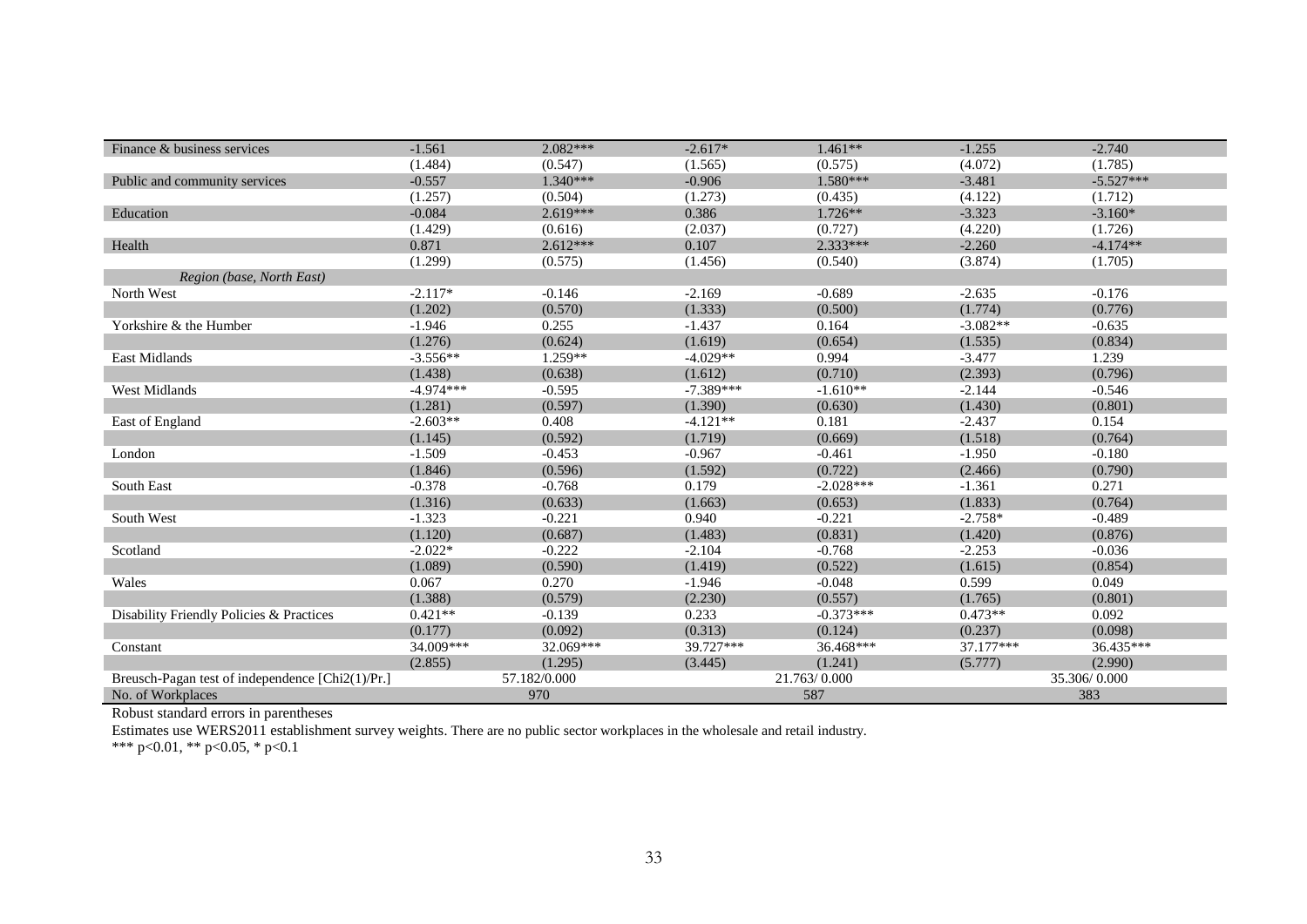| | | | | | | |
|---|---|---|---|---|---|---|
| Finance & business services | -1.561 | 2.082*** | -2.617* | 1.461** | -1.255 | -2.740 |
| | (1.484) | (0.547) | (1.565) | (0.575) | (4.072) | (1.785) |
| Public and community services | -0.557 | 1.340*** | -0.906 | 1.580*** | -3.481 | -5.527*** |
| | (1.257) | (0.504) | (1.273) | (0.435) | (4.122) | (1.712) |
| Education | -0.084 | 2.619*** | 0.386 | 1.726** | -3.323 | -3.160* |
| | (1.429) | (0.616) | (2.037) | (0.727) | (4.220) | (1.726) |
| Health | 0.871 | 2.612*** | 0.107 | 2.333*** | -2.260 | -4.174** |
| | (1.299) | (0.575) | (1.456) | (0.540) | (3.874) | (1.705) |
| *Region (base, North East)* | | | | | | |
| North West | -2.117* | -0.146 | -2.169 | -0.689 | -2.635 | -0.176 |
| | (1.202) | (0.570) | (1.333) | (0.500) | (1.774) | (0.776) |
| Yorkshire & the Humber | -1.946 | 0.255 | -1.437 | 0.164 | -3.082** | -0.635 |
| | (1.276) | (0.624) | (1.619) | (0.654) | (1.535) | (0.834) |
| East Midlands | -3.556** | 1.259** | -4.029** | 0.994 | -3.477 | 1.239 |
| | (1.438) | (0.638) | (1.612) | (0.710) | (2.393) | (0.796) |
| West Midlands | -4.974*** | -0.595 | -7.389*** | -1.610** | -2.144 | -0.546 |
| | (1.281) | (0.597) | (1.390) | (0.630) | (1.430) | (0.801) |
| East of England | -2.603** | 0.408 | -4.121** | 0.181 | -2.437 | 0.154 |
| | (1.145) | (0.592) | (1.719) | (0.669) | (1.518) | (0.764) |
| London | -1.509 | -0.453 | -0.967 | -0.461 | -1.950 | -0.180 |
| | (1.846) | (0.596) | (1.592) | (0.722) | (2.466) | (0.790) |
| South East | -0.378 | -0.768 | 0.179 | -2.028*** | -1.361 | 0.271 |
| | (1.316) | (0.633) | (1.663) | (0.653) | (1.833) | (0.764) |
| South West | -1.323 | -0.221 | 0.940 | -0.221 | -2.758* | -0.489 |
| | (1.120) | (0.687) | (1.483) | (0.831) | (1.420) | (0.876) |
| Scotland | -2.022* | -0.222 | -2.104 | -0.768 | -2.253 | -0.036 |
| | (1.089) | (0.590) | (1.419) | (0.522) | (1.615) | (0.854) |
| Wales | 0.067 | 0.270 | -1.946 | -0.048 | 0.599 | 0.049 |
| | (1.388) | (0.579) | (2.230) | (0.557) | (1.765) | (0.801) |
| Disability Friendly Policies & Practices | 0.421** | -0.139 | 0.233 | -0.373*** | 0.473** | 0.092 |
| | (0.177) | (0.092) | (0.313) | (0.124) | (0.237) | (0.098) |
| Constant | 34.009*** | 32.069*** | 39.727*** | 36.468*** | 37.177*** | 36.435*** |
| | (2.855) | (1.295) | (3.445) | (1.241) | (5.777) | (2.990) |
| Breusch-Pagan test of independence [Chi2(1)/Pr.] | 57.182/0.000 | | 21.763/ 0.000 | | 35.306/ 0.000 | |
| No. of Workplaces | 970 | | 587 | | 383 | |

Robust standard errors in parentheses

Estimates use WERS2011 establishment survey weights. There are no public sector workplaces in the wholesale and retail industry.

*** p<0.01, ** p<0.05, * p<0.1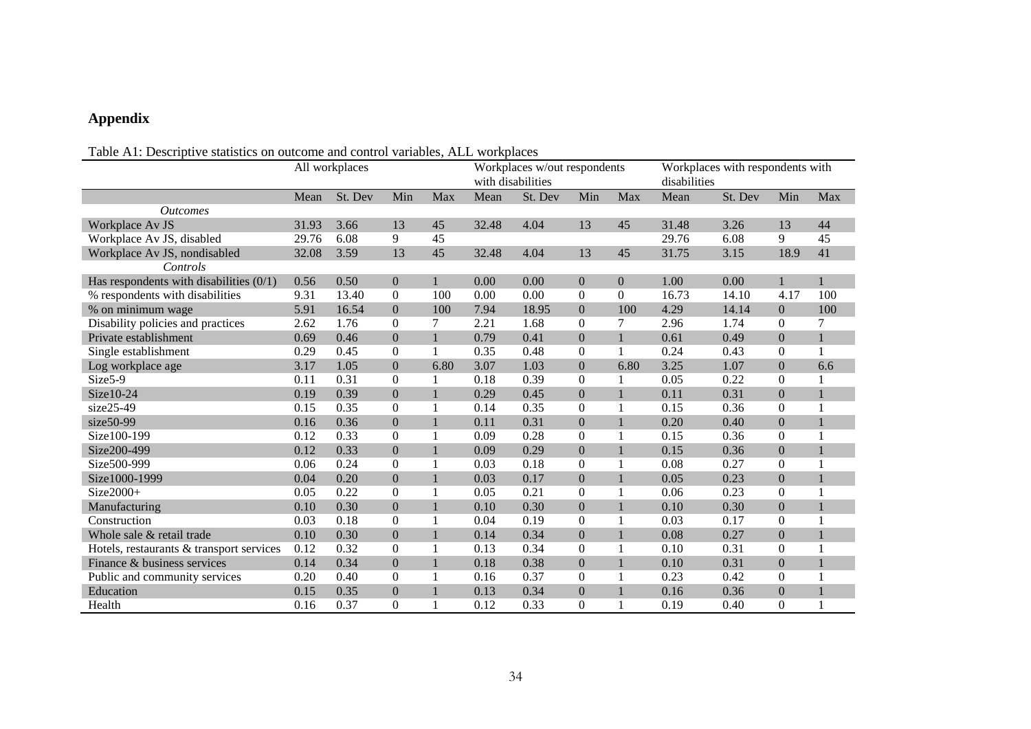# Appendix

Table A1: Descriptive statistics on outcome and control variables, ALL workplaces

| | All workplaces | | | | Workplaces w/out respondents with disabilities | | | | Workplaces with respondents with disabilities | | | |
|---|---|---|---|---|---|---|---|---|---|---|---|---|
| | Mean | St. Dev | Min | Max | Mean | St. Dev | Min | Max | Mean | St. Dev | Min | Max |
| *Outcomes* | | | | | | | | | | | | |
| Workplace Av JS | 31.93 | 3.66 | 13 | 45 | 32.48 | 4.04 | 13 | 45 | 31.48 | 3.26 | 13 | 44 |
| Workplace Av JS, disabled | 29.76 | 6.08 | 9 | 45 | | | | | 29.76 | 6.08 | 9 | 45 |
| Workplace Av JS, nondisabled | 32.08 | 3.59 | 13 | 45 | 32.48 | 4.04 | 13 | 45 | 31.75 | 3.15 | 18.9 | 41 |
| *Controls* | | | | | | | | | | | | |
| Has respondents with disabilities (0/1) | 0.56 | 0.50 | 0 | 1 | 0.00 | 0.00 | 0 | 0 | 1.00 | 0.00 | 1 | 1 |
| % respondents with disabilities | 9.31 | 13.40 | 0 | 100 | 0.00 | 0.00 | 0 | 0 | 16.73 | 14.10 | 4.17 | 100 |
| % on minimum wage | 5.91 | 16.54 | 0 | 100 | 7.94 | 18.95 | 0 | 100 | 4.29 | 14.14 | 0 | 100 |
| Disability policies and practices | 2.62 | 1.76 | 0 | 7 | 2.21 | 1.68 | 0 | 7 | 2.96 | 1.74 | 0 | 7 |
| Private establishment | 0.69 | 0.46 | 0 | 1 | 0.79 | 0.41 | 0 | 1 | 0.61 | 0.49 | 0 | 1 |
| Single establishment | 0.29 | 0.45 | 0 | 1 | 0.35 | 0.48 | 0 | 1 | 0.24 | 0.43 | 0 | 1 |
| Log workplace age | 3.17 | 1.05 | 0 | 6.80 | 3.07 | 1.03 | 0 | 6.80 | 3.25 | 1.07 | 0 | 6.6 |
| Size5-9 | 0.11 | 0.31 | 0 | 1 | 0.18 | 0.39 | 0 | 1 | 0.05 | 0.22 | 0 | 1 |
| Size10-24 | 0.19 | 0.39 | 0 | 1 | 0.29 | 0.45 | 0 | 1 | 0.11 | 0.31 | 0 | 1 |
| size25-49 | 0.15 | 0.35 | 0 | 1 | 0.14 | 0.35 | 0 | 1 | 0.15 | 0.36 | 0 | 1 |
| size50-99 | 0.16 | 0.36 | 0 | 1 | 0.11 | 0.31 | 0 | 1 | 0.20 | 0.40 | 0 | 1 |
| Size100-199 | 0.12 | 0.33 | 0 | 1 | 0.09 | 0.28 | 0 | 1 | 0.15 | 0.36 | 0 | 1 |
| Size200-499 | 0.12 | 0.33 | 0 | 1 | 0.09 | 0.29 | 0 | 1 | 0.15 | 0.36 | 0 | 1 |
| Size500-999 | 0.06 | 0.24 | 0 | 1 | 0.03 | 0.18 | 0 | 1 | 0.08 | 0.27 | 0 | 1 |
| Size1000-1999 | 0.04 | 0.20 | 0 | 1 | 0.03 | 0.17 | 0 | 1 | 0.05 | 0.23 | 0 | 1 |
| Size2000+ | 0.05 | 0.22 | 0 | 1 | 0.05 | 0.21 | 0 | 1 | 0.06 | 0.23 | 0 | 1 |
| Manufacturing | 0.10 | 0.30 | 0 | 1 | 0.10 | 0.30 | 0 | 1 | 0.10 | 0.30 | 0 | 1 |
| Construction | 0.03 | 0.18 | 0 | 1 | 0.04 | 0.19 | 0 | 1 | 0.03 | 0.17 | 0 | 1 |
| Whole sale & retail trade | 0.10 | 0.30 | 0 | 1 | 0.14 | 0.34 | 0 | 1 | 0.08 | 0.27 | 0 | 1 |
| Hotels, restaurants & transport services | 0.12 | 0.32 | 0 | 1 | 0.13 | 0.34 | 0 | 1 | 0.10 | 0.31 | 0 | 1 |
| Finance & business services | 0.14 | 0.34 | 0 | 1 | 0.18 | 0.38 | 0 | 1 | 0.10 | 0.31 | 0 | 1 |
| Public and community services | 0.20 | 0.40 | 0 | 1 | 0.16 | 0.37 | 0 | 1 | 0.23 | 0.42 | 0 | 1 |
| Education | 0.15 | 0.35 | 0 | 1 | 0.13 | 0.34 | 0 | 1 | 0.16 | 0.36 | 0 | 1 |
| Health | 0.16 | 0.37 | 0 | 1 | 0.12 | 0.33 | 0 | 1 | 0.19 | 0.40 | 0 | 1 |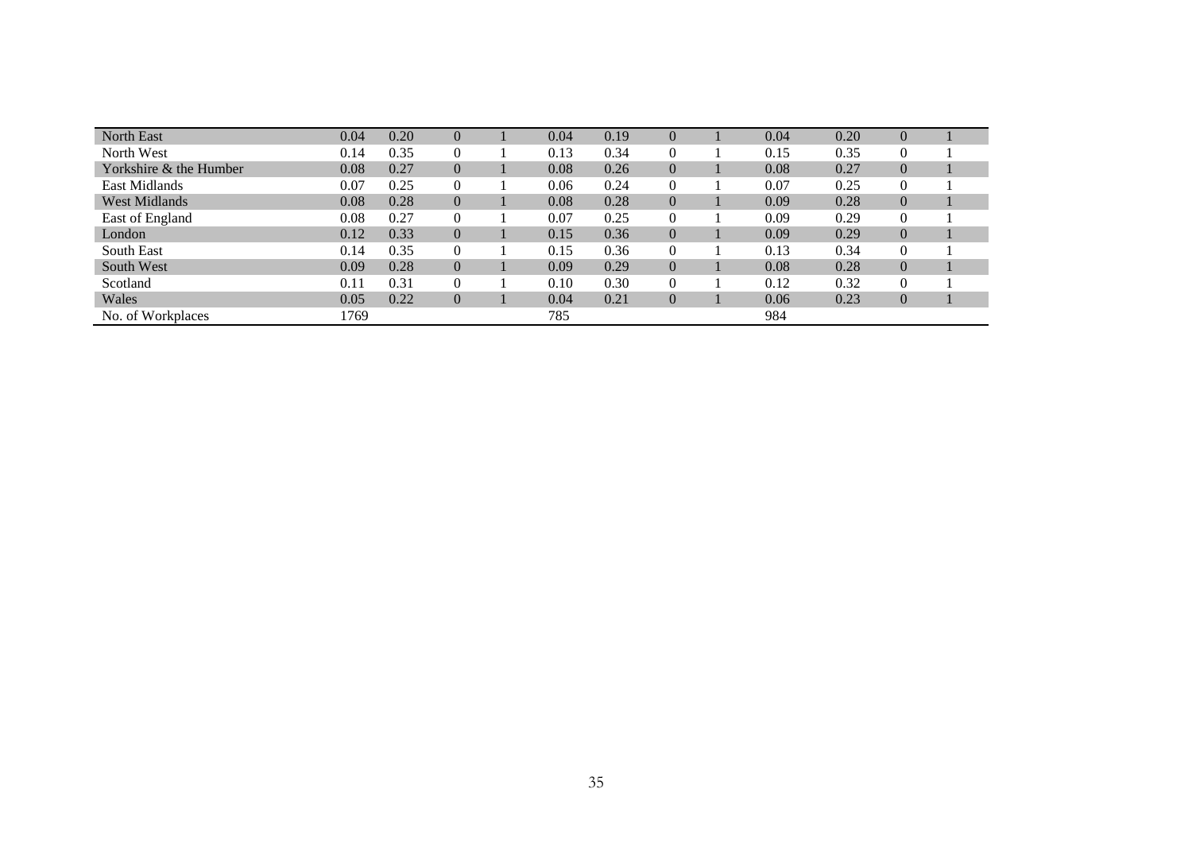| | | | | | | | | | | | | |
|---|---|---|---|---|---|---|---|---|---|---|---|---|
| North East | 0.04 | 0.20 | 0 | 1 | 0.04 | 0.19 | 0 | 1 | 0.04 | 0.20 | 0 | 1 |
| North West | 0.14 | 0.35 | 0 | 1 | 0.13 | 0.34 | 0 | 1 | 0.15 | 0.35 | 0 | 1 |
| Yorkshire & the Humber | 0.08 | 0.27 | 0 | 1 | 0.08 | 0.26 | 0 | 1 | 0.08 | 0.27 | 0 | 1 |
| East Midlands | 0.07 | 0.25 | 0 | 1 | 0.06 | 0.24 | 0 | 1 | 0.07 | 0.25 | 0 | 1 |
| West Midlands | 0.08 | 0.28 | 0 | 1 | 0.08 | 0.28 | 0 | 1 | 0.09 | 0.28 | 0 | 1 |
| East of England | 0.08 | 0.27 | 0 | 1 | 0.07 | 0.25 | 0 | 1 | 0.09 | 0.29 | 0 | 1 |
| London | 0.12 | 0.33 | 0 | 1 | 0.15 | 0.36 | 0 | 1 | 0.09 | 0.29 | 0 | 1 |
| South East | 0.14 | 0.35 | 0 | 1 | 0.15 | 0.36 | 0 | 1 | 0.13 | 0.34 | 0 | 1 |
| South West | 0.09 | 0.28 | 0 | 1 | 0.09 | 0.29 | 0 | 1 | 0.08 | 0.28 | 0 | 1 |
| Scotland | 0.11 | 0.31 | 0 | 1 | 0.10 | 0.30 | 0 | 1 | 0.12 | 0.32 | 0 | 1 |
| Wales | 0.05 | 0.22 | 0 | 1 | 0.04 | 0.21 | 0 | 1 | 0.06 | 0.23 | 0 | 1 |
| No. of Workplaces | 1769 | | | | 785 | | | | 984 | | | |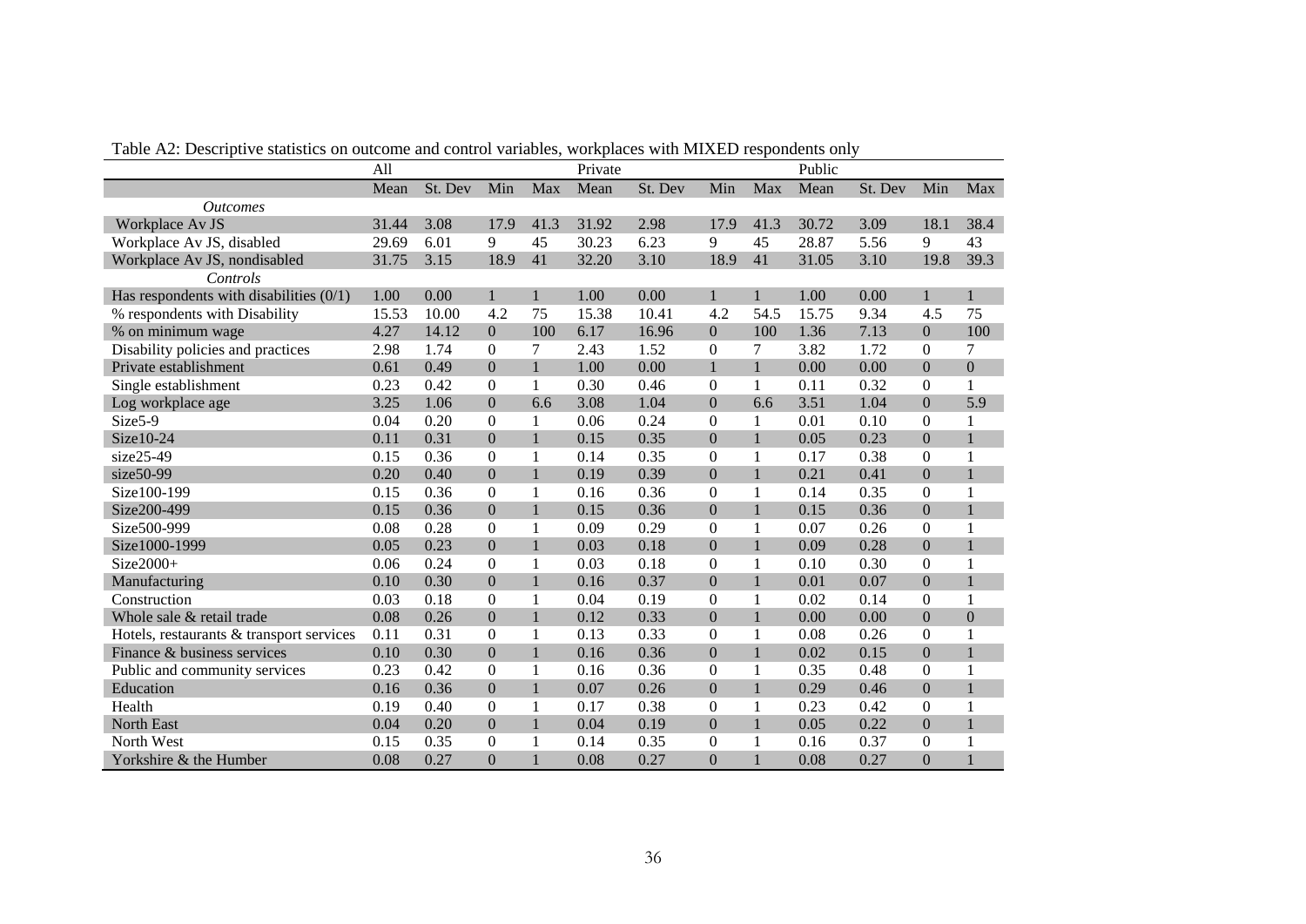Table A2: Descriptive statistics on outcome and control variables, workplaces with MIXED respondents only

| | All | | | | Private | | | | Public | | | |
|---|---|---|---|---|---|---|---|---|---|---|---|---|
| | Mean | St. Dev | Min | Max | Mean | St. Dev | Min | Max | Mean | St. Dev | Min | Max |
| *Outcomes* | | | | | | | | | | | | |
| Workplace Av JS | 31.44 | 3.08 | 17.9 | 41.3 | 31.92 | 2.98 | 17.9 | 41.3 | 30.72 | 3.09 | 18.1 | 38.4 |
| Workplace Av JS, disabled | 29.69 | 6.01 | 9 | 45 | 30.23 | 6.23 | 9 | 45 | 28.87 | 5.56 | 9 | 43 |
| Workplace Av JS, nondisabled | 31.75 | 3.15 | 18.9 | 41 | 32.20 | 3.10 | 18.9 | 41 | 31.05 | 3.10 | 19.8 | 39.3 |
| *Controls* | | | | | | | | | | | | |
| Has respondents with disabilities (0/1) | 1.00 | 0.00 | 1 | 1 | 1.00 | 0.00 | 1 | 1 | 1.00 | 0.00 | 1 | 1 |
| % respondents with Disability | 15.53 | 10.00 | 4.2 | 75 | 15.38 | 10.41 | 4.2 | 54.5 | 15.75 | 9.34 | 4.5 | 75 |
| % on minimum wage | 4.27 | 14.12 | 0 | 100 | 6.17 | 16.96 | 0 | 100 | 1.36 | 7.13 | 0 | 100 |
| Disability policies and practices | 2.98 | 1.74 | 0 | 7 | 2.43 | 1.52 | 0 | 7 | 3.82 | 1.72 | 0 | 7 |
| Private establishment | 0.61 | 0.49 | 0 | 1 | 1.00 | 0.00 | 1 | 1 | 0.00 | 0.00 | 0 | 0 |
| Single establishment | 0.23 | 0.42 | 0 | 1 | 0.30 | 0.46 | 0 | 1 | 0.11 | 0.32 | 0 | 1 |
| Log workplace age | 3.25 | 1.06 | 0 | 6.6 | 3.08 | 1.04 | 0 | 6.6 | 3.51 | 1.04 | 0 | 5.9 |
| Size5-9 | 0.04 | 0.20 | 0 | 1 | 0.06 | 0.24 | 0 | 1 | 0.01 | 0.10 | 0 | 1 |
| Size10-24 | 0.11 | 0.31 | 0 | 1 | 0.15 | 0.35 | 0 | 1 | 0.05 | 0.23 | 0 | 1 |
| size25-49 | 0.15 | 0.36 | 0 | 1 | 0.14 | 0.35 | 0 | 1 | 0.17 | 0.38 | 0 | 1 |
| size50-99 | 0.20 | 0.40 | 0 | 1 | 0.19 | 0.39 | 0 | 1 | 0.21 | 0.41 | 0 | 1 |
| Size100-199 | 0.15 | 0.36 | 0 | 1 | 0.16 | 0.36 | 0 | 1 | 0.14 | 0.35 | 0 | 1 |
| Size200-499 | 0.15 | 0.36 | 0 | 1 | 0.15 | 0.36 | 0 | 1 | 0.15 | 0.36 | 0 | 1 |
| Size500-999 | 0.08 | 0.28 | 0 | 1 | 0.09 | 0.29 | 0 | 1 | 0.07 | 0.26 | 0 | 1 |
| Size1000-1999 | 0.05 | 0.23 | 0 | 1 | 0.03 | 0.18 | 0 | 1 | 0.09 | 0.28 | 0 | 1 |
| Size2000+ | 0.06 | 0.24 | 0 | 1 | 0.03 | 0.18 | 0 | 1 | 0.10 | 0.30 | 0 | 1 |
| Manufacturing | 0.10 | 0.30 | 0 | 1 | 0.16 | 0.37 | 0 | 1 | 0.01 | 0.07 | 0 | 1 |
| Construction | 0.03 | 0.18 | 0 | 1 | 0.04 | 0.19 | 0 | 1 | 0.02 | 0.14 | 0 | 1 |
| Whole sale & retail trade | 0.08 | 0.26 | 0 | 1 | 0.12 | 0.33 | 0 | 1 | 0.00 | 0.00 | 0 | 0 |
| Hotels, restaurants & transport services | 0.11 | 0.31 | 0 | 1 | 0.13 | 0.33 | 0 | 1 | 0.08 | 0.26 | 0 | 1 |
| Finance & business services | 0.10 | 0.30 | 0 | 1 | 0.16 | 0.36 | 0 | 1 | 0.02 | 0.15 | 0 | 1 |
| Public and community services | 0.23 | 0.42 | 0 | 1 | 0.16 | 0.36 | 0 | 1 | 0.35 | 0.48 | 0 | 1 |
| Education | 0.16 | 0.36 | 0 | 1 | 0.07 | 0.26 | 0 | 1 | 0.29 | 0.46 | 0 | 1 |
| Health | 0.19 | 0.40 | 0 | 1 | 0.17 | 0.38 | 0 | 1 | 0.23 | 0.42 | 0 | 1 |
| North East | 0.04 | 0.20 | 0 | 1 | 0.04 | 0.19 | 0 | 1 | 0.05 | 0.22 | 0 | 1 |
| North West | 0.15 | 0.35 | 0 | 1 | 0.14 | 0.35 | 0 | 1 | 0.16 | 0.37 | 0 | 1 |
| Yorkshire & the Humber | 0.08 | 0.27 | 0 | 1 | 0.08 | 0.27 | 0 | 1 | 0.08 | 0.27 | 0 | 1 |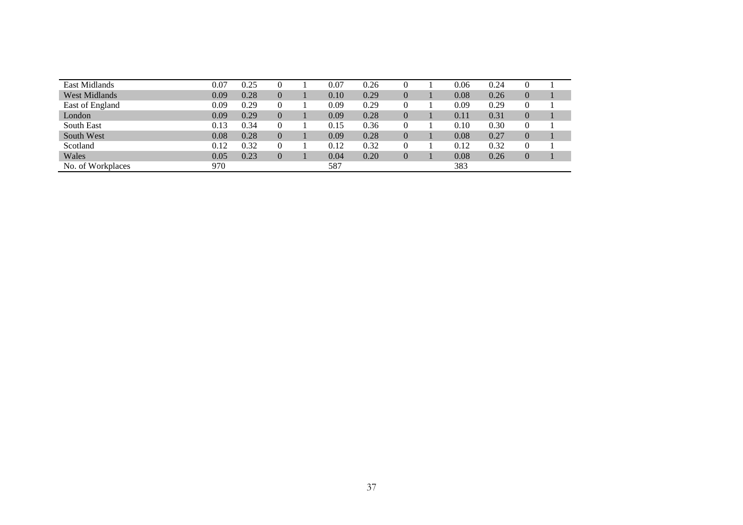| | | | | | | | | | | | | |
|---|---|---|---|---|---|---|---|---|---|---|---|---|
| East Midlands | 0.07 | 0.25 | 0 | 1 | 0.07 | 0.26 | 0 | 1 | 0.06 | 0.24 | 0 | 1 |
| West Midlands | 0.09 | 0.28 | 0 | 1 | 0.10 | 0.29 | 0 | 1 | 0.08 | 0.26 | 0 | 1 |
| East of England | 0.09 | 0.29 | 0 | 1 | 0.09 | 0.29 | 0 | 1 | 0.09 | 0.29 | 0 | 1 |
| London | 0.09 | 0.29 | 0 | 1 | 0.09 | 0.28 | 0 | 1 | 0.11 | 0.31 | 0 | 1 |
| South East | 0.13 | 0.34 | 0 | 1 | 0.15 | 0.36 | 0 | 1 | 0.10 | 0.30 | 0 | 1 |
| South West | 0.08 | 0.28 | 0 | 1 | 0.09 | 0.28 | 0 | 1 | 0.08 | 0.27 | 0 | 1 |
| Scotland | 0.12 | 0.32 | 0 | 1 | 0.12 | 0.32 | 0 | 1 | 0.12 | 0.32 | 0 | 1 |
| Wales | 0.05 | 0.23 | 0 | 1 | 0.04 | 0.20 | 0 | 1 | 0.08 | 0.26 | 0 | 1 |
| No. of Workplaces | 970 | | | | 587 | | | | 383 | | | |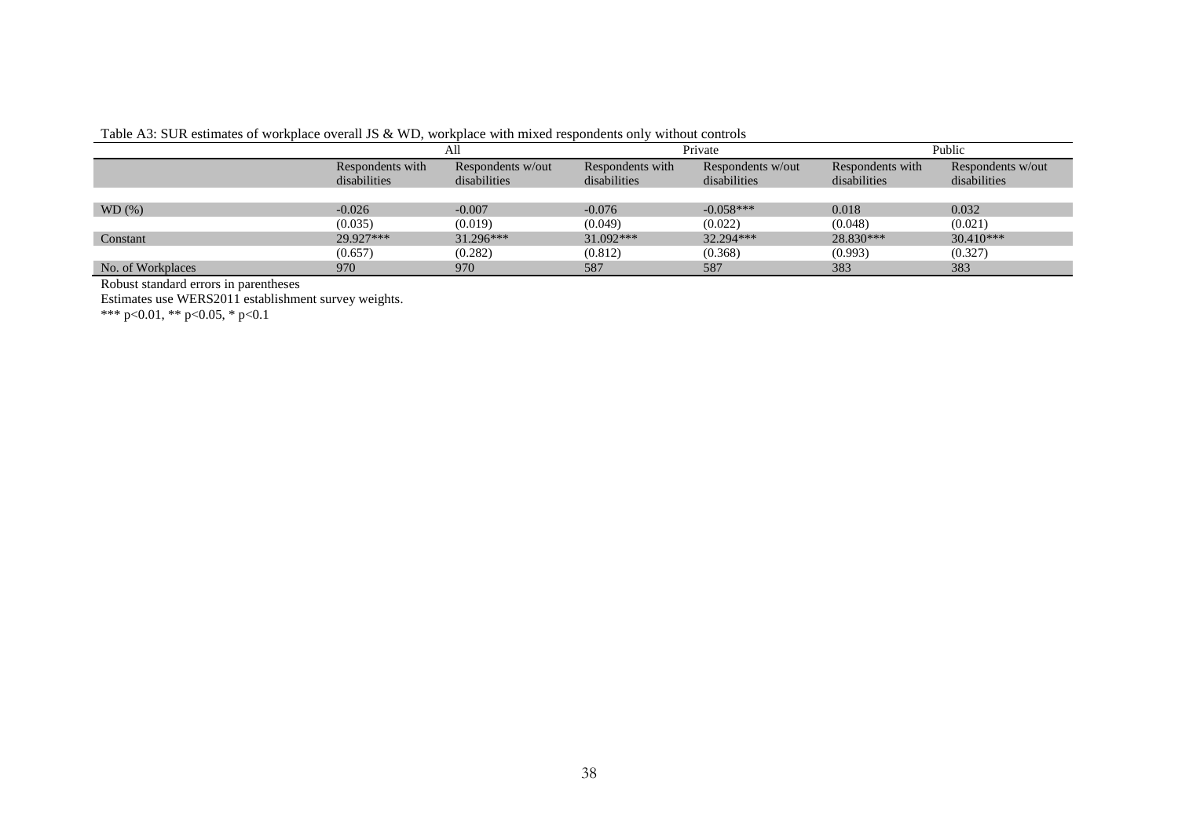Table A3: SUR estimates of workplace overall JS & WD, workplace with mixed respondents only without controls

| | All | | Private | | Public | |
|---|---|---|---|---|---|---|
| | Respondents with disabilities | Respondents w/out disabilities | Respondents with disabilities | Respondents w/out disabilities | Respondents with disabilities | Respondents w/out disabilities |
| WD (%) | -0.026 | -0.007 | -0.076 | -0.058*** | 0.018 | 0.032 |
| | (0.035) | (0.019) | (0.049) | (0.022) | (0.048) | (0.021) |
| Constant | 29.927*** | 31.296*** | 31.092*** | 32.294*** | 28.830*** | 30.410*** |
| | (0.657) | (0.282) | (0.812) | (0.368) | (0.993) | (0.327) |
| No. of Workplaces | 970 | 970 | 587 | 587 | 383 | 383 |

Robust standard errors in parentheses

Estimates use WERS2011 establishment survey weights.

*** p<0.01, ** p<0.05, * p<0.1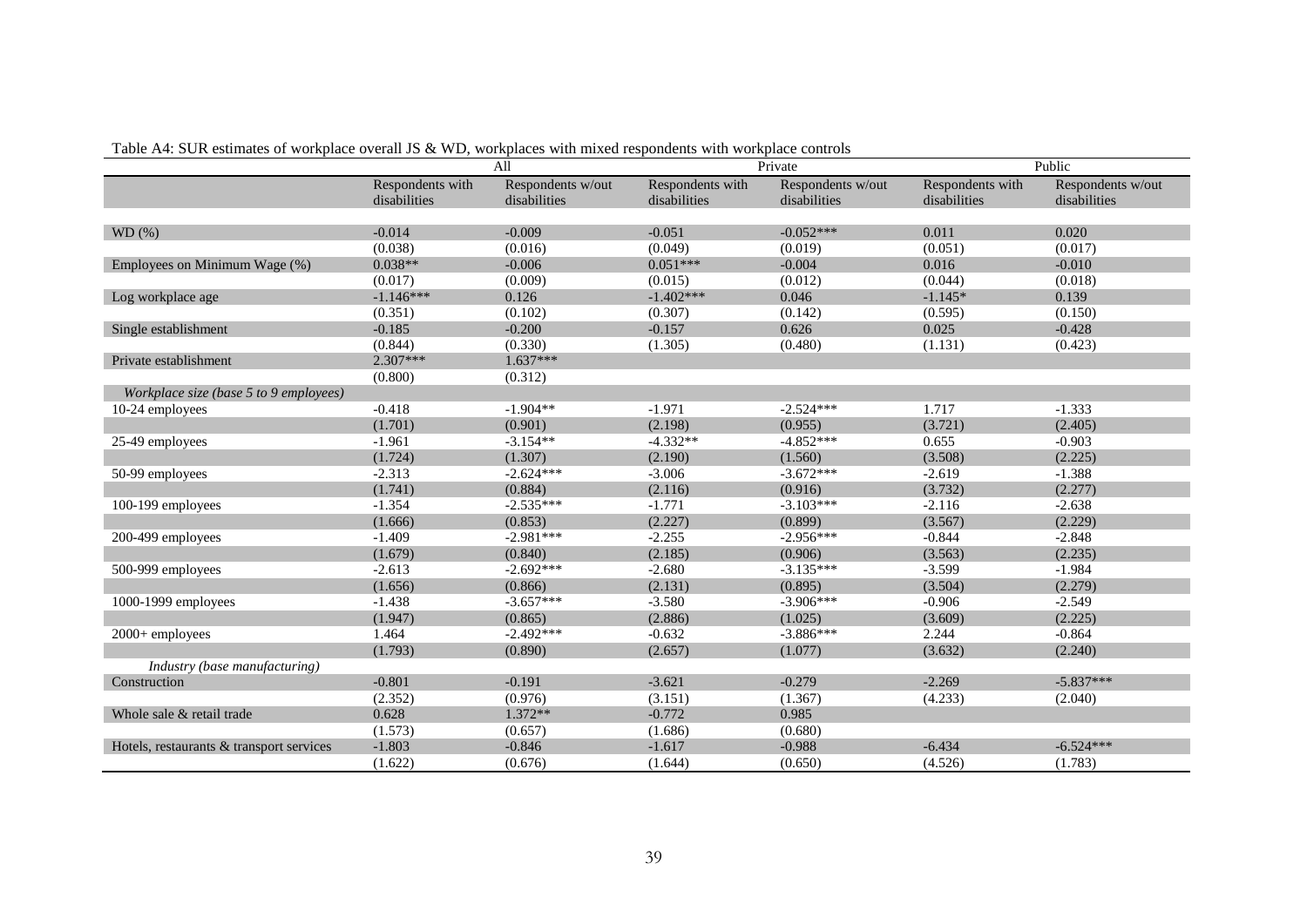Table A4: SUR estimates of workplace overall JS & WD, workplaces with mixed respondents with workplace controls

| | All | | Private | | Public | |
|---|---|---|---|---|---|---|
| | Respondents with disabilities | Respondents w/out disabilities | Respondents with disabilities | Respondents w/out disabilities | Respondents with disabilities | Respondents w/out disabilities |
| WD (%) | -0.014 | -0.009 | -0.051 | -0.052*** | 0.011 | 0.020 |
| | (0.038) | (0.016) | (0.049) | (0.019) | (0.051) | (0.017) |
| Employees on Minimum Wage (%) | 0.038** | -0.006 | 0.051*** | -0.004 | 0.016 | -0.010 |
| | (0.017) | (0.009) | (0.015) | (0.012) | (0.044) | (0.018) |
| Log workplace age | -1.146*** | 0.126 | -1.402*** | 0.046 | -1.145* | 0.139 |
| | (0.351) | (0.102) | (0.307) | (0.142) | (0.595) | (0.150) |
| Single establishment | -0.185 | -0.200 | -0.157 | 0.626 | 0.025 | -0.428 |
| | (0.844) | (0.330) | (1.305) | (0.480) | (1.131) | (0.423) |
| Private establishment | 2.307*** | 1.637*** | | | | |
| | (0.800) | (0.312) | | | | |
| *Workplace size (base 5 to 9 employees)* | | | | | | |
| 10-24 employees | -0.418 | -1.904** | -1.971 | -2.524*** | 1.717 | -1.333 |
| | (1.701) | (0.901) | (2.198) | (0.955) | (3.721) | (2.405) |
| 25-49 employees | -1.961 | -3.154** | -4.332** | -4.852*** | 0.655 | -0.903 |
| | (1.724) | (1.307) | (2.190) | (1.560) | (3.508) | (2.225) |
| 50-99 employees | -2.313 | -2.624*** | -3.006 | -3.672*** | -2.619 | -1.388 |
| | (1.741) | (0.884) | (2.116) | (0.916) | (3.732) | (2.277) |
| 100-199 employees | -1.354 | -2.535*** | -1.771 | -3.103*** | -2.116 | -2.638 |
| | (1.666) | (0.853) | (2.227) | (0.899) | (3.567) | (2.229) |
| 200-499 employees | -1.409 | -2.981*** | -2.255 | -2.956*** | -0.844 | -2.848 |
| | (1.679) | (0.840) | (2.185) | (0.906) | (3.563) | (2.235) |
| 500-999 employees | -2.613 | -2.692*** | -2.680 | -3.135*** | -3.599 | -1.984 |
| | (1.656) | (0.866) | (2.131) | (0.895) | (3.504) | (2.279) |
| 1000-1999 employees | -1.438 | -3.657*** | -3.580 | -3.906*** | -0.906 | -2.549 |
| | (1.947) | (0.865) | (2.886) | (1.025) | (3.609) | (2.225) |
| 2000+ employees | 1.464 | -2.492*** | -0.632 | -3.886*** | 2.244 | -0.864 |
| | (1.793) | (0.890) | (2.657) | (1.077) | (3.632) | (2.240) |
| *Industry (base manufacturing)* | | | | | | |
| Construction | -0.801 | -0.191 | -3.621 | -0.279 | -2.269 | -5.837*** |
| | (2.352) | (0.976) | (3.151) | (1.367) | (4.233) | (2.040) |
| Whole sale & retail trade | 0.628 | 1.372** | -0.772 | 0.985 | | |
| | (1.573) | (0.657) | (1.686) | (0.680) | | |
| Hotels, restaurants & transport services | -1.803 | -0.846 | -1.617 | -0.988 | -6.434 | -6.524*** |
| | (1.622) | (0.676) | (1.644) | (0.650) | (4.526) | (1.783) |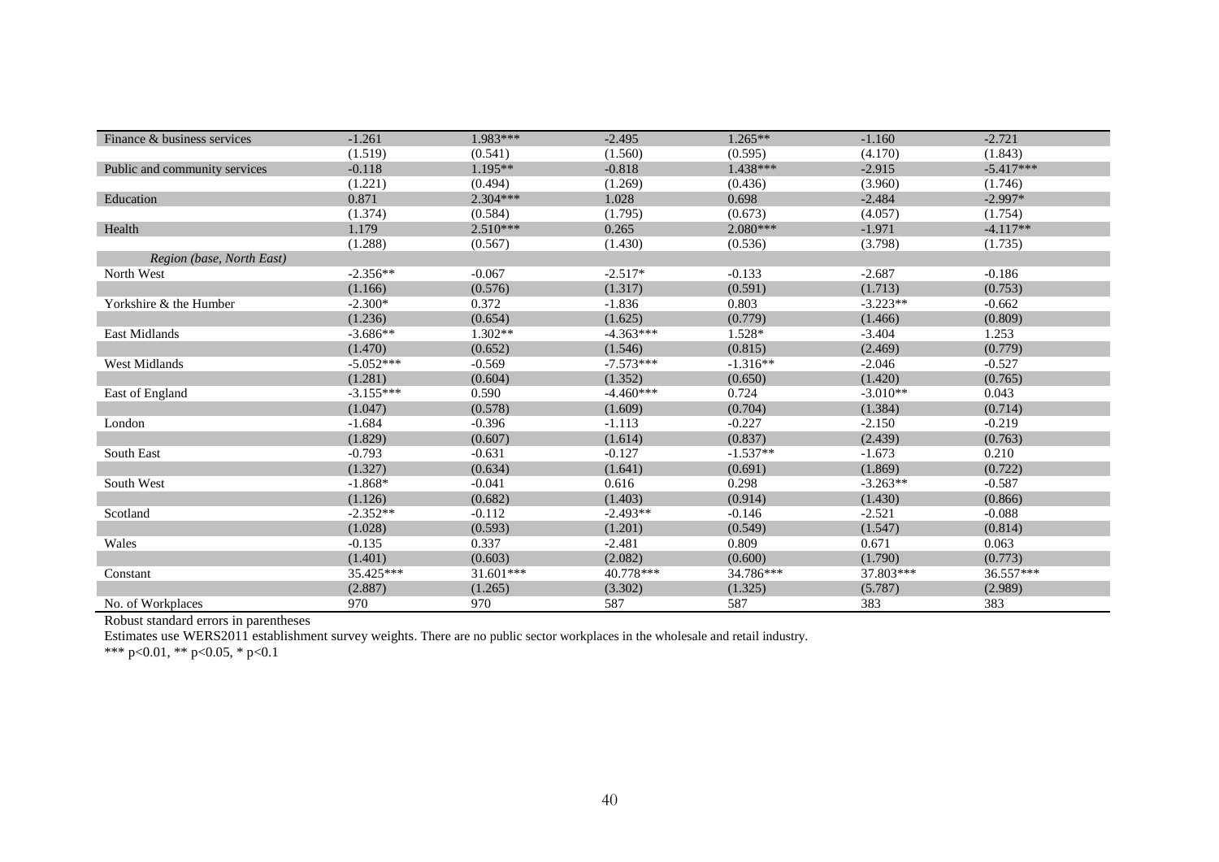| | | | | | | |
|---|---|---|---|---|---|---|
| Finance & business services | -1.261 | 1.983*** | -2.495 | 1.265** | -1.160 | -2.721 |
| | (1.519) | (0.541) | (1.560) | (0.595) | (4.170) | (1.843) |
| Public and community services | -0.118 | 1.195** | -0.818 | 1.438*** | -2.915 | -5.417*** |
| | (1.221) | (0.494) | (1.269) | (0.436) | (3.960) | (1.746) |
| Education | 0.871 | 2.304*** | 1.028 | 0.698 | -2.484 | -2.997* |
| | (1.374) | (0.584) | (1.795) | (0.673) | (4.057) | (1.754) |
| Health | 1.179 | 2.510*** | 0.265 | 2.080*** | -1.971 | -4.117** |
| | (1.288) | (0.567) | (1.430) | (0.536) | (3.798) | (1.735) |
| *Region (base, North East)* | | | | | | |
| North West | -2.356** | -0.067 | -2.517* | -0.133 | -2.687 | -0.186 |
| | (1.166) | (0.576) | (1.317) | (0.591) | (1.713) | (0.753) |
| Yorkshire & the Humber | -2.300* | 0.372 | -1.836 | 0.803 | -3.223** | -0.662 |
| | (1.236) | (0.654) | (1.625) | (0.779) | (1.466) | (0.809) |
| East Midlands | -3.686** | 1.302** | -4.363*** | 1.528* | -3.404 | 1.253 |
| | (1.470) | (0.652) | (1.546) | (0.815) | (2.469) | (0.779) |
| West Midlands | -5.052*** | -0.569 | -7.573*** | -1.316** | -2.046 | -0.527 |
| | (1.281) | (0.604) | (1.352) | (0.650) | (1.420) | (0.765) |
| East of England | -3.155*** | 0.590 | -4.460*** | 0.724 | -3.010** | 0.043 |
| | (1.047) | (0.578) | (1.609) | (0.704) | (1.384) | (0.714) |
| London | -1.684 | -0.396 | -1.113 | -0.227 | -2.150 | -0.219 |
| | (1.829) | (0.607) | (1.614) | (0.837) | (2.439) | (0.763) |
| South East | -0.793 | -0.631 | -0.127 | -1.537** | -1.673 | 0.210 |
| | (1.327) | (0.634) | (1.641) | (0.691) | (1.869) | (0.722) |
| South West | -1.868* | -0.041 | 0.616 | 0.298 | -3.263** | -0.587 |
| | (1.126) | (0.682) | (1.403) | (0.914) | (1.430) | (0.866) |
| Scotland | -2.352** | -0.112 | -2.493** | -0.146 | -2.521 | -0.088 |
| | (1.028) | (0.593) | (1.201) | (0.549) | (1.547) | (0.814) |
| Wales | -0.135 | 0.337 | -2.481 | 0.809 | 0.671 | 0.063 |
| | (1.401) | (0.603) | (2.082) | (0.600) | (1.790) | (0.773) |
| Constant | 35.425*** | 31.601*** | 40.778*** | 34.786*** | 37.803*** | 36.557*** |
| | (2.887) | (1.265) | (3.302) | (1.325) | (5.787) | (2.989) |
| No. of Workplaces | 970 | 970 | 587 | 587 | 383 | 383 |

Robust standard errors in parentheses

Estimates use WERS2011 establishment survey weights. There are no public sector workplaces in the wholesale and retail industry.

*** p<0.01, ** p<0.05, * p<0.1